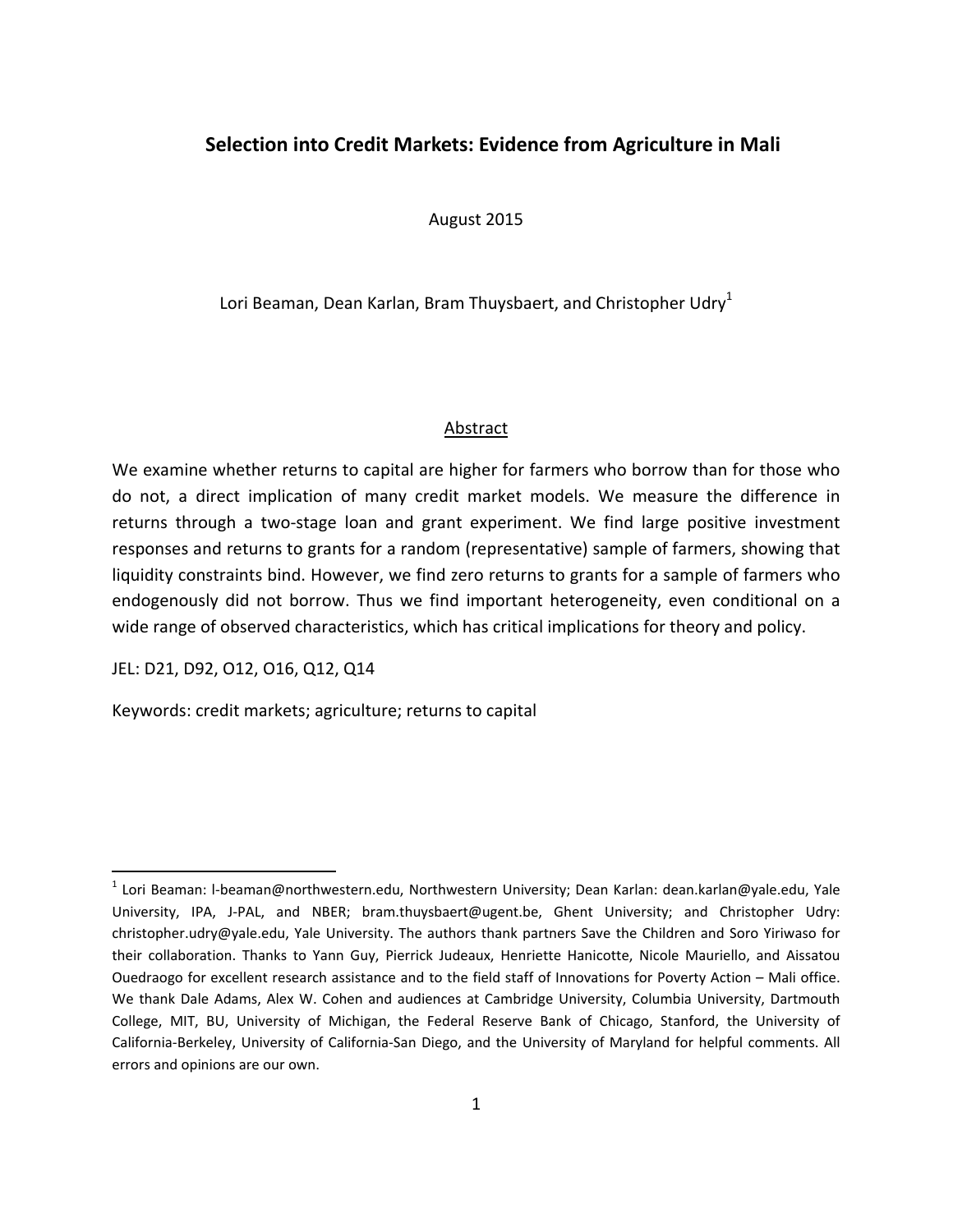# Selection into Credit Markets: Evidence from Agriculture in Mali

August 2015

Lori Beaman, Dean Karlan, Bram Thuysbaert, and Christopher Udry[1]

## Abstract

We examine whether returns to capital are higher for farmers who borrow than for those who do not, a direct implication of many credit market models. We measure the difference in returns through a two-stage loan and grant experiment. We find large positive investment responses and returns to grants for a random (representative) sample of farmers, showing that liquidity constraints bind. However, we find zero returns to grants for a sample of farmers who endogenously did not borrow. Thus we find important heterogeneity, even conditional on a wide range of observed characteristics, which has critical implications for theory and policy.

JEL: D21, D92, O12, O16, Q12, Q14

Keywords: credit markets; agriculture; returns to capital

---

[1] Lori Beaman: l-beaman@northwestern.edu, Northwestern University; Dean Karlan: dean.karlan@yale.edu, Yale University, IPA, J-PAL, and NBER; bram.thuysbaert@ugent.be, Ghent University; and Christopher Udry: christopher.udry@yale.edu, Yale University. The authors thank partners Save the Children and Soro Yiriwaso for their collaboration. Thanks to Yann Guy, Pierrick Judeaux, Henriette Hanicotte, Nicole Mauriello, and Aissatou Ouedraogo for excellent research assistance and to the field staff of Innovations for Poverty Action – Mali office. We thank Dale Adams, Alex W. Cohen and audiences at Cambridge University, Columbia University, Dartmouth College, MIT, BU, University of Michigan, the Federal Reserve Bank of Chicago, Stanford, the University of California-Berkeley, University of California-San Diego, and the University of Maryland for helpful comments. All errors and opinions are our own.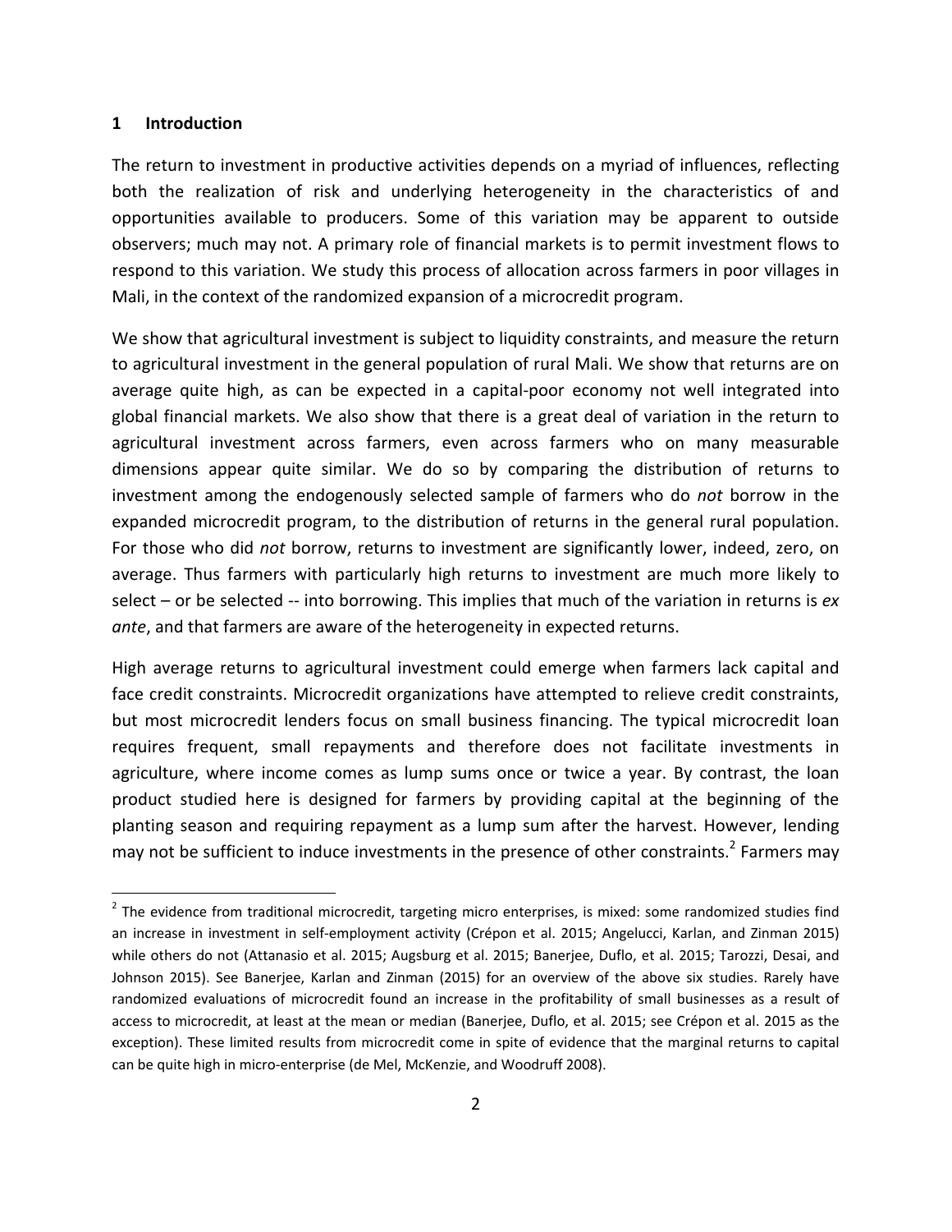## 1 Introduction

The return to investment in productive activities depends on a myriad of influences, reflecting both the realization of risk and underlying heterogeneity in the characteristics of and opportunities available to producers. Some of this variation may be apparent to outside observers; much may not. A primary role of financial markets is to permit investment flows to respond to this variation. We study this process of allocation across farmers in poor villages in Mali, in the context of the randomized expansion of a microcredit program.

We show that agricultural investment is subject to liquidity constraints, and measure the return to agricultural investment in the general population of rural Mali. We show that returns are on average quite high, as can be expected in a capital-poor economy not well integrated into global financial markets. We also show that there is a great deal of variation in the return to agricultural investment across farmers, even across farmers who on many measurable dimensions appear quite similar. We do so by comparing the distribution of returns to investment among the endogenously selected sample of farmers who do *not* borrow in the expanded microcredit program, to the distribution of returns in the general rural population. For those who did *not* borrow, returns to investment are significantly lower, indeed, zero, on average. Thus farmers with particularly high returns to investment are much more likely to select – or be selected -- into borrowing. This implies that much of the variation in returns is *ex ante*, and that farmers are aware of the heterogeneity in expected returns.

High average returns to agricultural investment could emerge when farmers lack capital and face credit constraints. Microcredit organizations have attempted to relieve credit constraints, but most microcredit lenders focus on small business financing. The typical microcredit loan requires frequent, small repayments and therefore does not facilitate investments in agriculture, where income comes as lump sums once or twice a year. By contrast, the loan product studied here is designed for farmers by providing capital at the beginning of the planting season and requiring repayment as a lump sum after the harvest. However, lending may not be sufficient to induce investments in the presence of other constraints.[2] Farmers may

[2] The evidence from traditional microcredit, targeting micro enterprises, is mixed: some randomized studies find an increase in investment in self-employment activity (Crépon et al. 2015; Angelucci, Karlan, and Zinman 2015) while others do not (Attanasio et al. 2015; Augsburg et al. 2015; Banerjee, Duflo, et al. 2015; Tarozzi, Desai, and Johnson 2015). See Banerjee, Karlan and Zinman (2015) for an overview of the above six studies. Rarely have randomized evaluations of microcredit found an increase in the profitability of small businesses as a result of access to microcredit, at least at the mean or median (Banerjee, Duflo, et al. 2015; see Crépon et al. 2015 as the exception). These limited results from microcredit come in spite of evidence that the marginal returns to capital can be quite high in micro-enterprise (de Mel, McKenzie, and Woodruff 2008).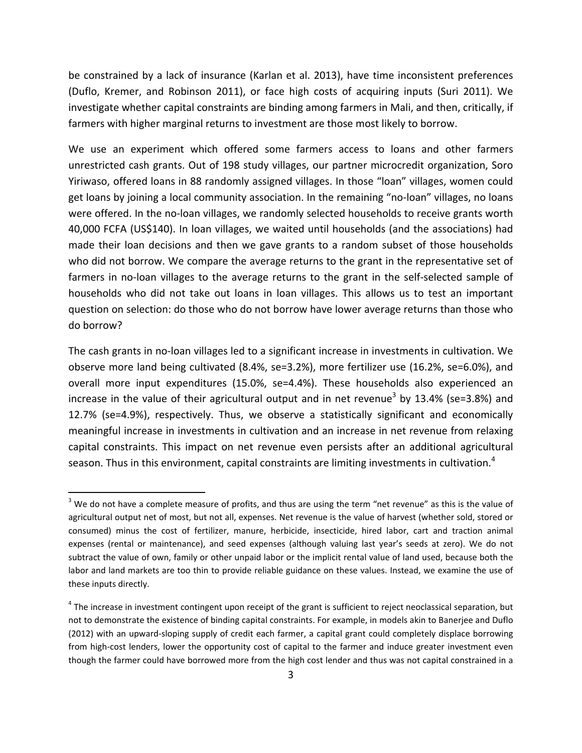be constrained by a lack of insurance (Karlan et al. 2013), have time inconsistent preferences (Duflo, Kremer, and Robinson 2011), or face high costs of acquiring inputs (Suri 2011). We investigate whether capital constraints are binding among farmers in Mali, and then, critically, if farmers with higher marginal returns to investment are those most likely to borrow.

We use an experiment which offered some farmers access to loans and other farmers unrestricted cash grants. Out of 198 study villages, our partner microcredit organization, Soro Yiriwaso, offered loans in 88 randomly assigned villages. In those "loan" villages, women could get loans by joining a local community association. In the remaining "no-loan" villages, no loans were offered. In the no-loan villages, we randomly selected households to receive grants worth 40,000 FCFA (US$140). In loan villages, we waited until households (and the associations) had made their loan decisions and then we gave grants to a random subset of those households who did not borrow. We compare the average returns to the grant in the representative set of farmers in no-loan villages to the average returns to the grant in the self-selected sample of households who did not take out loans in loan villages. This allows us to test an important question on selection: do those who do not borrow have lower average returns than those who do borrow?

The cash grants in no-loan villages led to a significant increase in investments in cultivation. We observe more land being cultivated (8.4%, se=3.2%), more fertilizer use (16.2%, se=6.0%), and overall more input expenditures (15.0%, se=4.4%). These households also experienced an increase in the value of their agricultural output and in net revenue[3] by 13.4% (se=3.8%) and 12.7% (se=4.9%), respectively. Thus, we observe a statistically significant and economically meaningful increase in investments in cultivation and an increase in net revenue from relaxing capital constraints. This impact on net revenue even persists after an additional agricultural season. Thus in this environment, capital constraints are limiting investments in cultivation.[4]

[3] We do not have a complete measure of profits, and thus are using the term "net revenue" as this is the value of agricultural output net of most, but not all, expenses. Net revenue is the value of harvest (whether sold, stored or consumed) minus the cost of fertilizer, manure, herbicide, insecticide, hired labor, cart and traction animal expenses (rental or maintenance), and seed expenses (although valuing last year's seeds at zero). We do not subtract the value of own, family or other unpaid labor or the implicit rental value of land used, because both the labor and land markets are too thin to provide reliable guidance on these values. Instead, we examine the use of these inputs directly.

[4] The increase in investment contingent upon receipt of the grant is sufficient to reject neoclassical separation, but not to demonstrate the existence of binding capital constraints. For example, in models akin to Banerjee and Duflo (2012) with an upward-sloping supply of credit each farmer, a capital grant could completely displace borrowing from high-cost lenders, lower the opportunity cost of capital to the farmer and induce greater investment even though the farmer could have borrowed more from the high cost lender and thus was not capital constrained in a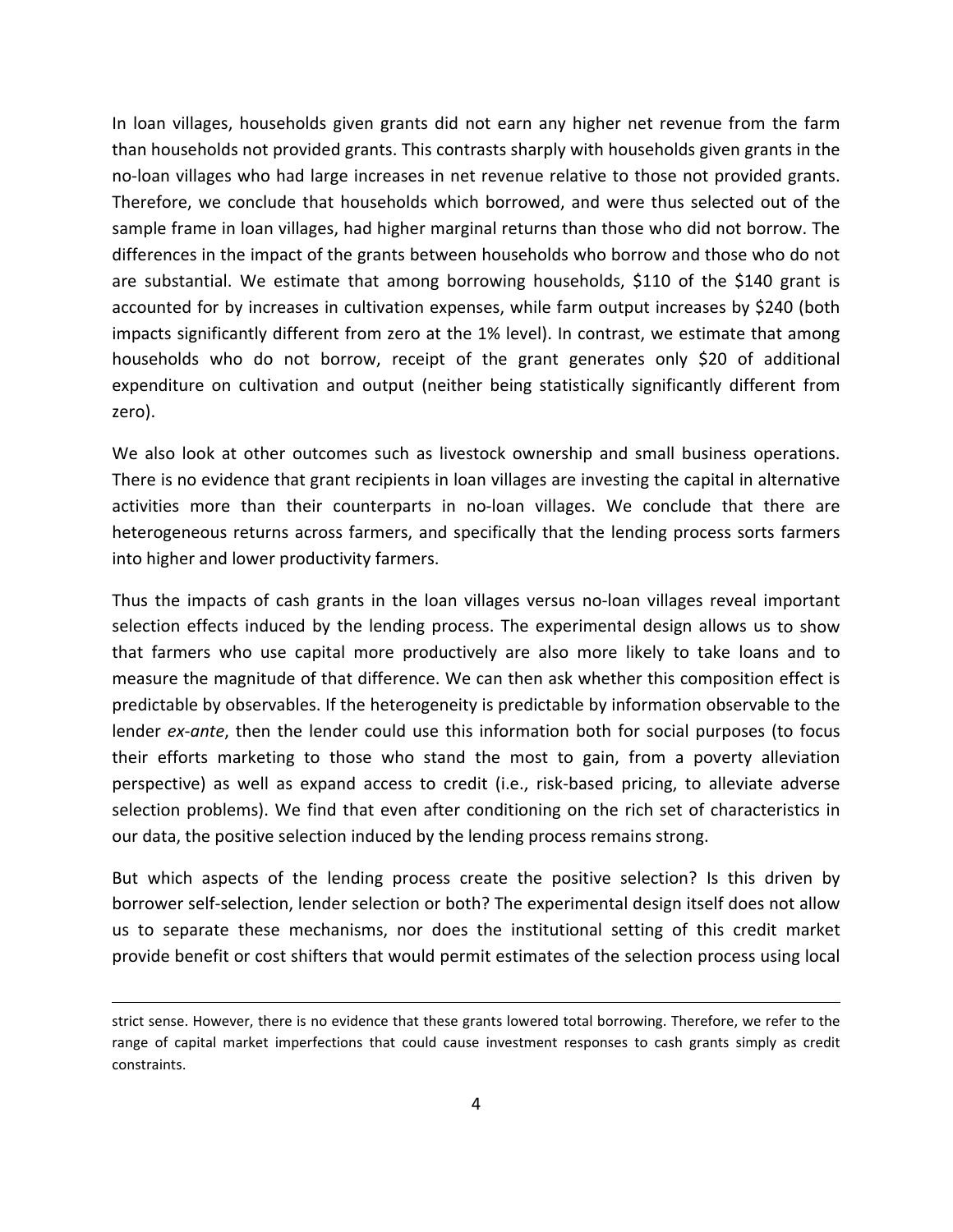In loan villages, households given grants did not earn any higher net revenue from the farm than households not provided grants. This contrasts sharply with households given grants in the no-loan villages who had large increases in net revenue relative to those not provided grants. Therefore, we conclude that households which borrowed, and were thus selected out of the sample frame in loan villages, had higher marginal returns than those who did not borrow. The differences in the impact of the grants between households who borrow and those who do not are substantial. We estimate that among borrowing households, $110 of the $140 grant is accounted for by increases in cultivation expenses, while farm output increases by $240 (both impacts significantly different from zero at the 1% level). In contrast, we estimate that among households who do not borrow, receipt of the grant generates only $20 of additional expenditure on cultivation and output (neither being statistically significantly different from zero).

We also look at other outcomes such as livestock ownership and small business operations. There is no evidence that grant recipients in loan villages are investing the capital in alternative activities more than their counterparts in no-loan villages. We conclude that there are heterogeneous returns across farmers, and specifically that the lending process sorts farmers into higher and lower productivity farmers.

Thus the impacts of cash grants in the loan villages versus no-loan villages reveal important selection effects induced by the lending process. The experimental design allows us to show that farmers who use capital more productively are also more likely to take loans and to measure the magnitude of that difference. We can then ask whether this composition effect is predictable by observables. If the heterogeneity is predictable by information observable to the lender *ex-ante*, then the lender could use this information both for social purposes (to focus their efforts marketing to those who stand the most to gain, from a poverty alleviation perspective) as well as expand access to credit (i.e., risk-based pricing, to alleviate adverse selection problems). We find that even after conditioning on the rich set of characteristics in our data, the positive selection induced by the lending process remains strong.

But which aspects of the lending process create the positive selection? Is this driven by borrower self-selection, lender selection or both? The experimental design itself does not allow us to separate these mechanisms, nor does the institutional setting of this credit market provide benefit or cost shifters that would permit estimates of the selection process using local

strict sense. However, there is no evidence that these grants lowered total borrowing. Therefore, we refer to the range of capital market imperfections that could cause investment responses to cash grants simply as credit constraints.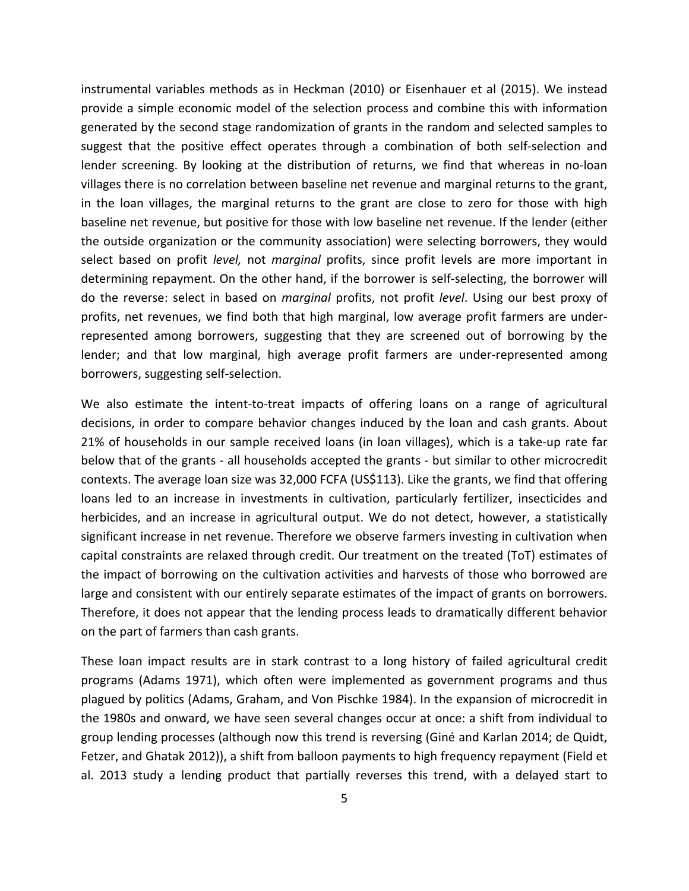instrumental variables methods as in Heckman (2010) or Eisenhauer et al (2015). We instead provide a simple economic model of the selection process and combine this with information generated by the second stage randomization of grants in the random and selected samples to suggest that the positive effect operates through a combination of both self-selection and lender screening. By looking at the distribution of returns, we find that whereas in no-loan villages there is no correlation between baseline net revenue and marginal returns to the grant, in the loan villages, the marginal returns to the grant are close to zero for those with high baseline net revenue, but positive for those with low baseline net revenue. If the lender (either the outside organization or the community association) were selecting borrowers, they would select based on profit *level,* not *marginal* profits, since profit levels are more important in determining repayment. On the other hand, if the borrower is self-selecting, the borrower will do the reverse: select in based on *marginal* profits, not profit *level*. Using our best proxy of profits, net revenues, we find both that high marginal, low average profit farmers are under-represented among borrowers, suggesting that they are screened out of borrowing by the lender; and that low marginal, high average profit farmers are under-represented among borrowers, suggesting self-selection.

We also estimate the intent-to-treat impacts of offering loans on a range of agricultural decisions, in order to compare behavior changes induced by the loan and cash grants. About 21% of households in our sample received loans (in loan villages), which is a take-up rate far below that of the grants - all households accepted the grants - but similar to other microcredit contexts. The average loan size was 32,000 FCFA (US$113). Like the grants, we find that offering loans led to an increase in investments in cultivation, particularly fertilizer, insecticides and herbicides, and an increase in agricultural output. We do not detect, however, a statistically significant increase in net revenue. Therefore we observe farmers investing in cultivation when capital constraints are relaxed through credit. Our treatment on the treated (ToT) estimates of the impact of borrowing on the cultivation activities and harvests of those who borrowed are large and consistent with our entirely separate estimates of the impact of grants on borrowers. Therefore, it does not appear that the lending process leads to dramatically different behavior on the part of farmers than cash grants.

These loan impact results are in stark contrast to a long history of failed agricultural credit programs (Adams 1971), which often were implemented as government programs and thus plagued by politics (Adams, Graham, and Von Pischke 1984). In the expansion of microcredit in the 1980s and onward, we have seen several changes occur at once: a shift from individual to group lending processes (although now this trend is reversing (Giné and Karlan 2014; de Quidt, Fetzer, and Ghatak 2012)), a shift from balloon payments to high frequency repayment (Field et al. 2013 study a lending product that partially reverses this trend, with a delayed start to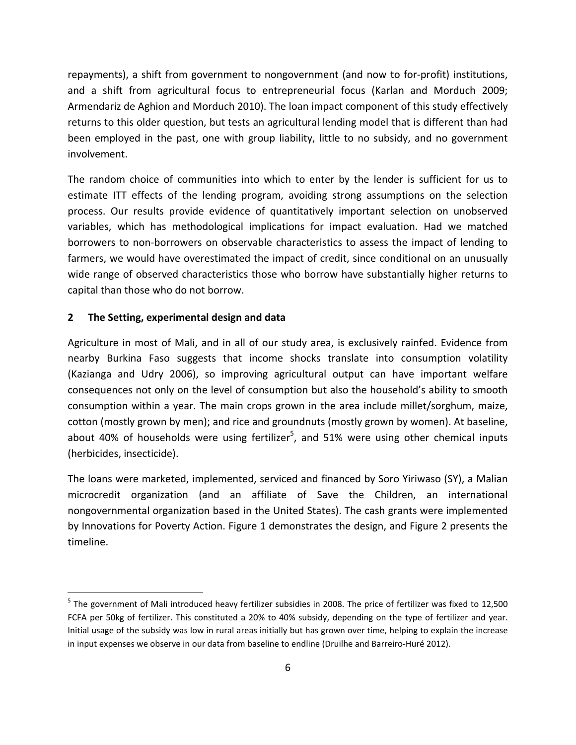repayments), a shift from government to nongovernment (and now to for-profit) institutions, and a shift from agricultural focus to entrepreneurial focus (Karlan and Morduch 2009; Armendariz de Aghion and Morduch 2010). The loan impact component of this study effectively returns to this older question, but tests an agricultural lending model that is different than had been employed in the past, one with group liability, little to no subsidy, and no government involvement.

The random choice of communities into which to enter by the lender is sufficient for us to estimate ITT effects of the lending program, avoiding strong assumptions on the selection process. Our results provide evidence of quantitatively important selection on unobserved variables, which has methodological implications for impact evaluation. Had we matched borrowers to non-borrowers on observable characteristics to assess the impact of lending to farmers, we would have overestimated the impact of credit, since conditional on an unusually wide range of observed characteristics those who borrow have substantially higher returns to capital than those who do not borrow.

## 2 The Setting, experimental design and data

Agriculture in most of Mali, and in all of our study area, is exclusively rainfed. Evidence from nearby Burkina Faso suggests that income shocks translate into consumption volatility (Kazianga and Udry 2006), so improving agricultural output can have important welfare consequences not only on the level of consumption but also the household's ability to smooth consumption within a year. The main crops grown in the area include millet/sorghum, maize, cotton (mostly grown by men); and rice and groundnuts (mostly grown by women). At baseline, about 40% of households were using fertilizer[5], and 51% were using other chemical inputs (herbicides, insecticide).

The loans were marketed, implemented, serviced and financed by Soro Yiriwaso (SY), a Malian microcredit organization (and an affiliate of Save the Children, an international nongovernmental organization based in the United States). The cash grants were implemented by Innovations for Poverty Action. Figure 1 demonstrates the design, and Figure 2 presents the timeline.

[5] The government of Mali introduced heavy fertilizer subsidies in 2008. The price of fertilizer was fixed to 12,500 FCFA per 50kg of fertilizer. This constituted a 20% to 40% subsidy, depending on the type of fertilizer and year. Initial usage of the subsidy was low in rural areas initially but has grown over time, helping to explain the increase in input expenses we observe in our data from baseline to endline (Druilhe and Barreiro-Huré 2012).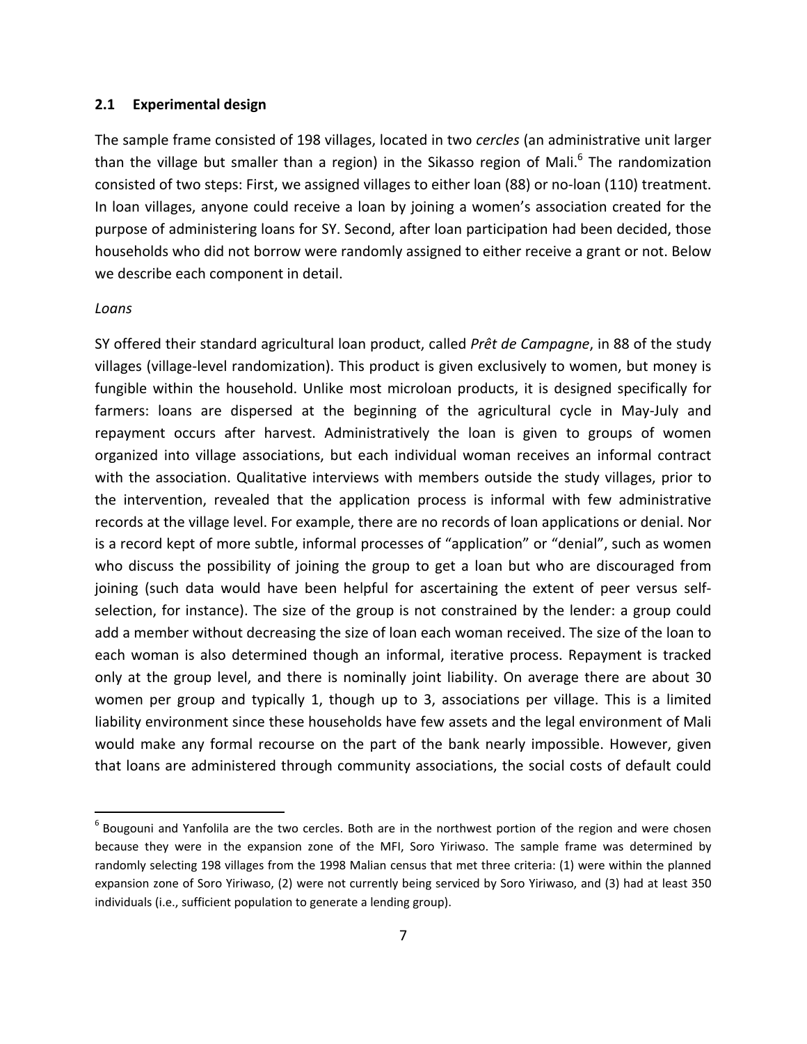### 2.1 Experimental design

The sample frame consisted of 198 villages, located in two *cercles* (an administrative unit larger than the village but smaller than a region) in the Sikasso region of Mali.[6] The randomization consisted of two steps: First, we assigned villages to either loan (88) or no-loan (110) treatment. In loan villages, anyone could receive a loan by joining a women's association created for the purpose of administering loans for SY. Second, after loan participation had been decided, those households who did not borrow were randomly assigned to either receive a grant or not. Below we describe each component in detail.

*Loans*

SY offered their standard agricultural loan product, called *Prêt de Campagne*, in 88 of the study villages (village-level randomization). This product is given exclusively to women, but money is fungible within the household. Unlike most microloan products, it is designed specifically for farmers: loans are dispersed at the beginning of the agricultural cycle in May-July and repayment occurs after harvest. Administratively the loan is given to groups of women organized into village associations, but each individual woman receives an informal contract with the association. Qualitative interviews with members outside the study villages, prior to the intervention, revealed that the application process is informal with few administrative records at the village level. For example, there are no records of loan applications or denial. Nor is a record kept of more subtle, informal processes of "application" or "denial", such as women who discuss the possibility of joining the group to get a loan but who are discouraged from joining (such data would have been helpful for ascertaining the extent of peer versus self-selection, for instance). The size of the group is not constrained by the lender: a group could add a member without decreasing the size of loan each woman received. The size of the loan to each woman is also determined though an informal, iterative process. Repayment is tracked only at the group level, and there is nominally joint liability. On average there are about 30 women per group and typically 1, though up to 3, associations per village. This is a limited liability environment since these households have few assets and the legal environment of Mali would make any formal recourse on the part of the bank nearly impossible. However, given that loans are administered through community associations, the social costs of default could

[6] Bougouni and Yanfolila are the two cercles. Both are in the northwest portion of the region and were chosen because they were in the expansion zone of the MFI, Soro Yiriwaso. The sample frame was determined by randomly selecting 198 villages from the 1998 Malian census that met three criteria: (1) were within the planned expansion zone of Soro Yiriwaso, (2) were not currently being serviced by Soro Yiriwaso, and (3) had at least 350 individuals (i.e., sufficient population to generate a lending group).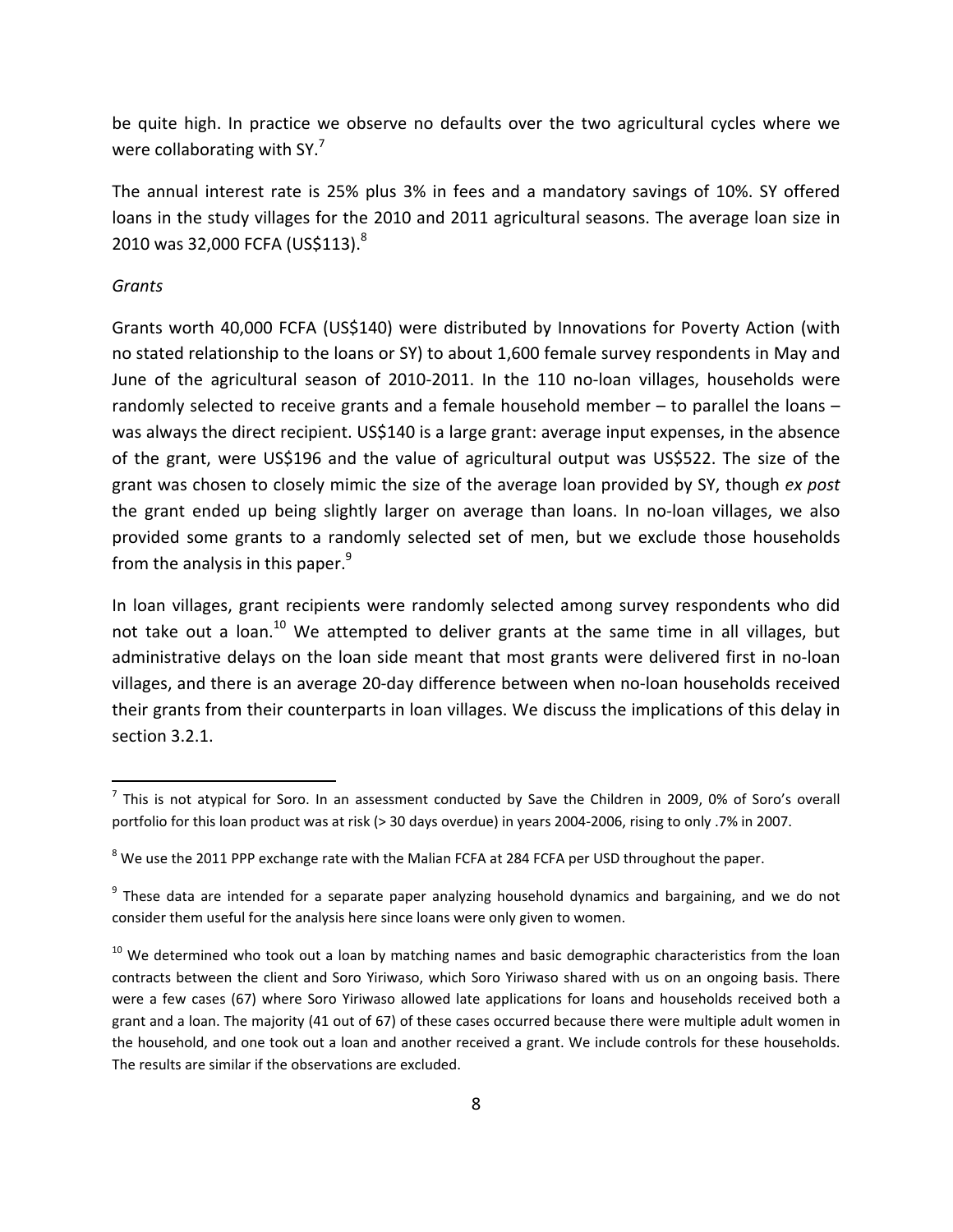be quite high. In practice we observe no defaults over the two agricultural cycles where we were collaborating with SY.[7]

The annual interest rate is 25% plus 3% in fees and a mandatory savings of 10%. SY offered loans in the study villages for the 2010 and 2011 agricultural seasons. The average loan size in 2010 was 32,000 FCFA (US$113).[8]

*Grants*

Grants worth 40,000 FCFA (US$140) were distributed by Innovations for Poverty Action (with no stated relationship to the loans or SY) to about 1,600 female survey respondents in May and June of the agricultural season of 2010-2011. In the 110 no-loan villages, households were randomly selected to receive grants and a female household member – to parallel the loans – was always the direct recipient. US$140 is a large grant: average input expenses, in the absence of the grant, were US$196 and the value of agricultural output was US$522. The size of the grant was chosen to closely mimic the size of the average loan provided by SY, though *ex post* the grant ended up being slightly larger on average than loans. In no-loan villages, we also provided some grants to a randomly selected set of men, but we exclude those households from the analysis in this paper.[9]

In loan villages, grant recipients were randomly selected among survey respondents who did not take out a loan.[10] We attempted to deliver grants at the same time in all villages, but administrative delays on the loan side meant that most grants were delivered first in no-loan villages, and there is an average 20-day difference between when no-loan households received their grants from their counterparts in loan villages. We discuss the implications of this delay in section 3.2.1.

---

[7] This is not atypical for Soro. In an assessment conducted by Save the Children in 2009, 0% of Soro's overall portfolio for this loan product was at risk (> 30 days overdue) in years 2004-2006, rising to only .7% in 2007.

[8] We use the 2011 PPP exchange rate with the Malian FCFA at 284 FCFA per USD throughout the paper.

[9] These data are intended for a separate paper analyzing household dynamics and bargaining, and we do not consider them useful for the analysis here since loans were only given to women.

[10] We determined who took out a loan by matching names and basic demographic characteristics from the loan contracts between the client and Soro Yiriwaso, which Soro Yiriwaso shared with us on an ongoing basis. There were a few cases (67) where Soro Yiriwaso allowed late applications for loans and households received both a grant and a loan. The majority (41 out of 67) of these cases occurred because there were multiple adult women in the household, and one took out a loan and another received a grant. We include controls for these households. The results are similar if the observations are excluded.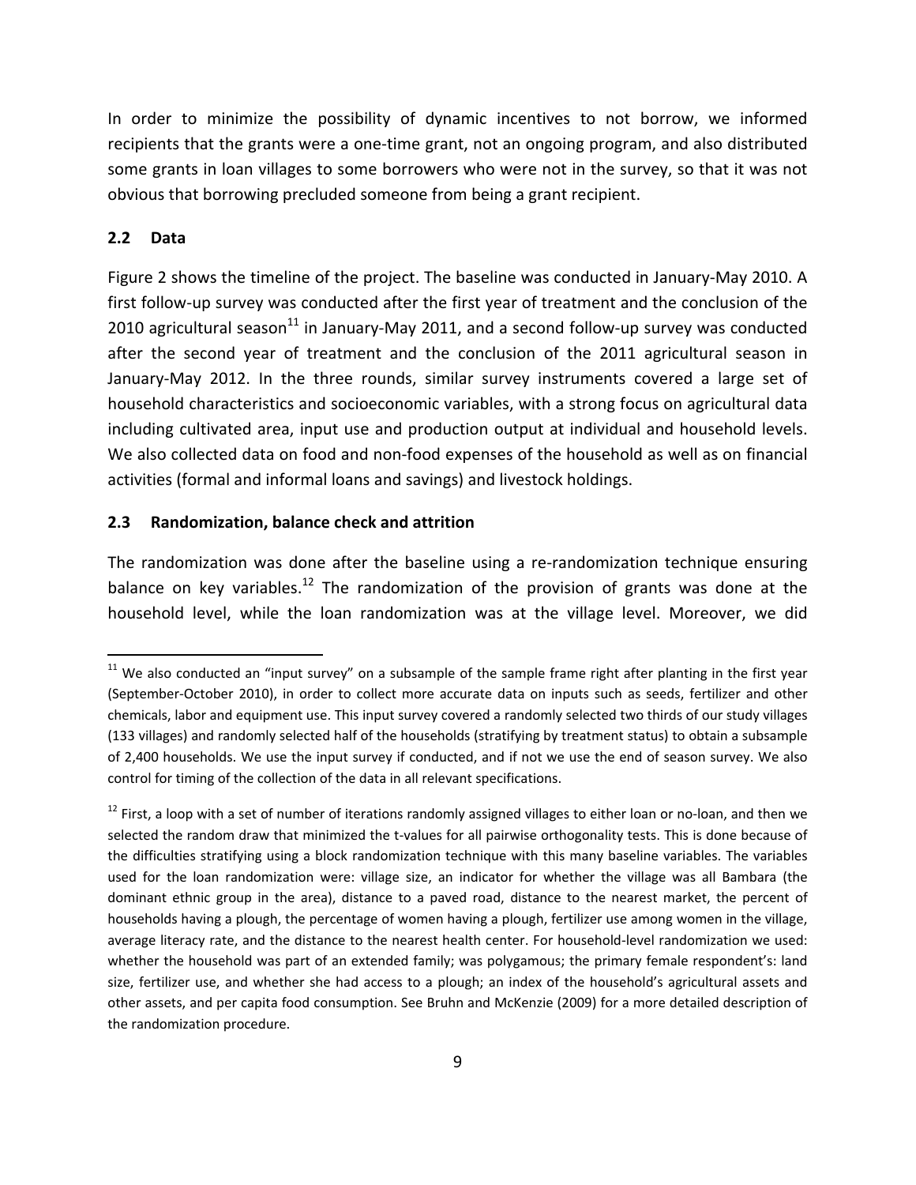In order to minimize the possibility of dynamic incentives to not borrow, we informed recipients that the grants were a one-time grant, not an ongoing program, and also distributed some grants in loan villages to some borrowers who were not in the survey, so that it was not obvious that borrowing precluded someone from being a grant recipient.

### 2.2 Data

Figure 2 shows the timeline of the project. The baseline was conducted in January-May 2010. A first follow-up survey was conducted after the first year of treatment and the conclusion of the 2010 agricultural season[11] in January-May 2011, and a second follow-up survey was conducted after the second year of treatment and the conclusion of the 2011 agricultural season in January-May 2012. In the three rounds, similar survey instruments covered a large set of household characteristics and socioeconomic variables, with a strong focus on agricultural data including cultivated area, input use and production output at individual and household levels. We also collected data on food and non-food expenses of the household as well as on financial activities (formal and informal loans and savings) and livestock holdings.

### 2.3 Randomization, balance check and attrition

The randomization was done after the baseline using a re-randomization technique ensuring balance on key variables.[12] The randomization of the provision of grants was done at the household level, while the loan randomization was at the village level. Moreover, we did

---

[11] We also conducted an "input survey" on a subsample of the sample frame right after planting in the first year (September-October 2010), in order to collect more accurate data on inputs such as seeds, fertilizer and other chemicals, labor and equipment use. This input survey covered a randomly selected two thirds of our study villages (133 villages) and randomly selected half of the households (stratifying by treatment status) to obtain a subsample of 2,400 households. We use the input survey if conducted, and if not we use the end of season survey. We also control for timing of the collection of the data in all relevant specifications.

[12] First, a loop with a set of number of iterations randomly assigned villages to either loan or no-loan, and then we selected the random draw that minimized the t-values for all pairwise orthogonality tests. This is done because of the difficulties stratifying using a block randomization technique with this many baseline variables. The variables used for the loan randomization were: village size, an indicator for whether the village was all Bambara (the dominant ethnic group in the area), distance to a paved road, distance to the nearest market, the percent of households having a plough, the percentage of women having a plough, fertilizer use among women in the village, average literacy rate, and the distance to the nearest health center. For household-level randomization we used: whether the household was part of an extended family; was polygamous; the primary female respondent's: land size, fertilizer use, and whether she had access to a plough; an index of the household's agricultural assets and other assets, and per capita food consumption. See Bruhn and McKenzie (2009) for a more detailed description of the randomization procedure.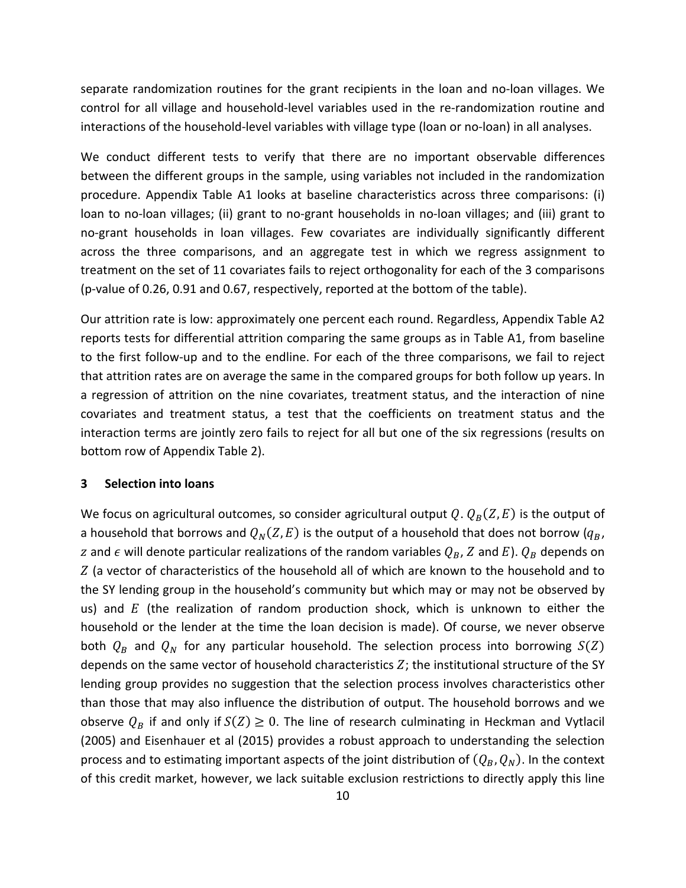separate randomization routines for the grant recipients in the loan and no-loan villages. We control for all village and household-level variables used in the re-randomization routine and interactions of the household-level variables with village type (loan or no-loan) in all analyses.

We conduct different tests to verify that there are no important observable differences between the different groups in the sample, using variables not included in the randomization procedure. Appendix Table A1 looks at baseline characteristics across three comparisons: (i) loan to no-loan villages; (ii) grant to no-grant households in no-loan villages; and (iii) grant to no-grant households in loan villages. Few covariates are individually significantly different across the three comparisons, and an aggregate test in which we regress assignment to treatment on the set of 11 covariates fails to reject orthogonality for each of the 3 comparisons (p-value of 0.26, 0.91 and 0.67, respectively, reported at the bottom of the table).

Our attrition rate is low: approximately one percent each round. Regardless, Appendix Table A2 reports tests for differential attrition comparing the same groups as in Table A1, from baseline to the first follow-up and to the endline. For each of the three comparisons, we fail to reject that attrition rates are on average the same in the compared groups for both follow up years. In a regression of attrition on the nine covariates, treatment status, and the interaction of nine covariates and treatment status, a test that the coefficients on treatment status and the interaction terms are jointly zero fails to reject for all but one of the six regressions (results on bottom row of Appendix Table 2).

## 3 Selection into loans

We focus on agricultural outcomes, so consider agricultural output $Q$. $Q_B(Z,E)$ is the output of a household that borrows and $Q_N(Z,E)$ is the output of a household that does not borrow ($q_B$, $z$ and $\epsilon$ will denote particular realizations of the random variables $Q_B$, $Z$ and $E$). $Q_B$ depends on $Z$ (a vector of characteristics of the household all of which are known to the household and to the SY lending group in the household's community but which may or may not be observed by us) and $E$ (the realization of random production shock, which is unknown to either the household or the lender at the time the loan decision is made). Of course, we never observe both $Q_B$ and $Q_N$ for any particular household. The selection process into borrowing $S(Z)$ depends on the same vector of household characteristics $Z$; the institutional structure of the SY lending group provides no suggestion that the selection process involves characteristics other than those that may also influence the distribution of output. The household borrows and we observe $Q_B$ if and only if $S(Z) \geq 0$. The line of research culminating in Heckman and Vytlacil (2005) and Eisenhauer et al (2015) provides a robust approach to understanding the selection process and to estimating important aspects of the joint distribution of $(Q_B, Q_N)$. In the context of this credit market, however, we lack suitable exclusion restrictions to directly apply this line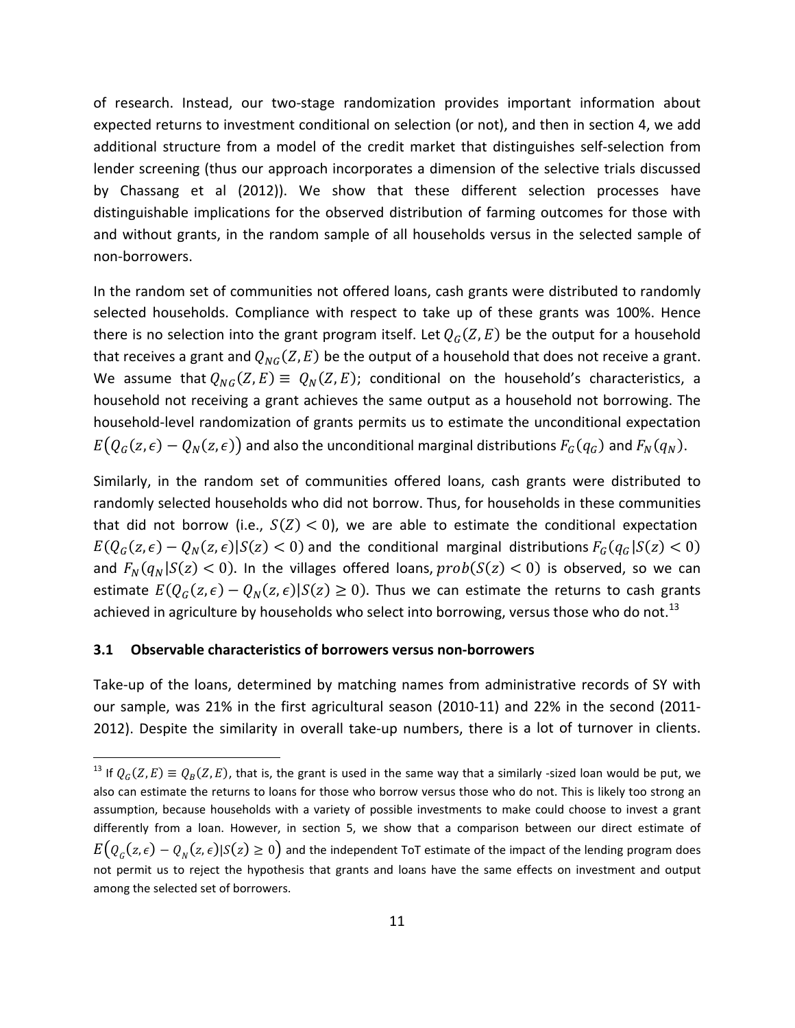of research. Instead, our two-stage randomization provides important information about expected returns to investment conditional on selection (or not), and then in section 4, we add additional structure from a model of the credit market that distinguishes self-selection from lender screening (thus our approach incorporates a dimension of the selective trials discussed by Chassang et al (2012)). We show that these different selection processes have distinguishable implications for the observed distribution of farming outcomes for those with and without grants, in the random sample of all households versus in the selected sample of non-borrowers.

In the random set of communities not offered loans, cash grants were distributed to randomly selected households. Compliance with respect to take up of these grants was 100%. Hence there is no selection into the grant program itself. Let $Q_G(Z, E)$ be the output for a household that receives a grant and $Q_{NG}(Z, E)$ be the output of a household that does not receive a grant. We assume that $Q_{NG}(Z, E) \equiv Q_N(Z, E)$; conditional on the household's characteristics, a household not receiving a grant achieves the same output as a household not borrowing. The household-level randomization of grants permits us to estimate the unconditional expectation $E\big(Q_G(z, \epsilon) - Q_N(z, \epsilon)\big)$ and also the unconditional marginal distributions $F_G(q_G)$ and $F_N(q_N)$.

Similarly, in the random set of communities offered loans, cash grants were distributed to randomly selected households who did not borrow. Thus, for households in these communities that did not borrow (i.e., $S(Z) < 0$), we are able to estimate the conditional expectation $E(Q_G(z, \epsilon) - Q_N(z, \epsilon)|S(z) < 0)$ and the conditional marginal distributions $F_G(q_G|S(z) < 0)$ and $F_N(q_N|S(z) < 0)$. In the villages offered loans, $prob(S(z) < 0)$ is observed, so we can estimate $E(Q_G(z, \epsilon) - Q_N(z, \epsilon)|S(z) \geq 0)$. Thus we can estimate the returns to cash grants achieved in agriculture by households who select into borrowing, versus those who do not.[13]

### 3.1 Observable characteristics of borrowers versus non-borrowers

Take-up of the loans, determined by matching names from administrative records of SY with our sample, was 21% in the first agricultural season (2010-11) and 22% in the second (2011-2012). Despite the similarity in overall take-up numbers, there is a lot of turnover in clients.

[13] If $Q_G(Z, E) \equiv Q_B(Z, E)$, that is, the grant is used in the same way that a similarly -sized loan would be put, we also can estimate the returns to loans for those who borrow versus those who do not. This is likely too strong an assumption, because households with a variety of possible investments to make could choose to invest a grant differently from a loan. However, in section 5, we show that a comparison between our direct estimate of $E\big(Q_G(z, \epsilon) - Q_N(z, \epsilon)|S(z) \geq 0\big)$ and the independent ToT estimate of the impact of the lending program does not permit us to reject the hypothesis that grants and loans have the same effects on investment and output among the selected set of borrowers.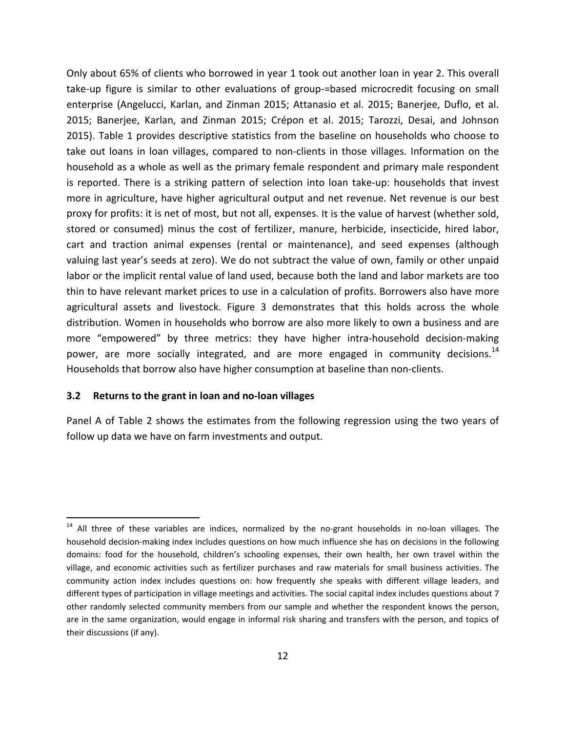Only about 65% of clients who borrowed in year 1 took out another loan in year 2. This overall take-up figure is similar to other evaluations of group-=based microcredit focusing on small enterprise (Angelucci, Karlan, and Zinman 2015; Attanasio et al. 2015; Banerjee, Duflo, et al. 2015; Banerjee, Karlan, and Zinman 2015; Crépon et al. 2015; Tarozzi, Desai, and Johnson 2015). Table 1 provides descriptive statistics from the baseline on households who choose to take out loans in loan villages, compared to non-clients in those villages. Information on the household as a whole as well as the primary female respondent and primary male respondent is reported. There is a striking pattern of selection into loan take-up: households that invest more in agriculture, have higher agricultural output and net revenue. Net revenue is our best proxy for profits: it is net of most, but not all, expenses. It is the value of harvest (whether sold, stored or consumed) minus the cost of fertilizer, manure, herbicide, insecticide, hired labor, cart and traction animal expenses (rental or maintenance), and seed expenses (although valuing last year's seeds at zero). We do not subtract the value of own, family or other unpaid labor or the implicit rental value of land used, because both the land and labor markets are too thin to have relevant market prices to use in a calculation of profits. Borrowers also have more agricultural assets and livestock. Figure 3 demonstrates that this holds across the whole distribution. Women in households who borrow are also more likely to own a business and are more "empowered" by three metrics: they have higher intra-household decision-making power, are more socially integrated, and are more engaged in community decisions.[14] Households that borrow also have higher consumption at baseline than non-clients.

### 3.2 Returns to the grant in loan and no-loan villages

Panel A of Table 2 shows the estimates from the following regression using the two years of follow up data we have on farm investments and output.

---

[14] All three of these variables are indices, normalized by the no-grant households in no-loan villages. The household decision-making index includes questions on how much influence she has on decisions in the following domains: food for the household, children's schooling expenses, their own health, her own travel within the village, and economic activities such as fertilizer purchases and raw materials for small business activities. The community action index includes questions on: how frequently she speaks with different village leaders, and different types of participation in village meetings and activities. The social capital index includes questions about 7 other randomly selected community members from our sample and whether the respondent knows the person, are in the same organization, would engage in informal risk sharing and transfers with the person, and topics of their discussions (if any).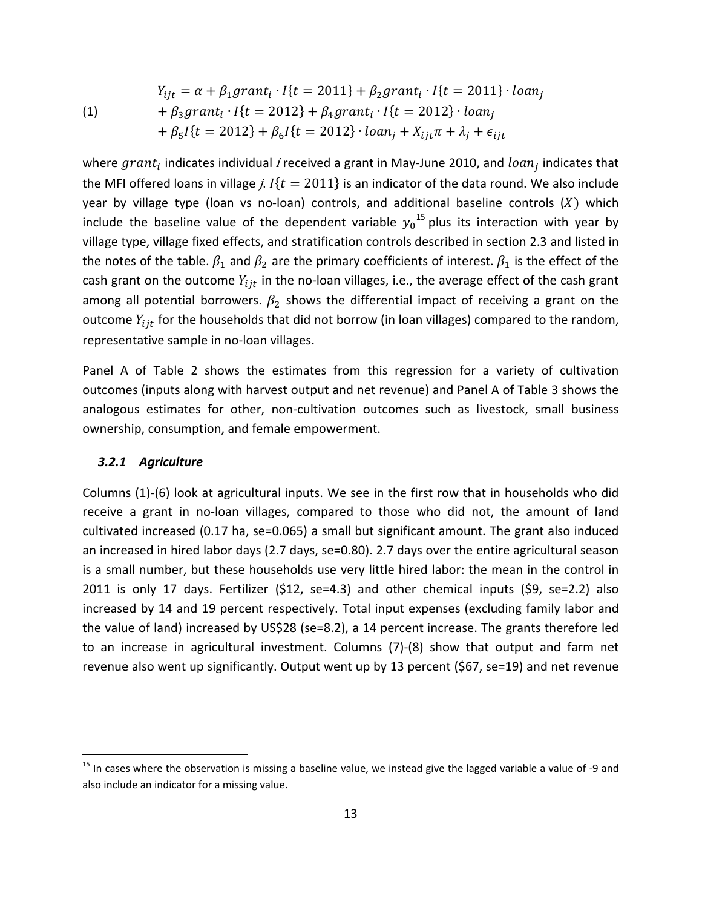$$
\begin{aligned}
(1) \qquad & Y_{ijt} = \alpha + \beta_1 grant_i \cdot I\{t = 2011\} + \beta_2 grant_i \cdot I\{t = 2011\} \cdot loan_j \\
& + \beta_3 grant_i \cdot I\{t = 2012\} + \beta_4 grant_i \cdot I\{t = 2012\} \cdot loan_j \\
& + \beta_5 I\{t = 2012\} + \beta_6 I\{t = 2012\} \cdot loan_j + X_{ijt}\pi + \lambda_j + \epsilon_{ijt}
\end{aligned}
$$

where $grant_i$ indicates individual $i$ received a grant in May-June 2010, and $loan_j$ indicates that the MFI offered loans in village $j$. $I\{t = 2011\}$ is an indicator of the data round. We also include year by village type (loan vs no-loan) controls, and additional baseline controls ($X$) which include the baseline value of the dependent variable $y_0$[15] plus its interaction with year by village type, village fixed effects, and stratification controls described in section 2.3 and listed in the notes of the table. $\beta_1$ and $\beta_2$ are the primary coefficients of interest. $\beta_1$ is the effect of the cash grant on the outcome $Y_{ijt}$ in the no-loan villages, i.e., the average effect of the cash grant among all potential borrowers. $\beta_2$ shows the differential impact of receiving a grant on the outcome $Y_{ijt}$ for the households that did not borrow (in loan villages) compared to the random, representative sample in no-loan villages.

Panel A of Table 2 shows the estimates from this regression for a variety of cultivation outcomes (inputs along with harvest output and net revenue) and Panel A of Table 3 shows the analogous estimates for other, non-cultivation outcomes such as livestock, small business ownership, consumption, and female empowerment.

### *3.2.1 Agriculture*

Columns (1)-(6) look at agricultural inputs. We see in the first row that in households who did receive a grant in no-loan villages, compared to those who did not, the amount of land cultivated increased (0.17 ha, se=0.065) a small but significant amount. The grant also induced an increased in hired labor days (2.7 days, se=0.80). 2.7 days over the entire agricultural season is a small number, but these households use very little hired labor: the mean in the control in 2011 is only 17 days. Fertilizer (\$12, se=4.3) and other chemical inputs (\$9, se=2.2) also increased by 14 and 19 percent respectively. Total input expenses (excluding family labor and the value of land) increased by US\$28 (se=8.2), a 14 percent increase. The grants therefore led to an increase in agricultural investment. Columns (7)-(8) show that output and farm net revenue also went up significantly. Output went up by 13 percent (\$67, se=19) and net revenue

---

[15] In cases where the observation is missing a baseline value, we instead give the lagged variable a value of -9 and also include an indicator for a missing value.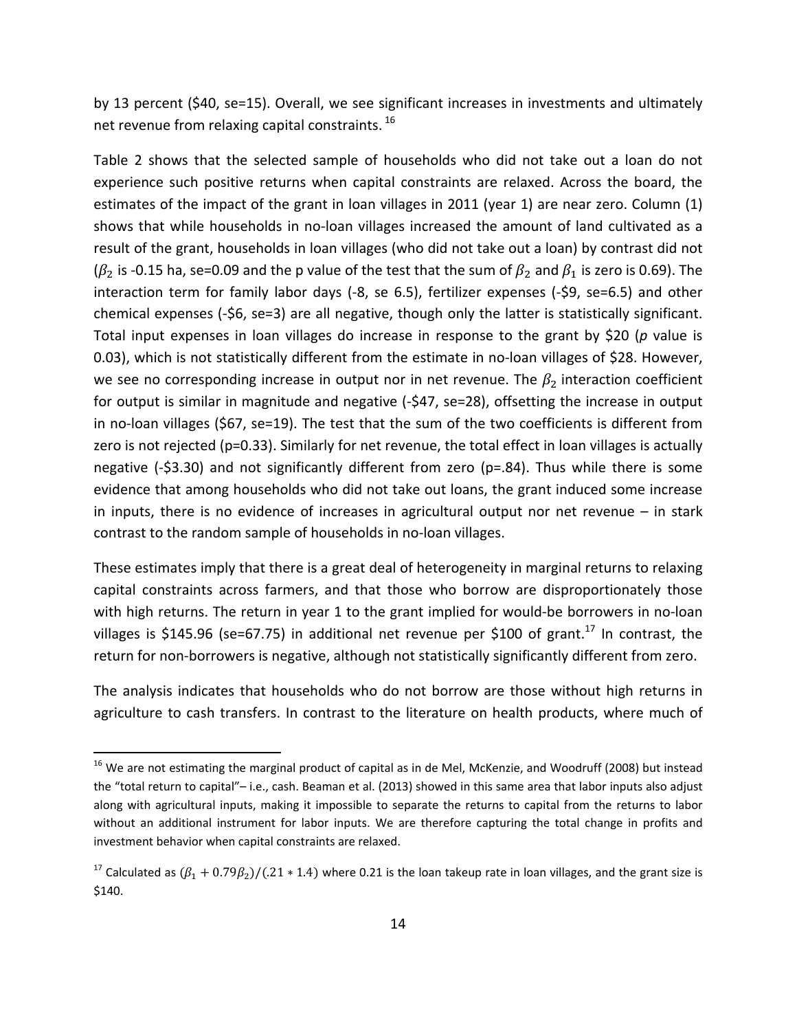by 13 percent ($40, se=15). Overall, we see significant increases in investments and ultimately net revenue from relaxing capital constraints.[16]

Table 2 shows that the selected sample of households who did not take out a loan do not experience such positive returns when capital constraints are relaxed. Across the board, the estimates of the impact of the grant in loan villages in 2011 (year 1) are near zero. Column (1) shows that while households in no-loan villages increased the amount of land cultivated as a result of the grant, households in loan villages (who did not take out a loan) by contrast did not ($\beta_2$ is -0.15 ha, se=0.09 and the p value of the test that the sum of $\beta_2$ and $\beta_1$ is zero is 0.69). The interaction term for family labor days (-8, se 6.5), fertilizer expenses (-$9, se=6.5) and other chemical expenses (-$6, se=3) are all negative, though only the latter is statistically significant. Total input expenses in loan villages do increase in response to the grant by $20 (*p* value is 0.03), which is not statistically different from the estimate in no-loan villages of $28. However, we see no corresponding increase in output nor in net revenue. The $\beta_2$ interaction coefficient for output is similar in magnitude and negative (-$47, se=28), offsetting the increase in output in no-loan villages ($67, se=19). The test that the sum of the two coefficients is different from zero is not rejected (p=0.33). Similarly for net revenue, the total effect in loan villages is actually negative (-$3.30) and not significantly different from zero (p=.84). Thus while there is some evidence that among households who did not take out loans, the grant induced some increase in inputs, there is no evidence of increases in agricultural output nor net revenue – in stark contrast to the random sample of households in no-loan villages.

These estimates imply that there is a great deal of heterogeneity in marginal returns to relaxing capital constraints across farmers, and that those who borrow are disproportionately those with high returns. The return in year 1 to the grant implied for would-be borrowers in no-loan villages is $145.96 (se=67.75) in additional net revenue per $100 of grant.[17] In contrast, the return for non-borrowers is negative, although not statistically significantly different from zero.

The analysis indicates that households who do not borrow are those without high returns in agriculture to cash transfers. In contrast to the literature on health products, where much of

---

[16] We are not estimating the marginal product of capital as in de Mel, McKenzie, and Woodruff (2008) but instead the "total return to capital"– i.e., cash. Beaman et al. (2013) showed in this same area that labor inputs also adjust along with agricultural inputs, making it impossible to separate the returns to capital from the returns to labor without an additional instrument for labor inputs. We are therefore capturing the total change in profits and investment behavior when capital constraints are relaxed.

[17] Calculated as $(\beta_1 + 0.79\beta_2)/(.21 * 1.4)$ where 0.21 is the loan takeup rate in loan villages, and the grant size is $140.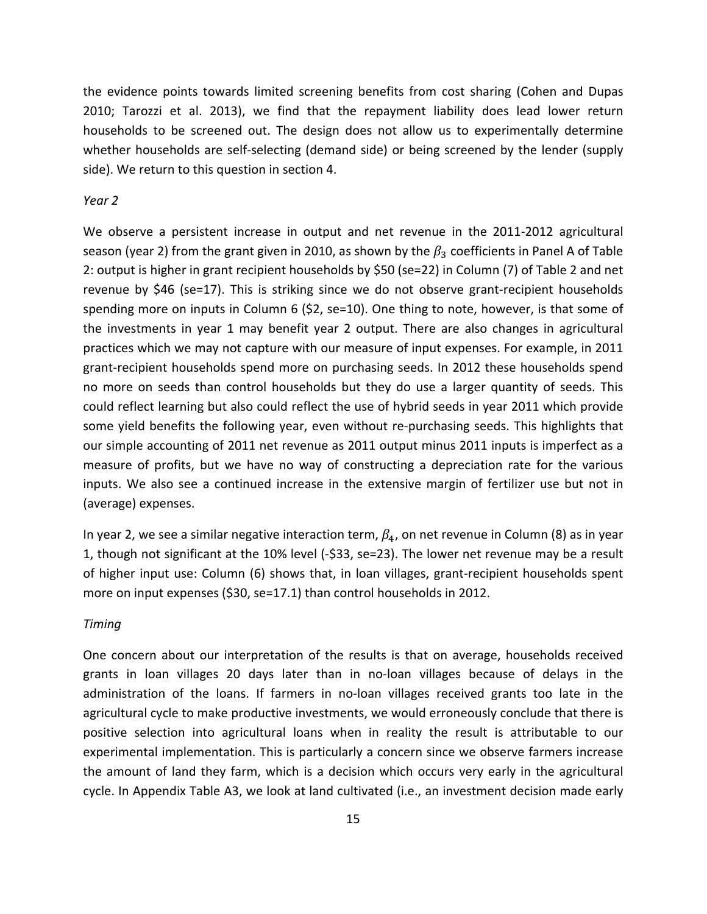the evidence points towards limited screening benefits from cost sharing (Cohen and Dupas 2010; Tarozzi et al. 2013), we find that the repayment liability does lead lower return households to be screened out. The design does not allow us to experimentally determine whether households are self-selecting (demand side) or being screened by the lender (supply side). We return to this question in section 4.

*Year 2*

We observe a persistent increase in output and net revenue in the 2011-2012 agricultural season (year 2) from the grant given in 2010, as shown by the $\beta_3$ coefficients in Panel A of Table 2: output is higher in grant recipient households by \$50 (se=22) in Column (7) of Table 2 and net revenue by \$46 (se=17). This is striking since we do not observe grant-recipient households spending more on inputs in Column 6 (\$2, se=10). One thing to note, however, is that some of the investments in year 1 may benefit year 2 output. There are also changes in agricultural practices which we may not capture with our measure of input expenses. For example, in 2011 grant-recipient households spend more on purchasing seeds. In 2012 these households spend no more on seeds than control households but they do use a larger quantity of seeds. This could reflect learning but also could reflect the use of hybrid seeds in year 2011 which provide some yield benefits the following year, even without re-purchasing seeds. This highlights that our simple accounting of 2011 net revenue as 2011 output minus 2011 inputs is imperfect as a measure of profits, but we have no way of constructing a depreciation rate for the various inputs. We also see a continued increase in the extensive margin of fertilizer use but not in (average) expenses.

In year 2, we see a similar negative interaction term, $\beta_4$, on net revenue in Column (8) as in year 1, though not significant at the 10% level (-\$33, se=23). The lower net revenue may be a result of higher input use: Column (6) shows that, in loan villages, grant-recipient households spent more on input expenses (\$30, se=17.1) than control households in 2012.

*Timing*

One concern about our interpretation of the results is that on average, households received grants in loan villages 20 days later than in no-loan villages because of delays in the administration of the loans. If farmers in no-loan villages received grants too late in the agricultural cycle to make productive investments, we would erroneously conclude that there is positive selection into agricultural loans when in reality the result is attributable to our experimental implementation. This is particularly a concern since we observe farmers increase the amount of land they farm, which is a decision which occurs very early in the agricultural cycle. In Appendix Table A3, we look at land cultivated (i.e., an investment decision made early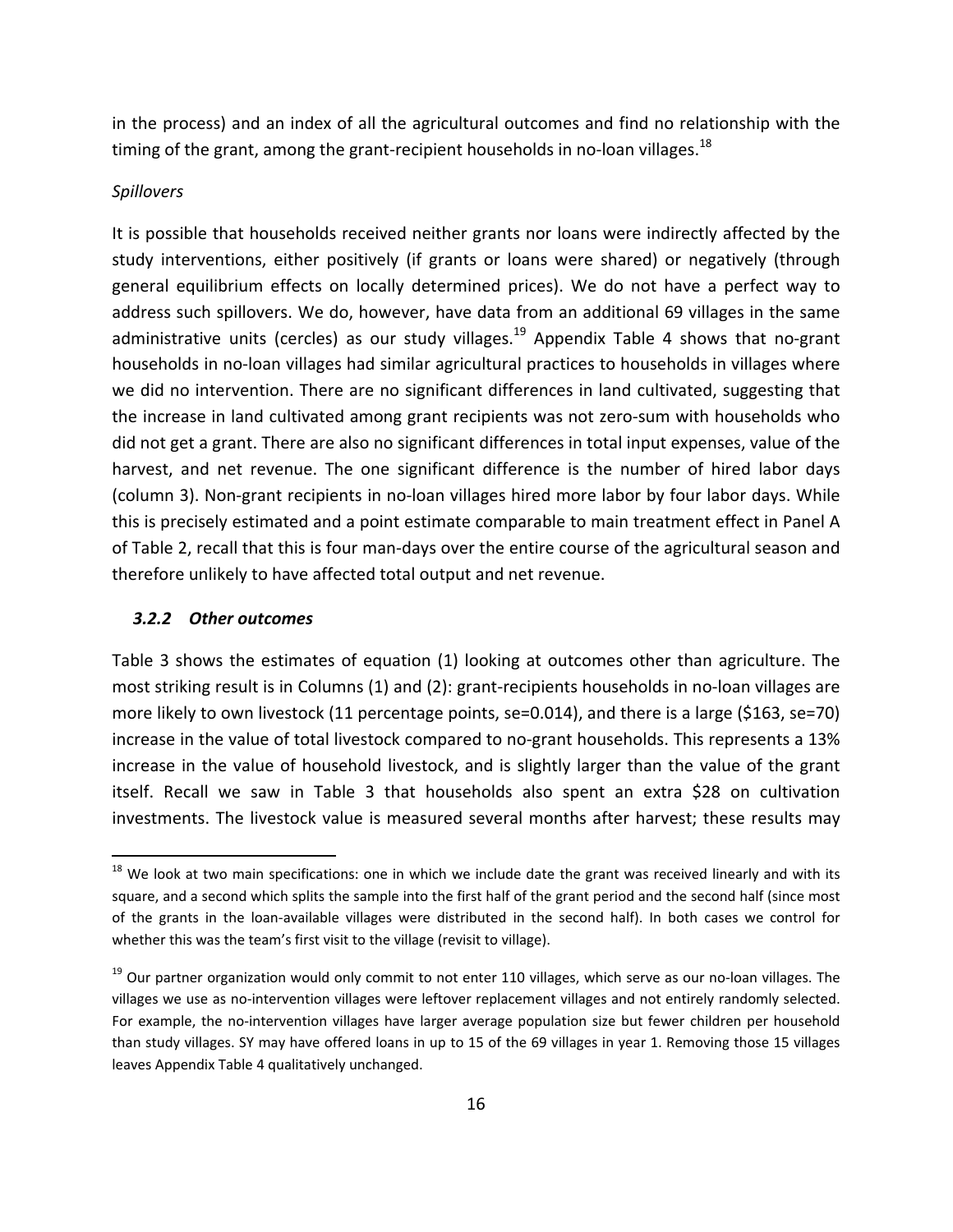in the process) and an index of all the agricultural outcomes and find no relationship with the timing of the grant, among the grant-recipient households in no-loan villages.[18]

*Spillovers*

It is possible that households received neither grants nor loans were indirectly affected by the study interventions, either positively (if grants or loans were shared) or negatively (through general equilibrium effects on locally determined prices). We do not have a perfect way to address such spillovers. We do, however, have data from an additional 69 villages in the same administrative units (cercles) as our study villages.[19] Appendix Table 4 shows that no-grant households in no-loan villages had similar agricultural practices to households in villages where we did no intervention. There are no significant differences in land cultivated, suggesting that the increase in land cultivated among grant recipients was not zero-sum with households who did not get a grant. There are also no significant differences in total input expenses, value of the harvest, and net revenue. The one significant difference is the number of hired labor days (column 3). Non-grant recipients in no-loan villages hired more labor by four labor days. While this is precisely estimated and a point estimate comparable to main treatment effect in Panel A of Table 2, recall that this is four man-days over the entire course of the agricultural season and therefore unlikely to have affected total output and net revenue.

### *3.2.2 Other outcomes*

Table 3 shows the estimates of equation (1) looking at outcomes other than agriculture. The most striking result is in Columns (1) and (2): grant-recipients households in no-loan villages are more likely to own livestock (11 percentage points, se=0.014), and there is a large ($163, se=70) increase in the value of total livestock compared to no-grant households. This represents a 13% increase in the value of household livestock, and is slightly larger than the value of the grant itself. Recall we saw in Table 3 that households also spent an extra $28 on cultivation investments. The livestock value is measured several months after harvest; these results may

---

[18] We look at two main specifications: one in which we include date the grant was received linearly and with its square, and a second which splits the sample into the first half of the grant period and the second half (since most of the grants in the loan-available villages were distributed in the second half). In both cases we control for whether this was the team's first visit to the village (revisit to village).

[19] Our partner organization would only commit to not enter 110 villages, which serve as our no-loan villages. The villages we use as no-intervention villages were leftover replacement villages and not entirely randomly selected. For example, the no-intervention villages have larger average population size but fewer children per household than study villages. SY may have offered loans in up to 15 of the 69 villages in year 1. Removing those 15 villages leaves Appendix Table 4 qualitatively unchanged.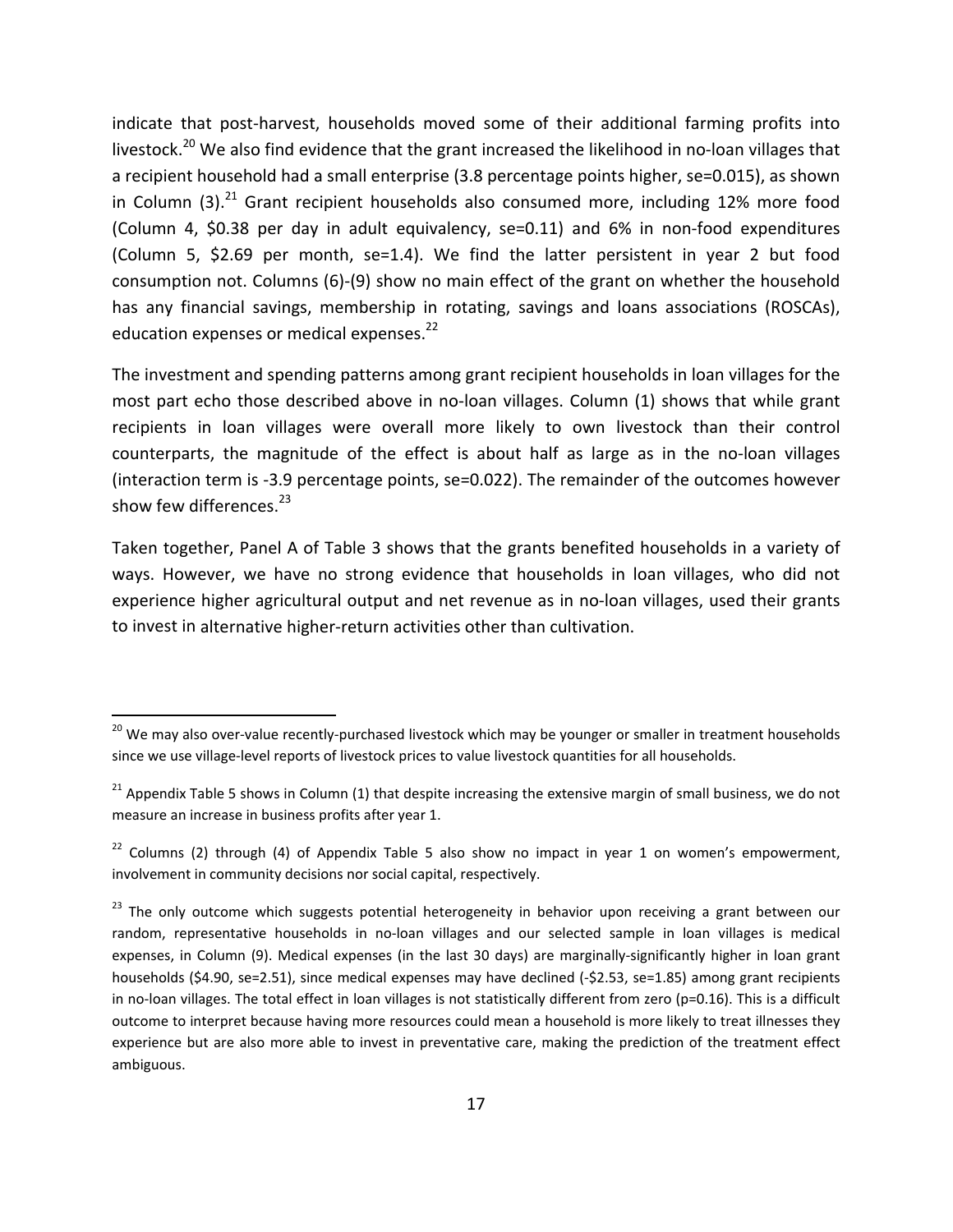indicate that post-harvest, households moved some of their additional farming profits into livestock.[20] We also find evidence that the grant increased the likelihood in no-loan villages that a recipient household had a small enterprise (3.8 percentage points higher, se=0.015), as shown in Column (3).[21] Grant recipient households also consumed more, including 12% more food (Column 4, \$0.38 per day in adult equivalency, se=0.11) and 6% in non-food expenditures (Column 5, \$2.69 per month, se=1.4). We find the latter persistent in year 2 but food consumption not. Columns (6)-(9) show no main effect of the grant on whether the household has any financial savings, membership in rotating, savings and loans associations (ROSCAs), education expenses or medical expenses.[22]

The investment and spending patterns among grant recipient households in loan villages for the most part echo those described above in no-loan villages. Column (1) shows that while grant recipients in loan villages were overall more likely to own livestock than their control counterparts, the magnitude of the effect is about half as large as in the no-loan villages (interaction term is -3.9 percentage points, se=0.022). The remainder of the outcomes however show few differences.[23]

Taken together, Panel A of Table 3 shows that the grants benefited households in a variety of ways. However, we have no strong evidence that households in loan villages, who did not experience higher agricultural output and net revenue as in no-loan villages, used their grants to invest in alternative higher-return activities other than cultivation.

---

[20] We may also over-value recently-purchased livestock which may be younger or smaller in treatment households since we use village-level reports of livestock prices to value livestock quantities for all households.

[21] Appendix Table 5 shows in Column (1) that despite increasing the extensive margin of small business, we do not measure an increase in business profits after year 1.

[22] Columns (2) through (4) of Appendix Table 5 also show no impact in year 1 on women's empowerment, involvement in community decisions nor social capital, respectively.

[23] The only outcome which suggests potential heterogeneity in behavior upon receiving a grant between our random, representative households in no-loan villages and our selected sample in loan villages is medical expenses, in Column (9). Medical expenses (in the last 30 days) are marginally-significantly higher in loan grant households (\$4.90, se=2.51), since medical expenses may have declined (-\$2.53, se=1.85) among grant recipients in no-loan villages. The total effect in loan villages is not statistically different from zero (p=0.16). This is a difficult outcome to interpret because having more resources could mean a household is more likely to treat illnesses they experience but are also more able to invest in preventative care, making the prediction of the treatment effect ambiguous.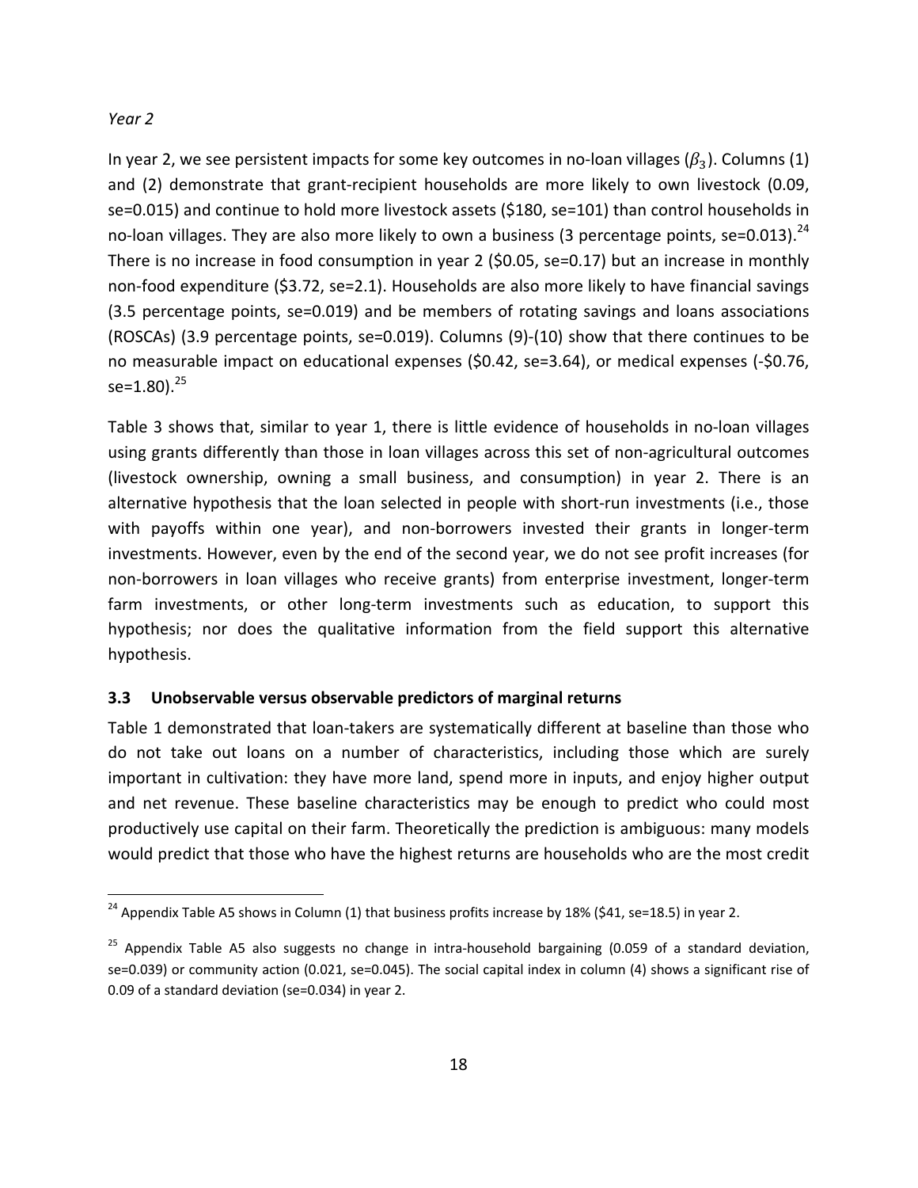*Year 2*

In year 2, we see persistent impacts for some key outcomes in no-loan villages ($\beta_3$). Columns (1) and (2) demonstrate that grant-recipient households are more likely to own livestock (0.09, se=0.015) and continue to hold more livestock assets ($180, se=101) than control households in no-loan villages. They are also more likely to own a business (3 percentage points, se=0.013).[24] There is no increase in food consumption in year 2 ($0.05, se=0.17) but an increase in monthly non-food expenditure ($3.72, se=2.1). Households are also more likely to have financial savings (3.5 percentage points, se=0.019) and be members of rotating savings and loans associations (ROSCAs) (3.9 percentage points, se=0.019). Columns (9)-(10) show that there continues to be no measurable impact on educational expenses ($0.42, se=3.64), or medical expenses (-$0.76, se=1.80).[25]

Table 3 shows that, similar to year 1, there is little evidence of households in no-loan villages using grants differently than those in loan villages across this set of non-agricultural outcomes (livestock ownership, owning a small business, and consumption) in year 2. There is an alternative hypothesis that the loan selected in people with short-run investments (i.e., those with payoffs within one year), and non-borrowers invested their grants in longer-term investments. However, even by the end of the second year, we do not see profit increases (for non-borrowers in loan villages who receive grants) from enterprise investment, longer-term farm investments, or other long-term investments such as education, to support this hypothesis; nor does the qualitative information from the field support this alternative hypothesis.

### 3.3 Unobservable versus observable predictors of marginal returns

Table 1 demonstrated that loan-takers are systematically different at baseline than those who do not take out loans on a number of characteristics, including those which are surely important in cultivation: they have more land, spend more in inputs, and enjoy higher output and net revenue. These baseline characteristics may be enough to predict who could most productively use capital on their farm. Theoretically the prediction is ambiguous: many models would predict that those who have the highest returns are households who are the most credit

---

[24] Appendix Table A5 shows in Column (1) that business profits increase by 18% ($41, se=18.5) in year 2.

[25] Appendix Table A5 also suggests no change in intra-household bargaining (0.059 of a standard deviation, se=0.039) or community action (0.021, se=0.045). The social capital index in column (4) shows a significant rise of 0.09 of a standard deviation (se=0.034) in year 2.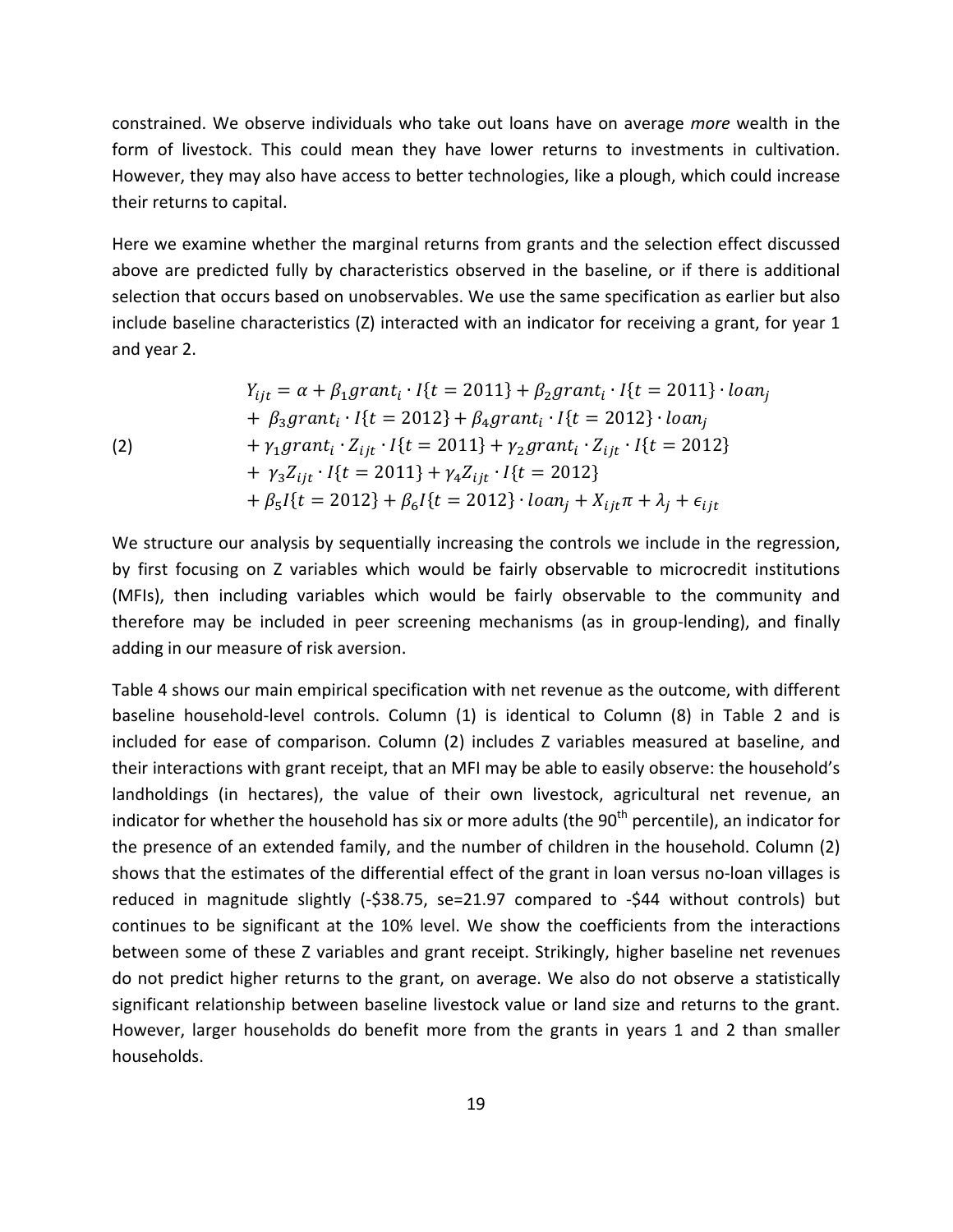constrained. We observe individuals who take out loans have on average *more* wealth in the form of livestock. This could mean they have lower returns to investments in cultivation. However, they may also have access to better technologies, like a plough, which could increase their returns to capital.

Here we examine whether the marginal returns from grants and the selection effect discussed above are predicted fully by characteristics observed in the baseline, or if there is additional selection that occurs based on unobservables. We use the same specification as earlier but also include baseline characteristics (Z) interacted with an indicator for receiving a grant, for year 1 and year 2.

$$
\begin{aligned}
(2) \qquad Y_{ijt} = \alpha &+ \beta_1 grant_i \cdot I\{t = 2011\} + \beta_2 grant_i \cdot I\{t = 2011\} \cdot loan_j \\
&+ \beta_3 grant_i \cdot I\{t = 2012\} + \beta_4 grant_i \cdot I\{t = 2012\} \cdot loan_j \\
&+ \gamma_1 grant_i \cdot Z_{ijt} \cdot I\{t = 2011\} + \gamma_2 grant_i \cdot Z_{ijt} \cdot I\{t = 2012\} \\
&+ \gamma_3 Z_{ijt} \cdot I\{t = 2011\} + \gamma_4 Z_{ijt} \cdot I\{t = 2012\} \\
&+ \beta_5 I\{t = 2012\} + \beta_6 I\{t = 2012\} \cdot loan_j + X_{ijt}\pi + \lambda_j + \epsilon_{ijt}
\end{aligned}
$$

We structure our analysis by sequentially increasing the controls we include in the regression, by first focusing on Z variables which would be fairly observable to microcredit institutions (MFIs), then including variables which would be fairly observable to the community and therefore may be included in peer screening mechanisms (as in group-lending), and finally adding in our measure of risk aversion.

Table 4 shows our main empirical specification with net revenue as the outcome, with different baseline household-level controls. Column (1) is identical to Column (8) in Table 2 and is included for ease of comparison. Column (2) includes Z variables measured at baseline, and their interactions with grant receipt, that an MFI may be able to easily observe: the household's landholdings (in hectares), the value of their own livestock, agricultural net revenue, an indicator for whether the household has six or more adults (the 90th percentile), an indicator for the presence of an extended family, and the number of children in the household. Column (2) shows that the estimates of the differential effect of the grant in loan versus no-loan villages is reduced in magnitude slightly (-\$38.75, se=21.97 compared to -\$44 without controls) but continues to be significant at the 10% level. We show the coefficients from the interactions between some of these Z variables and grant receipt. Strikingly, higher baseline net revenues do not predict higher returns to the grant, on average. We also do not observe a statistically significant relationship between baseline livestock value or land size and returns to the grant. However, larger households do benefit more from the grants in years 1 and 2 than smaller households.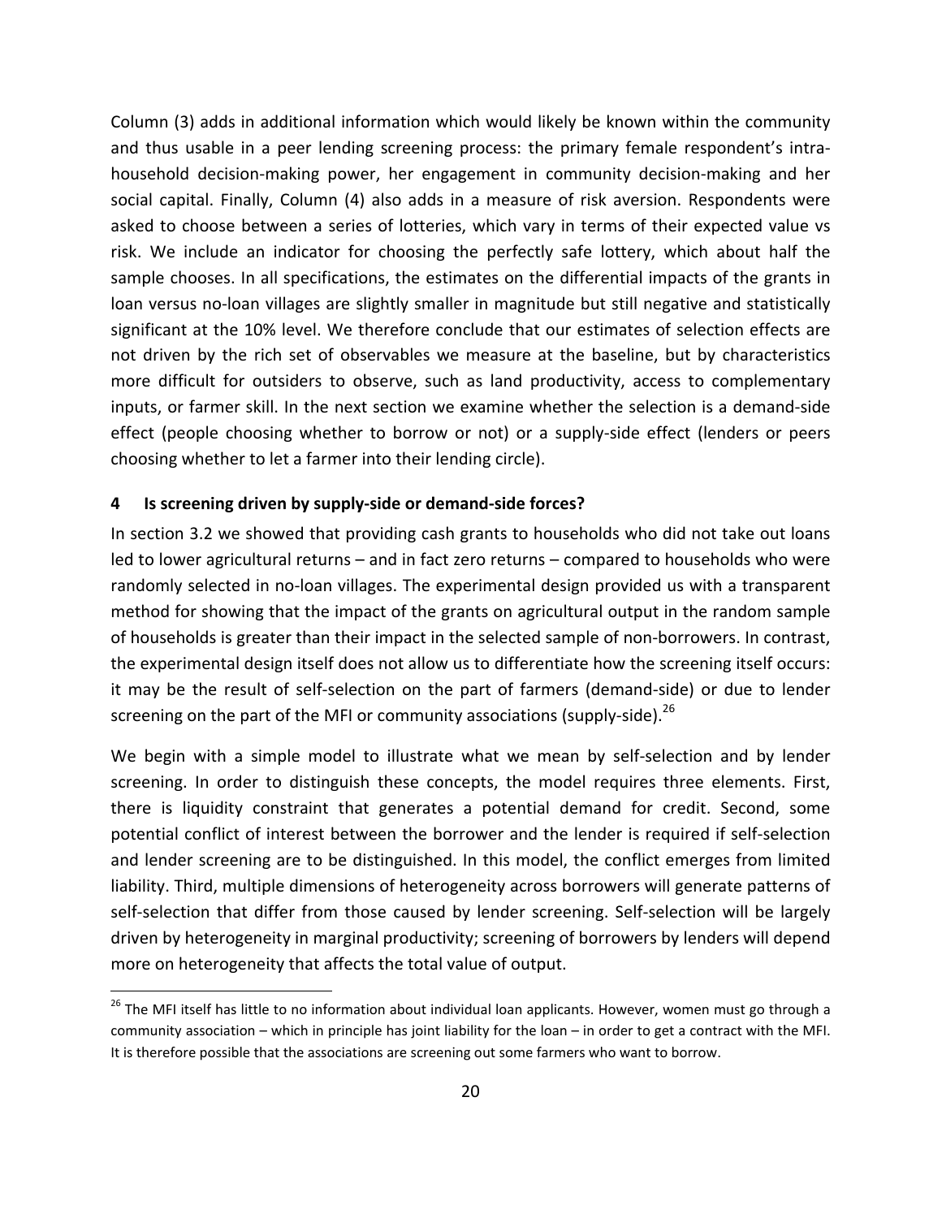Column (3) adds in additional information which would likely be known within the community and thus usable in a peer lending screening process: the primary female respondent's intra-household decision-making power, her engagement in community decision-making and her social capital. Finally, Column (4) also adds in a measure of risk aversion. Respondents were asked to choose between a series of lotteries, which vary in terms of their expected value vs risk. We include an indicator for choosing the perfectly safe lottery, which about half the sample chooses. In all specifications, the estimates on the differential impacts of the grants in loan versus no-loan villages are slightly smaller in magnitude but still negative and statistically significant at the 10% level. We therefore conclude that our estimates of selection effects are not driven by the rich set of observables we measure at the baseline, but by characteristics more difficult for outsiders to observe, such as land productivity, access to complementary inputs, or farmer skill. In the next section we examine whether the selection is a demand-side effect (people choosing whether to borrow or not) or a supply-side effect (lenders or peers choosing whether to let a farmer into their lending circle).

## 4 Is screening driven by supply-side or demand-side forces?

In section 3.2 we showed that providing cash grants to households who did not take out loans led to lower agricultural returns – and in fact zero returns – compared to households who were randomly selected in no-loan villages. The experimental design provided us with a transparent method for showing that the impact of the grants on agricultural output in the random sample of households is greater than their impact in the selected sample of non-borrowers. In contrast, the experimental design itself does not allow us to differentiate how the screening itself occurs: it may be the result of self-selection on the part of farmers (demand-side) or due to lender screening on the part of the MFI or community associations (supply-side).[26]

We begin with a simple model to illustrate what we mean by self-selection and by lender screening. In order to distinguish these concepts, the model requires three elements. First, there is liquidity constraint that generates a potential demand for credit. Second, some potential conflict of interest between the borrower and the lender is required if self-selection and lender screening are to be distinguished. In this model, the conflict emerges from limited liability. Third, multiple dimensions of heterogeneity across borrowers will generate patterns of self-selection that differ from those caused by lender screening. Self-selection will be largely driven by heterogeneity in marginal productivity; screening of borrowers by lenders will depend more on heterogeneity that affects the total value of output.

[26] The MFI itself has little to no information about individual loan applicants. However, women must go through a community association – which in principle has joint liability for the loan – in order to get a contract with the MFI. It is therefore possible that the associations are screening out some farmers who want to borrow.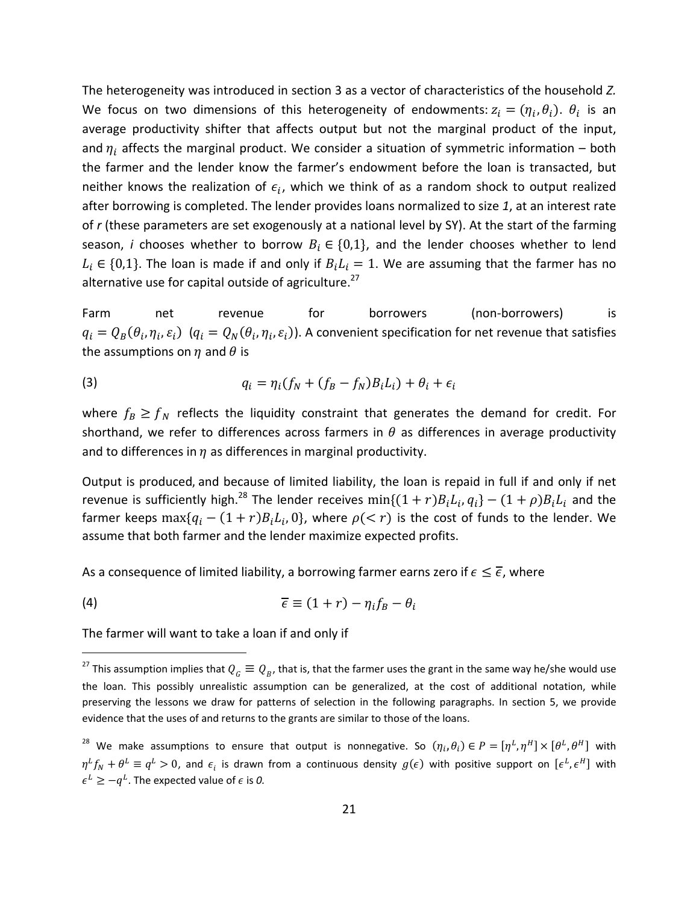The heterogeneity was introduced in section 3 as a vector of characteristics of the household *Z*. We focus on two dimensions of this heterogeneity of endowments: $z_i = (\eta_i, \theta_i)$. $\theta_i$ is an average productivity shifter that affects output but not the marginal product of the input, and $\eta_i$ affects the marginal product. We consider a situation of symmetric information – both the farmer and the lender know the farmer's endowment before the loan is transacted, but neither knows the realization of $\epsilon_i$, which we think of as a random shock to output realized after borrowing is completed. The lender provides loans normalized to size *1*, at an interest rate of *r* (these parameters are set exogenously at a national level by SY). At the start of the farming season, *i* chooses whether to borrow $B_i \in \{0,1\}$, and the lender chooses whether to lend $L_i \in \{0,1\}$. The loan is made if and only if $B_i L_i = 1$. We are assuming that the farmer has no alternative use for capital outside of agriculture.[27]

Farm net revenue for borrowers (non-borrowers) is $q_i = Q_B(\theta_i, \eta_i, \varepsilon_i)$ ($q_i = Q_N(\theta_i, \eta_i, \varepsilon_i)$). A convenient specification for net revenue that satisfies the assumptions on $\eta$ and $\theta$ is

$$(3) \qquad q_i = \eta_i(f_N + (f_B - f_N)B_i L_i) + \theta_i + \epsilon_i$$

where $f_B \geq f_N$ reflects the liquidity constraint that generates the demand for credit. For shorthand, we refer to differences across farmers in $\theta$ as differences in average productivity and to differences in $\eta$ as differences in marginal productivity.

Output is produced, and because of limited liability, the loan is repaid in full if and only if net revenue is sufficiently high.[28] The lender receives $\min\{(1+r)B_i L_i, q_i\} - (1+\rho)B_i L_i$ and the farmer keeps $\max\{q_i - (1+r)B_i L_i, 0\}$, where $\rho(< r)$ is the cost of funds to the lender. We assume that both farmer and the lender maximize expected profits.

As a consequence of limited liability, a borrowing farmer earns zero if $\epsilon \leq \overline{\epsilon}$, where

$$(4) \qquad \overline{\epsilon} \equiv (1+r) - \eta_i f_B - \theta_i$$

The farmer will want to take a loan if and only if

---

[27] This assumption implies that $Q_G \equiv Q_B$, that is, that the farmer uses the grant in the same way he/she would use the loan. This possibly unrealistic assumption can be generalized, at the cost of additional notation, while preserving the lessons we draw for patterns of selection in the following paragraphs. In section 5, we provide evidence that the uses of and returns to the grants are similar to those of the loans.

[28] We make assumptions to ensure that output is nonnegative. So $(\eta_i, \theta_i) \in P = [\eta^L, \eta^H] \times [\theta^L, \theta^H]$ with $\eta^L f_N + \theta^L \equiv q^L > 0$, and $\epsilon_i$ is drawn from a continuous density $g(\epsilon)$ with positive support on $[\epsilon^L, \epsilon^H]$ with $\epsilon^L \geq -q^L$. The expected value of $\epsilon$ is *0.*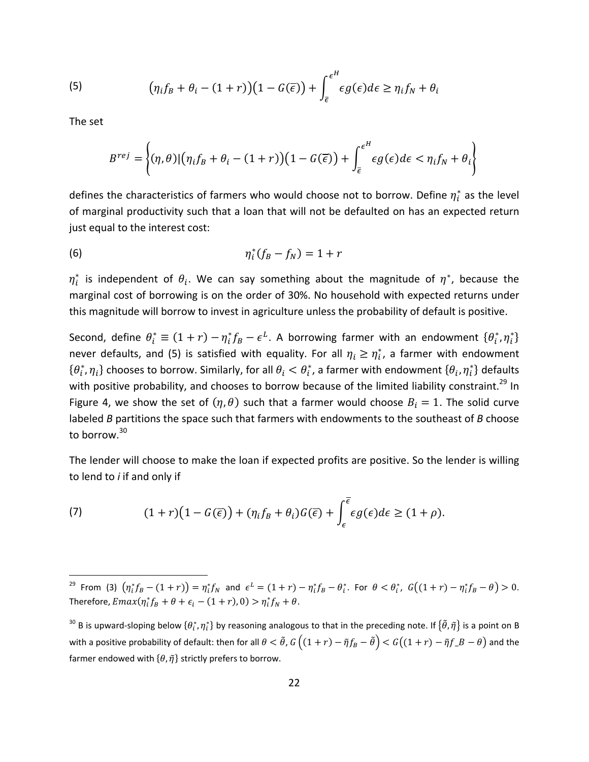$$(5) \qquad \left(\eta_i f_B + \theta_i - (1+r)\right)\left(1 - G(\overline{\epsilon})\right) + \int_{\overline{\epsilon}}^{\epsilon^H} \epsilon g(\epsilon) d\epsilon \geq \eta_i f_N + \theta_i$$

The set

$$B^{rej} = \left\{ (\eta, \theta) | \left(\eta_i f_B + \theta_i - (1+r)\right)\left(1 - G(\overline{\epsilon})\right) + \int_{\overline{\epsilon}}^{\epsilon^H} \epsilon g(\epsilon) d\epsilon < \eta_i f_N + \theta_i \right\}$$

defines the characteristics of farmers who would choose not to borrow. Define $\eta_i^*$ as the level of marginal productivity such that a loan that will not be defaulted on has an expected return just equal to the interest cost:

$$(6) \qquad \eta_i^*(f_B - f_N) = 1 + r$$

$\eta_i^*$ is independent of $\theta_i$. We can say something about the magnitude of $\eta^*$, because the marginal cost of borrowing is on the order of 30%. No household with expected returns under this magnitude will borrow to invest in agriculture unless the probability of default is positive.

Second, define $\theta_i^* \equiv (1+r) - \eta_i^* f_B - \epsilon^L$. A borrowing farmer with an endowment $\{\theta_i^*, \eta_i^*\}$ never defaults, and (5) is satisfied with equality. For all $\eta_i \geq \eta_i^*$, a farmer with endowment $\{\theta_i^*, \eta_i\}$ chooses to borrow. Similarly, for all $\theta_i < \theta_i^*$, a farmer with endowment $\{\theta_i, \eta_i^*\}$ defaults with positive probability, and chooses to borrow because of the limited liability constraint.[29] In Figure 4, we show the set of $(\eta, \theta)$ such that a farmer would choose $B_i = 1$. The solid curve labeled *B* partitions the space such that farmers with endowments to the southeast of *B* choose to borrow.[30]

The lender will choose to make the loan if expected profits are positive. So the lender is willing to lend to *i* if and only if

$$(7) \qquad (1+r)\left(1 - G(\overline{\epsilon})\right) + (\eta_i f_B + \theta_i) G(\overline{\epsilon}) + \int_{\epsilon}^{\overline{\epsilon}} \epsilon g(\epsilon) d\epsilon \geq (1 + \rho).$$

---

[29] From (3) $\left(\eta_i^* f_B - (1+r)\right) = \eta_i^* f_N$ and $\epsilon^L = (1+r) - \eta_i^* f_B - \theta_i^*$. For $\theta < \theta_i^*$, $G\left((1+r) - \eta_i^* f_B - \theta\right) > 0$. Therefore, $Emax(\eta_i^* f_B + \theta + \epsilon_i - (1+r), 0) > \eta_i^* f_N + \theta$.

[30] B is upward-sloping below $\{\theta_i^*, \eta_i^*\}$ by reasoning analogous to that in the preceding note. If $\{\tilde{\theta}, \tilde{\eta}\}$ is a point on B with a positive probability of default: then for all $\theta < \tilde{\theta}$, $G\left((1+r) - \tilde{\eta} f_B - \tilde{\theta}\right) < G\left((1+r) - \tilde{\eta} f\_B - \theta\right)$ and the farmer endowed with $\{\theta, \tilde{\eta}\}$ strictly prefers to borrow.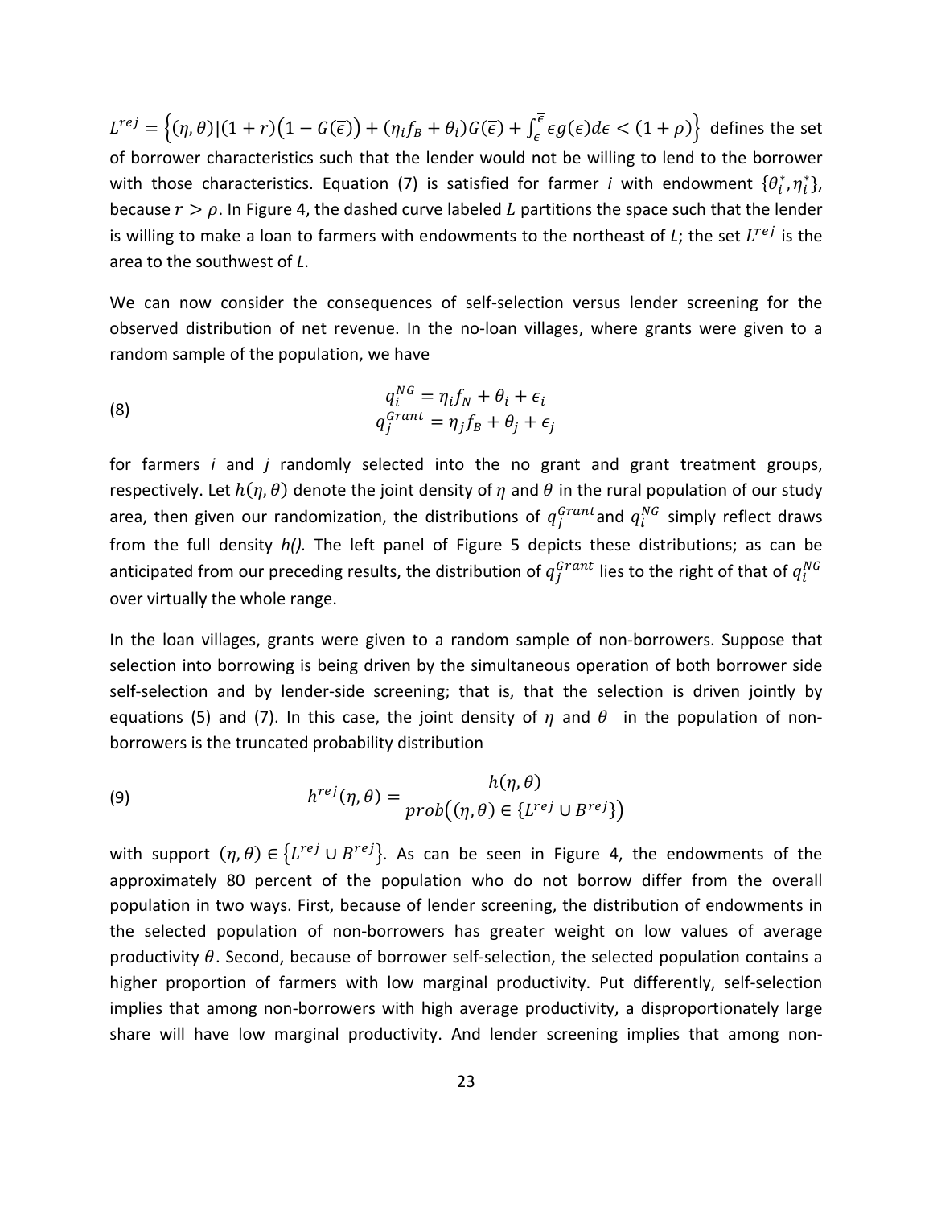$L^{rej} = \left\{(\eta, \theta) | (1 + r)\big(1 - G(\bar{\epsilon})\big) + (\eta_i f_B + \theta_i) G(\bar{\epsilon}) + \int_{\epsilon}^{\bar{\epsilon}} \epsilon g(\epsilon) d\epsilon < (1 + \rho)\right\}$ defines the set of borrower characteristics such that the lender would not be willing to lend to the borrower with those characteristics. Equation (7) is satisfied for farmer *i* with endowment $\{\theta_i^*, \eta_i^*\}$, because $r > \rho$. In Figure 4, the dashed curve labeled $L$ partitions the space such that the lender is willing to make a loan to farmers with endowments to the northeast of $L$; the set $L^{rej}$ is the area to the southwest of $L$.

We can now consider the consequences of self-selection versus lender screening for the observed distribution of net revenue. In the no-loan villages, where grants were given to a random sample of the population, we have

$$
\begin{aligned}
q_i^{NG} &= \eta_i f_N + \theta_i + \epsilon_i \\
q_j^{Grant} &= \eta_j f_B + \theta_j + \epsilon_j
\end{aligned}
\tag{8}
$$

for farmers *i* and *j* randomly selected into the no grant and grant treatment groups, respectively. Let $h(\eta, \theta)$ denote the joint density of $\eta$ and $\theta$ in the rural population of our study area, then given our randomization, the distributions of $q_j^{Grant}$ and $q_i^{NG}$ simply reflect draws from the full density *h()*. The left panel of Figure 5 depicts these distributions; as can be anticipated from our preceding results, the distribution of $q_j^{Grant}$ lies to the right of that of $q_i^{NG}$ over virtually the whole range.

In the loan villages, grants were given to a random sample of non-borrowers. Suppose that selection into borrowing is being driven by the simultaneous operation of both borrower side self-selection and by lender-side screening; that is, that the selection is driven jointly by equations (5) and (7). In this case, the joint density of $\eta$ and $\theta$ in the population of non-borrowers is the truncated probability distribution

$$
h^{rej}(\eta, \theta) = \frac{h(\eta, \theta)}{prob\big((\eta, \theta) \in \{L^{rej} \cup B^{rej}\}\big)}
\tag{9}
$$

with support $(\eta, \theta) \in \{L^{rej} \cup B^{rej}\}$. As can be seen in Figure 4, the endowments of the approximately 80 percent of the population who do not borrow differ from the overall population in two ways. First, because of lender screening, the distribution of endowments in the selected population of non-borrowers has greater weight on low values of average productivity $\theta$. Second, because of borrower self-selection, the selected population contains a higher proportion of farmers with low marginal productivity. Put differently, self-selection implies that among non-borrowers with high average productivity, a disproportionately large share will have low marginal productivity. And lender screening implies that among non-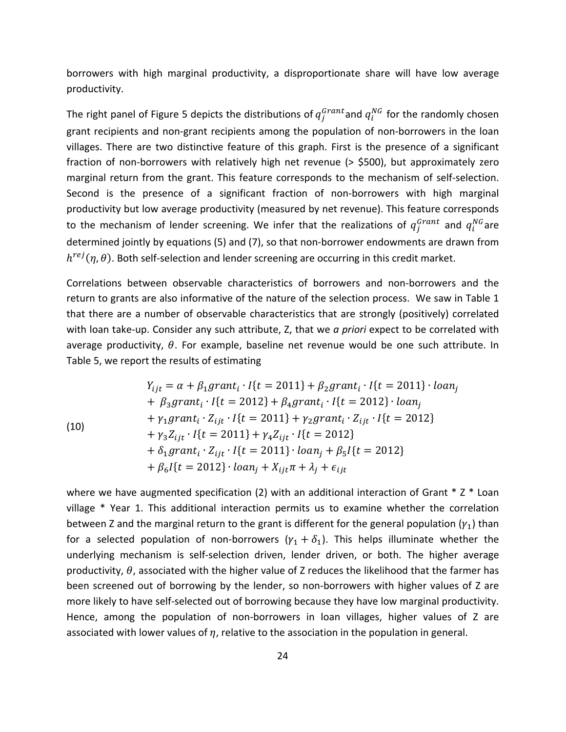borrowers with high marginal productivity, a disproportionate share will have low average productivity.

The right panel of Figure 5 depicts the distributions of $q_j^{Grant}$ and $q_i^{NG}$ for the randomly chosen grant recipients and non-grant recipients among the population of non-borrowers in the loan villages. There are two distinctive feature of this graph. First is the presence of a significant fraction of non-borrowers with relatively high net revenue (> \$500), but approximately zero marginal return from the grant. This feature corresponds to the mechanism of self-selection. Second is the presence of a significant fraction of non-borrowers with high marginal productivity but low average productivity (measured by net revenue). This feature corresponds to the mechanism of lender screening. We infer that the realizations of $q_j^{Grant}$ and $q_i^{NG}$ are determined jointly by equations (5) and (7), so that non-borrower endowments are drawn from $h^{rej}(\eta, \theta)$. Both self-selection and lender screening are occurring in this credit market.

Correlations between observable characteristics of borrowers and non-borrowers and the return to grants are also informative of the nature of the selection process. We saw in Table 1 that there are a number of observable characteristics that are strongly (positively) correlated with loan take-up. Consider any such attribute, Z, that we *a priori* expect to be correlated with average productivity, $\theta$. For example, baseline net revenue would be one such attribute. In Table 5, we report the results of estimating

$$
\begin{aligned}
(10) \qquad Y_{ijt} = \alpha &+ \beta_1 grant_i \cdot I\{t = 2011\} + \beta_2 grant_i \cdot I\{t = 2011\} \cdot loan_j \\
&+ \beta_3 grant_i \cdot I\{t = 2012\} + \beta_4 grant_i \cdot I\{t = 2012\} \cdot loan_j \\
&+ \gamma_1 grant_i \cdot Z_{ijt} \cdot I\{t = 2011\} + \gamma_2 grant_i \cdot Z_{ijt} \cdot I\{t = 2012\} \\
&+ \gamma_3 Z_{ijt} \cdot I\{t = 2011\} + \gamma_4 Z_{ijt} \cdot I\{t = 2012\} \\
&+ \delta_1 grant_i \cdot Z_{ijt} \cdot I\{t = 2011\} \cdot loan_j + \beta_5 I\{t = 2012\} \\
&+ \beta_6 I\{t = 2012\} \cdot loan_j + X_{ijt}\pi + \lambda_j + \epsilon_{ijt}
\end{aligned}
$$

where we have augmented specification (2) with an additional interaction of Grant * Z * Loan village * Year 1. This additional interaction permits us to examine whether the correlation between Z and the marginal return to the grant is different for the general population ($\gamma_1$) than for a selected population of non-borrowers ($\gamma_1 + \delta_1$). This helps illuminate whether the underlying mechanism is self-selection driven, lender driven, or both. The higher average productivity, $\theta$, associated with the higher value of Z reduces the likelihood that the farmer has been screened out of borrowing by the lender, so non-borrowers with higher values of Z are more likely to have self-selected out of borrowing because they have low marginal productivity. Hence, among the population of non-borrowers in loan villages, higher values of Z are associated with lower values of $\eta$, relative to the association in the population in general.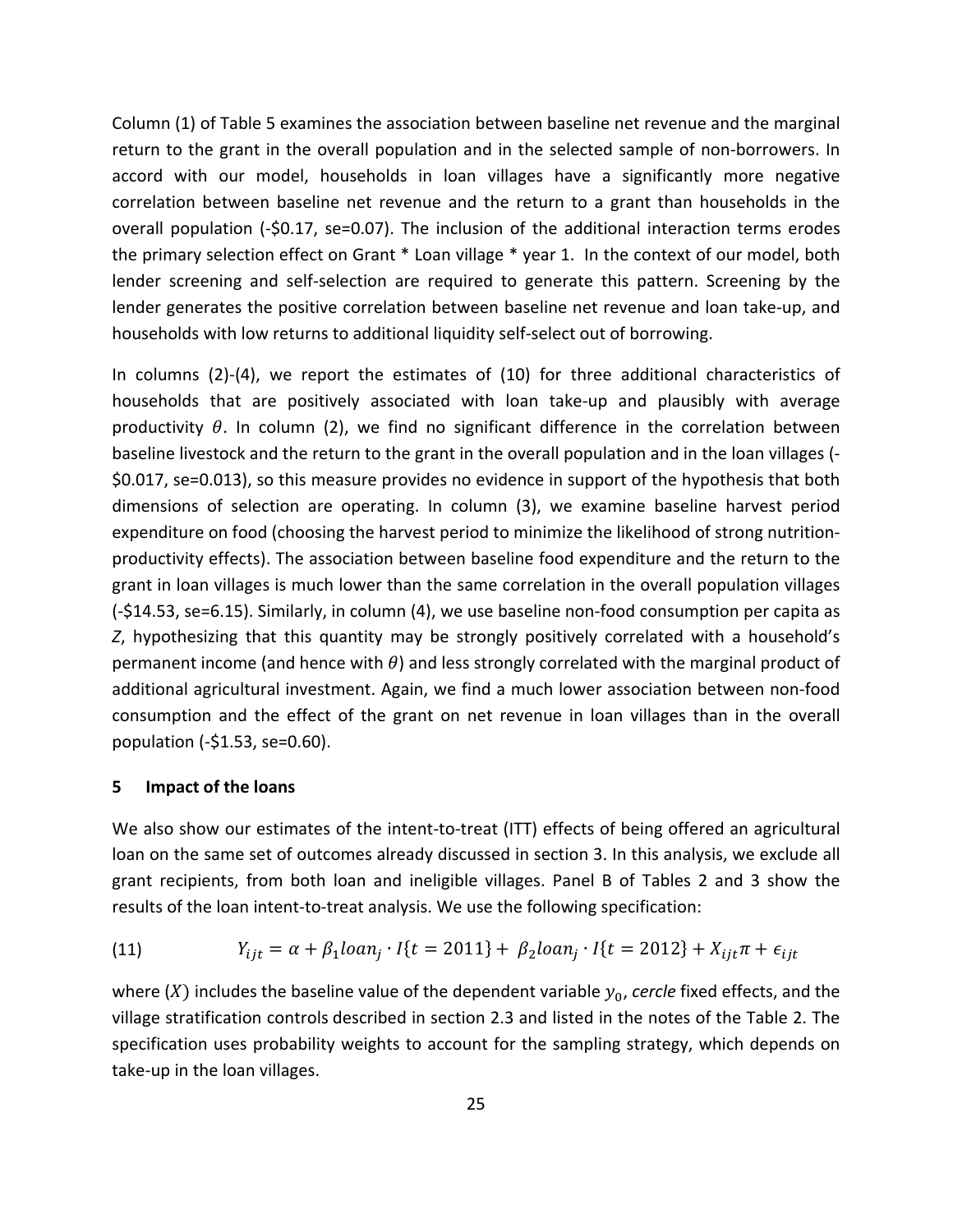Column (1) of Table 5 examines the association between baseline net revenue and the marginal return to the grant in the overall population and in the selected sample of non-borrowers. In accord with our model, households in loan villages have a significantly more negative correlation between baseline net revenue and the return to a grant than households in the overall population (-$0.17, se=0.07). The inclusion of the additional interaction terms erodes the primary selection effect on Grant * Loan village * year 1. In the context of our model, both lender screening and self-selection are required to generate this pattern. Screening by the lender generates the positive correlation between baseline net revenue and loan take-up, and households with low returns to additional liquidity self-select out of borrowing.

In columns (2)-(4), we report the estimates of (10) for three additional characteristics of households that are positively associated with loan take-up and plausibly with average productivity $\theta$. In column (2), we find no significant difference in the correlation between baseline livestock and the return to the grant in the overall population and in the loan villages (-$0.017, se=0.013), so this measure provides no evidence in support of the hypothesis that both dimensions of selection are operating. In column (3), we examine baseline harvest period expenditure on food (choosing the harvest period to minimize the likelihood of strong nutrition-productivity effects). The association between baseline food expenditure and the return to the grant in loan villages is much lower than the same correlation in the overall population villages (-$14.53, se=6.15). Similarly, in column (4), we use baseline non-food consumption per capita as $Z$, hypothesizing that this quantity may be strongly positively correlated with a household's permanent income (and hence with $\theta$) and less strongly correlated with the marginal product of additional agricultural investment. Again, we find a much lower association between non-food consumption and the effect of the grant on net revenue in loan villages than in the overall population (-$1.53, se=0.60).

## 5 Impact of the loans

We also show our estimates of the intent-to-treat (ITT) effects of being offered an agricultural loan on the same set of outcomes already discussed in section 3. In this analysis, we exclude all grant recipients, from both loan and ineligible villages. Panel B of Tables 2 and 3 show the results of the loan intent-to-treat analysis. We use the following specification:

$$(11) \qquad Y_{ijt} = \alpha + \beta_1 loan_j \cdot I\{t = 2011\} + \beta_2 loan_j \cdot I\{t = 2012\} + X_{ijt}\pi + \epsilon_{ijt}$$

where $(X)$ includes the baseline value of the dependent variable $y_0$, *cercle* fixed effects, and the village stratification controls described in section 2.3 and listed in the notes of the Table 2. The specification uses probability weights to account for the sampling strategy, which depends on take-up in the loan villages.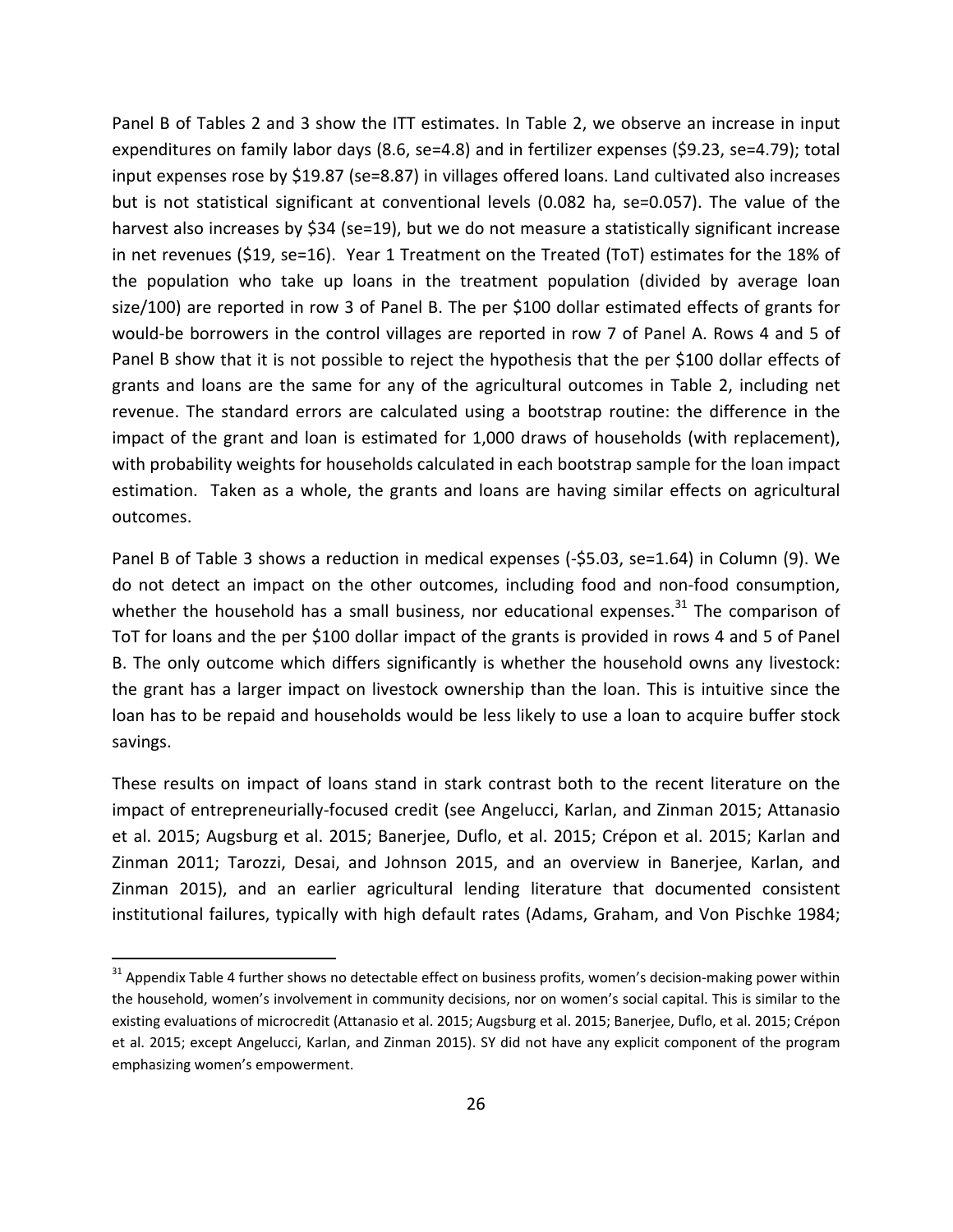Panel B of Tables 2 and 3 show the ITT estimates. In Table 2, we observe an increase in input expenditures on family labor days (8.6, se=4.8) and in fertilizer expenses ($9.23, se=4.79); total input expenses rose by $19.87 (se=8.87) in villages offered loans. Land cultivated also increases but is not statistical significant at conventional levels (0.082 ha, se=0.057). The value of the harvest also increases by $34 (se=19), but we do not measure a statistically significant increase in net revenues ($19, se=16). Year 1 Treatment on the Treated (ToT) estimates for the 18% of the population who take up loans in the treatment population (divided by average loan size/100) are reported in row 3 of Panel B. The per $100 dollar estimated effects of grants for would-be borrowers in the control villages are reported in row 7 of Panel A. Rows 4 and 5 of Panel B show that it is not possible to reject the hypothesis that the per $100 dollar effects of grants and loans are the same for any of the agricultural outcomes in Table 2, including net revenue. The standard errors are calculated using a bootstrap routine: the difference in the impact of the grant and loan is estimated for 1,000 draws of households (with replacement), with probability weights for households calculated in each bootstrap sample for the loan impact estimation. Taken as a whole, the grants and loans are having similar effects on agricultural outcomes.

Panel B of Table 3 shows a reduction in medical expenses (-$5.03, se=1.64) in Column (9). We do not detect an impact on the other outcomes, including food and non-food consumption, whether the household has a small business, nor educational expenses.[31] The comparison of ToT for loans and the per $100 dollar impact of the grants is provided in rows 4 and 5 of Panel B. The only outcome which differs significantly is whether the household owns any livestock: the grant has a larger impact on livestock ownership than the loan. This is intuitive since the loan has to be repaid and households would be less likely to use a loan to acquire buffer stock savings.

These results on impact of loans stand in stark contrast both to the recent literature on the impact of entrepreneurially-focused credit (see Angelucci, Karlan, and Zinman 2015; Attanasio et al. 2015; Augsburg et al. 2015; Banerjee, Duflo, et al. 2015; Crépon et al. 2015; Karlan and Zinman 2011; Tarozzi, Desai, and Johnson 2015, and an overview in Banerjee, Karlan, and Zinman 2015), and an earlier agricultural lending literature that documented consistent institutional failures, typically with high default rates (Adams, Graham, and Von Pischke 1984;

[31] Appendix Table 4 further shows no detectable effect on business profits, women's decision-making power within the household, women's involvement in community decisions, nor on women's social capital. This is similar to the existing evaluations of microcredit (Attanasio et al. 2015; Augsburg et al. 2015; Banerjee, Duflo, et al. 2015; Crépon et al. 2015; except Angelucci, Karlan, and Zinman 2015). SY did not have any explicit component of the program emphasizing women's empowerment.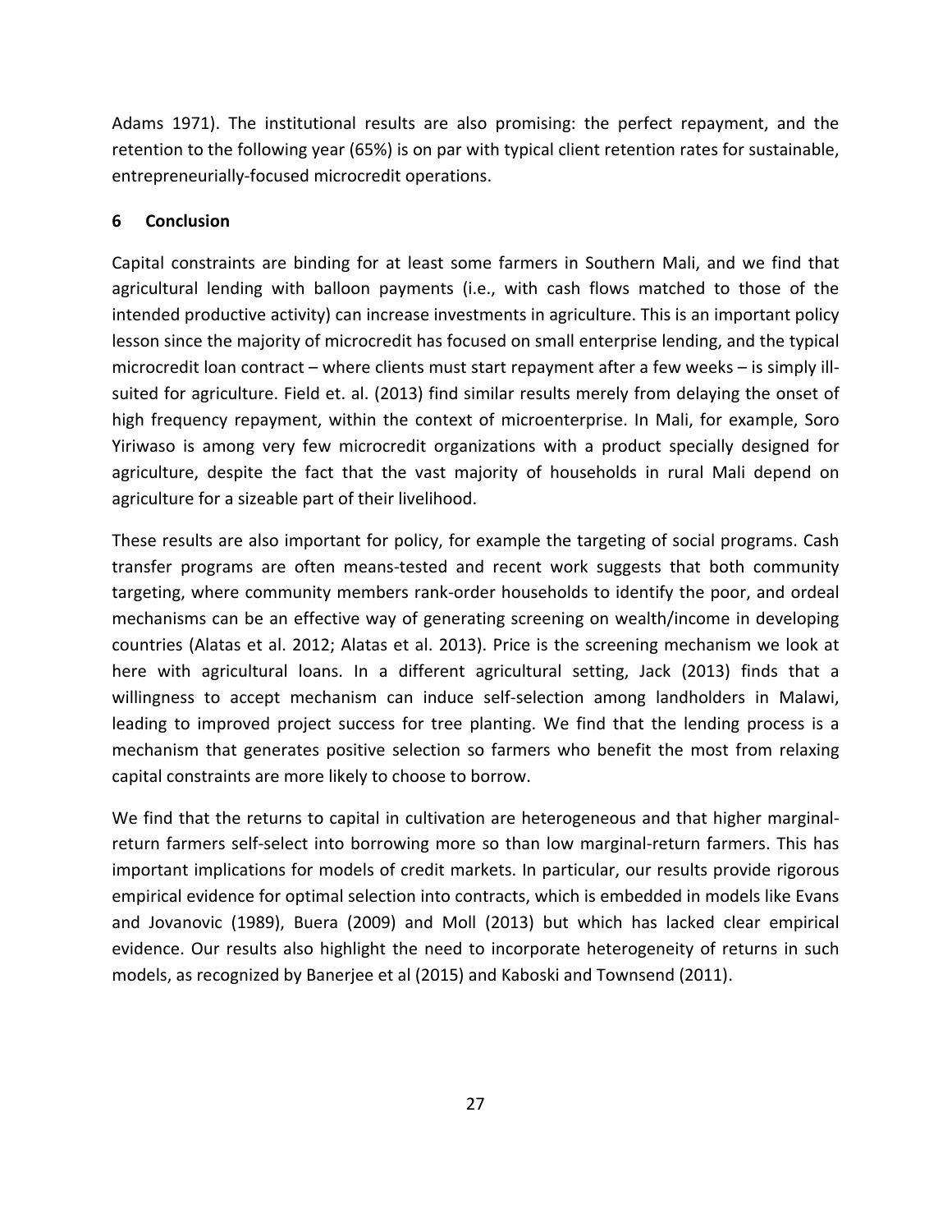Adams 1971). The institutional results are also promising: the perfect repayment, and the retention to the following year (65%) is on par with typical client retention rates for sustainable, entrepreneurially-focused microcredit operations.

## 6 Conclusion

Capital constraints are binding for at least some farmers in Southern Mali, and we find that agricultural lending with balloon payments (i.e., with cash flows matched to those of the intended productive activity) can increase investments in agriculture. This is an important policy lesson since the majority of microcredit has focused on small enterprise lending, and the typical microcredit loan contract – where clients must start repayment after a few weeks – is simply ill-suited for agriculture. Field et. al. (2013) find similar results merely from delaying the onset of high frequency repayment, within the context of microenterprise. In Mali, for example, Soro Yiriwaso is among very few microcredit organizations with a product specially designed for agriculture, despite the fact that the vast majority of households in rural Mali depend on agriculture for a sizeable part of their livelihood.

These results are also important for policy, for example the targeting of social programs. Cash transfer programs are often means-tested and recent work suggests that both community targeting, where community members rank-order households to identify the poor, and ordeal mechanisms can be an effective way of generating screening on wealth/income in developing countries (Alatas et al. 2012; Alatas et al. 2013). Price is the screening mechanism we look at here with agricultural loans. In a different agricultural setting, Jack (2013) finds that a willingness to accept mechanism can induce self-selection among landholders in Malawi, leading to improved project success for tree planting. We find that the lending process is a mechanism that generates positive selection so farmers who benefit the most from relaxing capital constraints are more likely to choose to borrow.

We find that the returns to capital in cultivation are heterogeneous and that higher marginal-return farmers self-select into borrowing more so than low marginal-return farmers. This has important implications for models of credit markets. In particular, our results provide rigorous empirical evidence for optimal selection into contracts, which is embedded in models like Evans and Jovanovic (1989), Buera (2009) and Moll (2013) but which has lacked clear empirical evidence. Our results also highlight the need to incorporate heterogeneity of returns in such models, as recognized by Banerjee et al (2015) and Kaboski and Townsend (2011).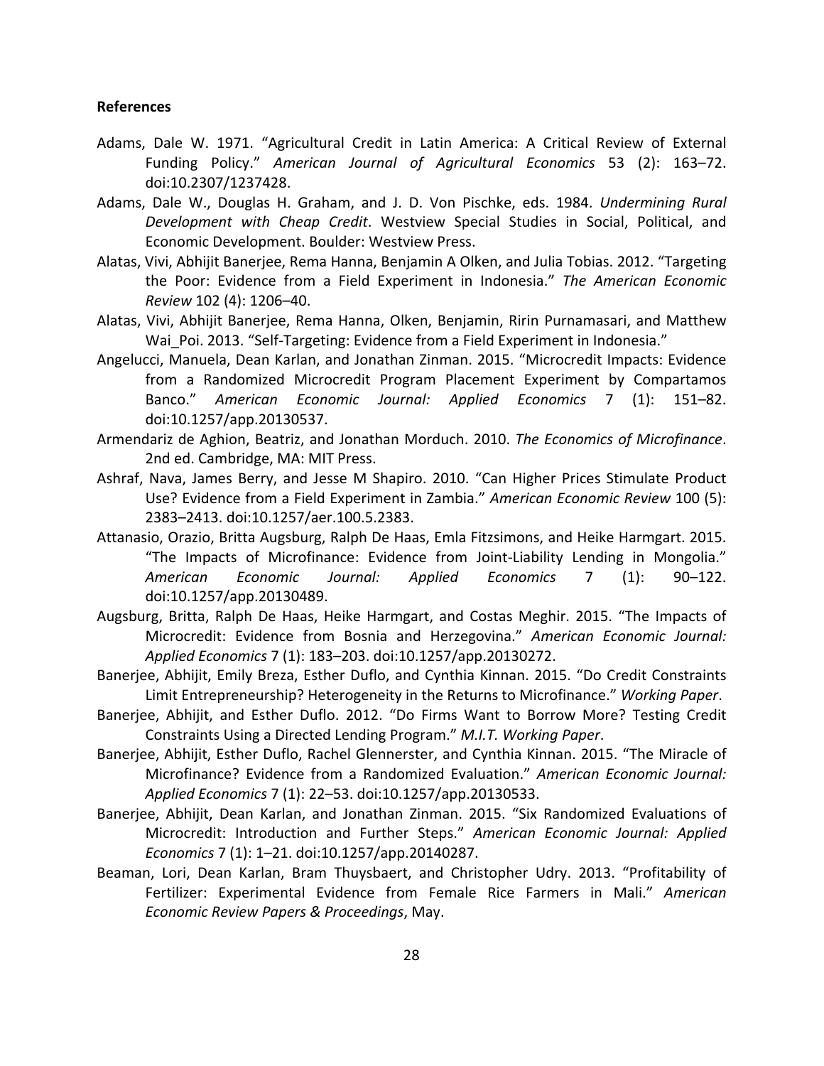**References**

Adams, Dale W. 1971. "Agricultural Credit in Latin America: A Critical Review of External Funding Policy." *American Journal of Agricultural Economics* 53 (2): 163–72. doi:10.2307/1237428.

Adams, Dale W., Douglas H. Graham, and J. D. Von Pischke, eds. 1984. *Undermining Rural Development with Cheap Credit*. Westview Special Studies in Social, Political, and Economic Development. Boulder: Westview Press.

Alatas, Vivi, Abhijit Banerjee, Rema Hanna, Benjamin A Olken, and Julia Tobias. 2012. "Targeting the Poor: Evidence from a Field Experiment in Indonesia." *The American Economic Review* 102 (4): 1206–40.

Alatas, Vivi, Abhijit Banerjee, Rema Hanna, Olken, Benjamin, Ririn Purnamasari, and Matthew Wai_Poi. 2013. "Self-Targeting: Evidence from a Field Experiment in Indonesia."

Angelucci, Manuela, Dean Karlan, and Jonathan Zinman. 2015. "Microcredit Impacts: Evidence from a Randomized Microcredit Program Placement Experiment by Compartamos Banco." *American Economic Journal: Applied Economics* 7 (1): 151–82. doi:10.1257/app.20130537.

Armendariz de Aghion, Beatriz, and Jonathan Morduch. 2010. *The Economics of Microfinance*. 2nd ed. Cambridge, MA: MIT Press.

Ashraf, Nava, James Berry, and Jesse M Shapiro. 2010. "Can Higher Prices Stimulate Product Use? Evidence from a Field Experiment in Zambia." *American Economic Review* 100 (5): 2383–2413. doi:10.1257/aer.100.5.2383.

Attanasio, Orazio, Britta Augsburg, Ralph De Haas, Emla Fitzsimons, and Heike Harmgart. 2015. "The Impacts of Microfinance: Evidence from Joint-Liability Lending in Mongolia." *American Economic Journal: Applied Economics* 7 (1): 90–122. doi:10.1257/app.20130489.

Augsburg, Britta, Ralph De Haas, Heike Harmgart, and Costas Meghir. 2015. "The Impacts of Microcredit: Evidence from Bosnia and Herzegovina." *American Economic Journal: Applied Economics* 7 (1): 183–203. doi:10.1257/app.20130272.

Banerjee, Abhijit, Emily Breza, Esther Duflo, and Cynthia Kinnan. 2015. "Do Credit Constraints Limit Entrepreneurship? Heterogeneity in the Returns to Microfinance." *Working Paper*.

Banerjee, Abhijit, and Esther Duflo. 2012. "Do Firms Want to Borrow More? Testing Credit Constraints Using a Directed Lending Program." *M.I.T. Working Paper*.

Banerjee, Abhijit, Esther Duflo, Rachel Glennerster, and Cynthia Kinnan. 2015. "The Miracle of Microfinance? Evidence from a Randomized Evaluation." *American Economic Journal: Applied Economics* 7 (1): 22–53. doi:10.1257/app.20130533.

Banerjee, Abhijit, Dean Karlan, and Jonathan Zinman. 2015. "Six Randomized Evaluations of Microcredit: Introduction and Further Steps." *American Economic Journal: Applied Economics* 7 (1): 1–21. doi:10.1257/app.20140287.

Beaman, Lori, Dean Karlan, Bram Thuysbaert, and Christopher Udry. 2013. "Profitability of Fertilizer: Experimental Evidence from Female Rice Farmers in Mali." *American Economic Review Papers & Proceedings*, May.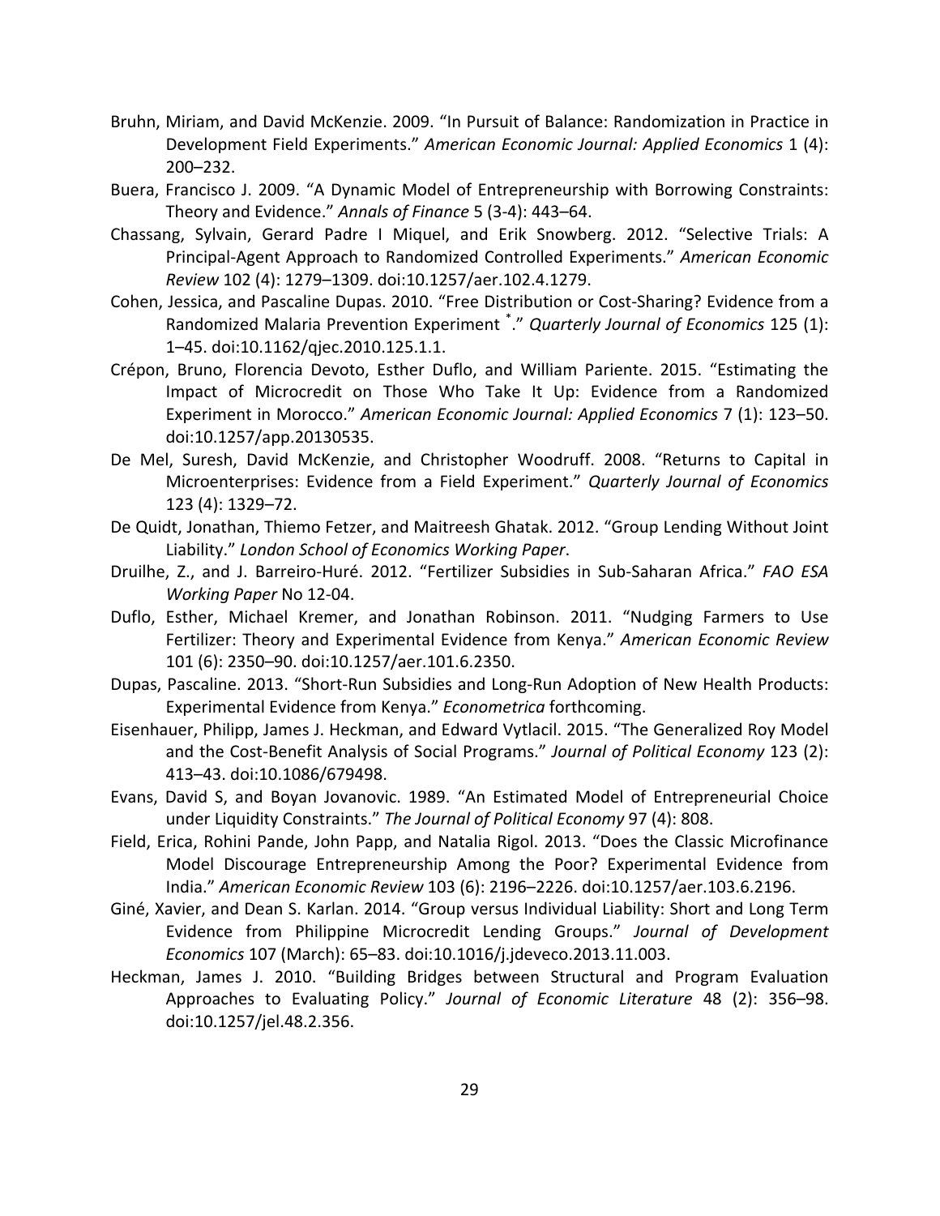Bruhn, Miriam, and David McKenzie. 2009. "In Pursuit of Balance: Randomization in Practice in Development Field Experiments." *American Economic Journal: Applied Economics* 1 (4): 200–232.

Buera, Francisco J. 2009. "A Dynamic Model of Entrepreneurship with Borrowing Constraints: Theory and Evidence." *Annals of Finance* 5 (3-4): 443–64.

Chassang, Sylvain, Gerard Padre I Miquel, and Erik Snowberg. 2012. "Selective Trials: A Principal-Agent Approach to Randomized Controlled Experiments." *American Economic Review* 102 (4): 1279–1309. doi:10.1257/aer.102.4.1279.

Cohen, Jessica, and Pascaline Dupas. 2010. "Free Distribution or Cost-Sharing? Evidence from a Randomized Malaria Prevention Experiment *." *Quarterly Journal of Economics* 125 (1): 1–45. doi:10.1162/qjec.2010.125.1.1.

Crépon, Bruno, Florencia Devoto, Esther Duflo, and William Pariente. 2015. "Estimating the Impact of Microcredit on Those Who Take It Up: Evidence from a Randomized Experiment in Morocco." *American Economic Journal: Applied Economics* 7 (1): 123–50. doi:10.1257/app.20130535.

De Mel, Suresh, David McKenzie, and Christopher Woodruff. 2008. "Returns to Capital in Microenterprises: Evidence from a Field Experiment." *Quarterly Journal of Economics* 123 (4): 1329–72.

De Quidt, Jonathan, Thiemo Fetzer, and Maitreesh Ghatak. 2012. "Group Lending Without Joint Liability." *London School of Economics Working Paper*.

Druilhe, Z., and J. Barreiro-Huré. 2012. "Fertilizer Subsidies in Sub-Saharan Africa." *FAO ESA Working Paper* No 12-04.

Duflo, Esther, Michael Kremer, and Jonathan Robinson. 2011. "Nudging Farmers to Use Fertilizer: Theory and Experimental Evidence from Kenya." *American Economic Review* 101 (6): 2350–90. doi:10.1257/aer.101.6.2350.

Dupas, Pascaline. 2013. "Short-Run Subsidies and Long-Run Adoption of New Health Products: Experimental Evidence from Kenya." *Econometrica* forthcoming.

Eisenhauer, Philipp, James J. Heckman, and Edward Vytlacil. 2015. "The Generalized Roy Model and the Cost-Benefit Analysis of Social Programs." *Journal of Political Economy* 123 (2): 413–43. doi:10.1086/679498.

Evans, David S, and Boyan Jovanovic. 1989. "An Estimated Model of Entrepreneurial Choice under Liquidity Constraints." *The Journal of Political Economy* 97 (4): 808.

Field, Erica, Rohini Pande, John Papp, and Natalia Rigol. 2013. "Does the Classic Microfinance Model Discourage Entrepreneurship Among the Poor? Experimental Evidence from India." *American Economic Review* 103 (6): 2196–2226. doi:10.1257/aer.103.6.2196.

Giné, Xavier, and Dean S. Karlan. 2014. "Group versus Individual Liability: Short and Long Term Evidence from Philippine Microcredit Lending Groups." *Journal of Development Economics* 107 (March): 65–83. doi:10.1016/j.jdeveco.2013.11.003.

Heckman, James J. 2010. "Building Bridges between Structural and Program Evaluation Approaches to Evaluating Policy." *Journal of Economic Literature* 48 (2): 356–98. doi:10.1257/jel.48.2.356.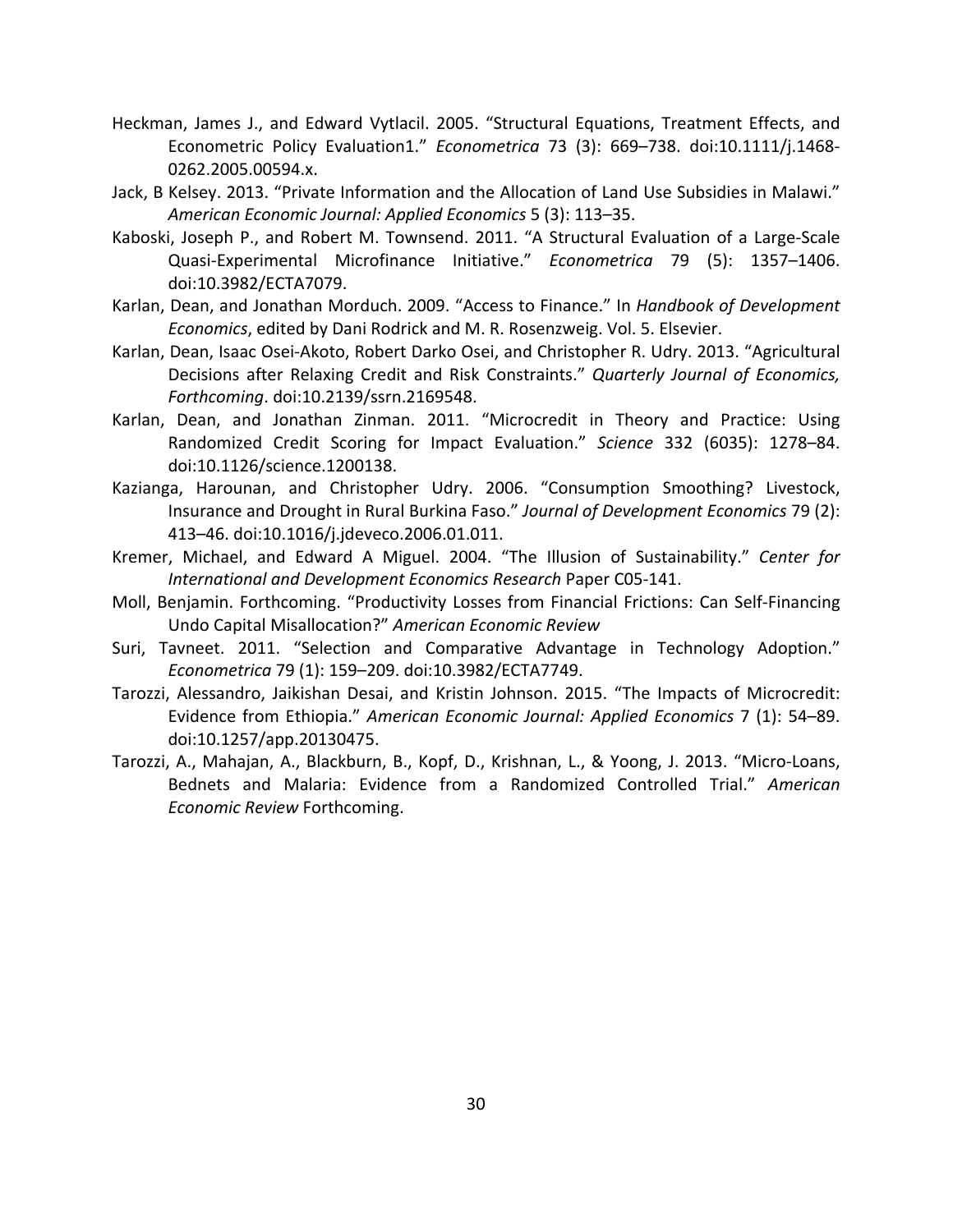Heckman, James J., and Edward Vytlacil. 2005. "Structural Equations, Treatment Effects, and Econometric Policy Evaluation1." *Econometrica* 73 (3): 669–738. doi:10.1111/j.1468-0262.2005.00594.x.

Jack, B Kelsey. 2013. "Private Information and the Allocation of Land Use Subsidies in Malawi." *American Economic Journal: Applied Economics* 5 (3): 113–35.

Kaboski, Joseph P., and Robert M. Townsend. 2011. "A Structural Evaluation of a Large-Scale Quasi-Experimental Microfinance Initiative." *Econometrica* 79 (5): 1357–1406. doi:10.3982/ECTA7079.

Karlan, Dean, and Jonathan Morduch. 2009. "Access to Finance." In *Handbook of Development Economics*, edited by Dani Rodrick and M. R. Rosenzweig. Vol. 5. Elsevier.

Karlan, Dean, Isaac Osei-Akoto, Robert Darko Osei, and Christopher R. Udry. 2013. "Agricultural Decisions after Relaxing Credit and Risk Constraints." *Quarterly Journal of Economics, Forthcoming*. doi:10.2139/ssrn.2169548.

Karlan, Dean, and Jonathan Zinman. 2011. "Microcredit in Theory and Practice: Using Randomized Credit Scoring for Impact Evaluation." *Science* 332 (6035): 1278–84. doi:10.1126/science.1200138.

Kazianga, Harounan, and Christopher Udry. 2006. "Consumption Smoothing? Livestock, Insurance and Drought in Rural Burkina Faso." *Journal of Development Economics* 79 (2): 413–46. doi:10.1016/j.jdeveco.2006.01.011.

Kremer, Michael, and Edward A Miguel. 2004. "The Illusion of Sustainability." *Center for International and Development Economics Research* Paper C05-141.

Moll, Benjamin. Forthcoming. "Productivity Losses from Financial Frictions: Can Self-Financing Undo Capital Misallocation?" *American Economic Review*

Suri, Tavneet. 2011. "Selection and Comparative Advantage in Technology Adoption." *Econometrica* 79 (1): 159–209. doi:10.3982/ECTA7749.

Tarozzi, Alessandro, Jaikishan Desai, and Kristin Johnson. 2015. "The Impacts of Microcredit: Evidence from Ethiopia." *American Economic Journal: Applied Economics* 7 (1): 54–89. doi:10.1257/app.20130475.

Tarozzi, A., Mahajan, A., Blackburn, B., Kopf, D., Krishnan, L., & Yoong, J. 2013. "Micro-Loans, Bednets and Malaria: Evidence from a Randomized Controlled Trial." *American Economic Review* Forthcoming.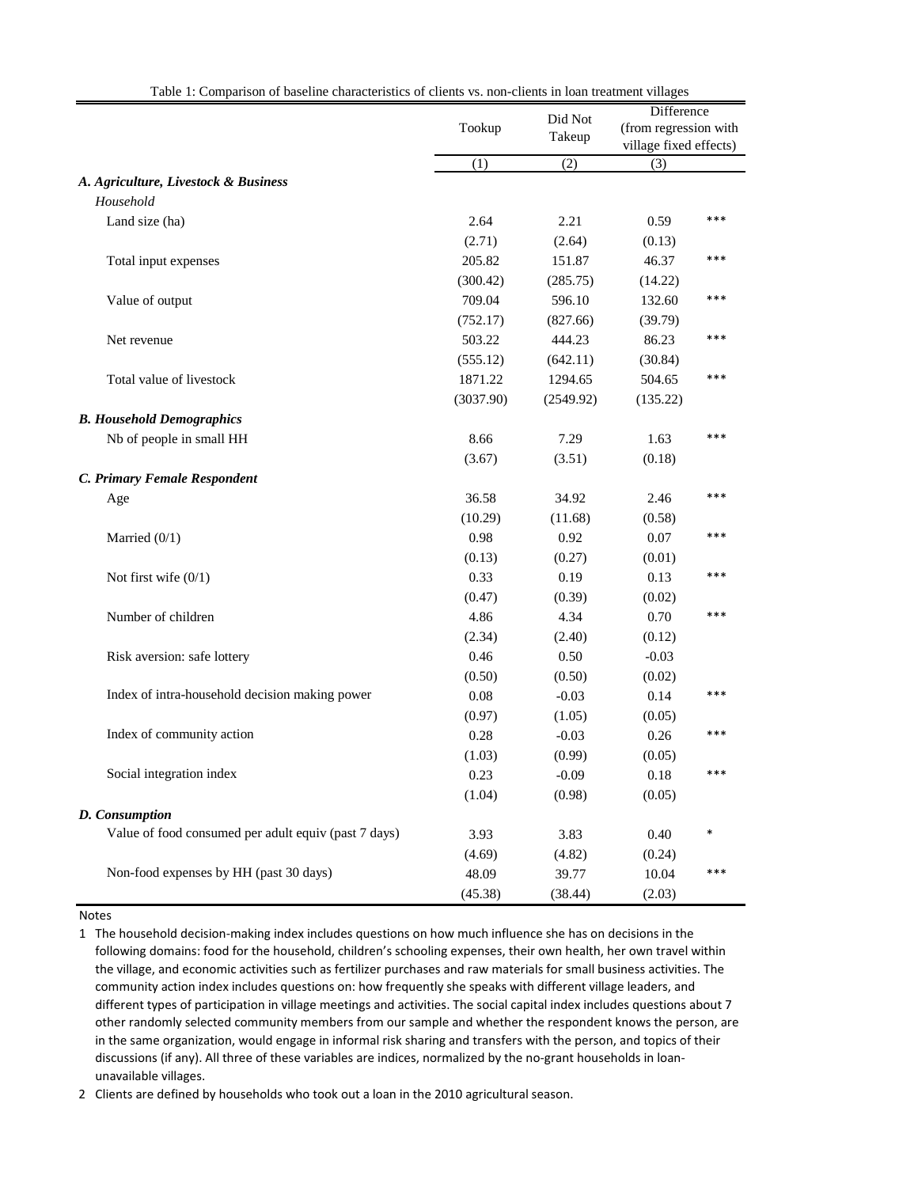Table 1: Comparison of baseline characteristics of clients vs. non-clients in loan treatment villages

| | Tookup | Did Not Takeup | Difference (from regression with village fixed effects) | |
|---|---|---|---|---|
| | (1) | (2) | (3) | |
| ***A. Agriculture, Livestock & Business*** | | | | |
| *Household* | | | | |
| Land size (ha) | 2.64 | 2.21 | 0.59 | *** |
| | (2.71) | (2.64) | (0.13) | |
| Total input expenses | 205.82 | 151.87 | 46.37 | *** |
| | (300.42) | (285.75) | (14.22) | |
| Value of output | 709.04 | 596.10 | 132.60 | *** |
| | (752.17) | (827.66) | (39.79) | |
| Net revenue | 503.22 | 444.23 | 86.23 | *** |
| | (555.12) | (642.11) | (30.84) | |
| Total value of livestock | 1871.22 | 1294.65 | 504.65 | *** |
| | (3037.90) | (2549.92) | (135.22) | |
| ***B. Household Demographics*** | | | | |
| Nb of people in small HH | 8.66 | 7.29 | 1.63 | *** |
| | (3.67) | (3.51) | (0.18) | |
| ***C. Primary Female Respondent*** | | | | |
| Age | 36.58 | 34.92 | 2.46 | *** |
| | (10.29) | (11.68) | (0.58) | |
| Married (0/1) | 0.98 | 0.92 | 0.07 | *** |
| | (0.13) | (0.27) | (0.01) | |
| Not first wife (0/1) | 0.33 | 0.19 | 0.13 | *** |
| | (0.47) | (0.39) | (0.02) | |
| Number of children | 4.86 | 4.34 | 0.70 | *** |
| | (2.34) | (2.40) | (0.12) | |
| Risk aversion: safe lottery | 0.46 | 0.50 | -0.03 | |
| | (0.50) | (0.50) | (0.02) | |
| Index of intra-household decision making power | 0.08 | -0.03 | 0.14 | *** |
| | (0.97) | (1.05) | (0.05) | |
| Index of community action | 0.28 | -0.03 | 0.26 | *** |
| | (1.03) | (0.99) | (0.05) | |
| Social integration index | 0.23 | -0.09 | 0.18 | *** |
| | (1.04) | (0.98) | (0.05) | |
| ***D. Consumption*** | | | | |
| Value of food consumed per adult equiv (past 7 days) | 3.93 | 3.83 | 0.40 | * |
| | (4.69) | (4.82) | (0.24) | |
| Non-food expenses by HH (past 30 days) | 48.09 | 39.77 | 10.04 | *** |
| | (45.38) | (38.44) | (2.03) | |

Notes

1 The household decision-making index includes questions on how much influence she has on decisions in the following domains: food for the household, children's schooling expenses, their own health, her own travel within the village, and economic activities such as fertilizer purchases and raw materials for small business activities. The community action index includes questions on: how frequently she speaks with different village leaders, and different types of participation in village meetings and activities. The social capital index includes questions about 7 other randomly selected community members from our sample and whether the respondent knows the person, are in the same organization, would engage in informal risk sharing and transfers with the person, and topics of their discussions (if any). All three of these variables are indices, normalized by the no-grant households in loan-unavailable villages.

2 Clients are defined by households who took out a loan in the 2010 agricultural season.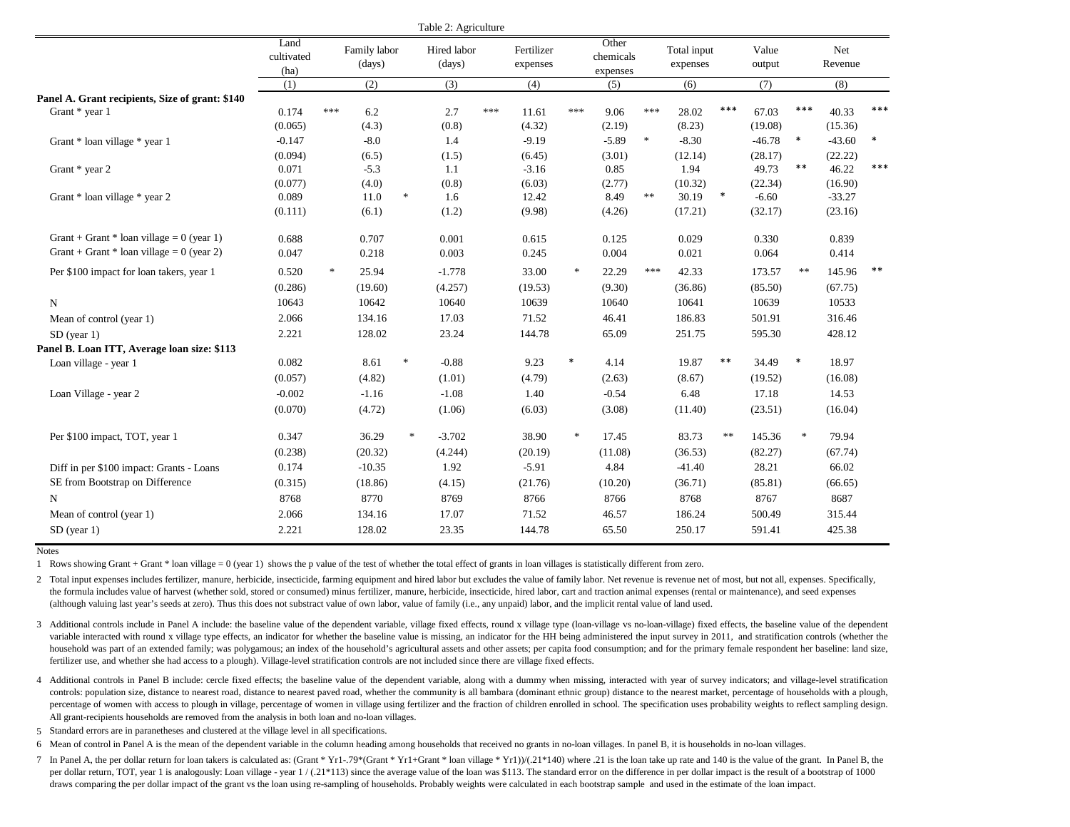Table 2: Agriculture

| | Land cultivated (ha) | Family labor (days) | Hired labor (days) | Fertilizer expenses | Other chemicals expenses | Total input expenses | Value output | Net Revenue |
|---|---|---|---|---|---|---|---|---|
| | (1) | (2) | (3) | (4) | (5) | (6) | (7) | (8) |
| **Panel A. Grant recipients, Size of grant: $140** | | | | | | | | |
| Grant * year 1 | 0.174 *** | 6.2 | 2.7 *** | 11.61 *** | 9.06 *** | 28.02 *** | 67.03 *** | 40.33 *** |
| | (0.065) | (4.3) | (0.8) | (4.32) | (2.19) | (8.23) | (19.08) | (15.36) |
| Grant * loan village * year 1 | -0.147 | -8.0 | 1.4 | -9.19 | -5.89 * | -8.30 | -46.78 * | -43.60 * |
| | (0.094) | (6.5) | (1.5) | (6.45) | (3.01) | (12.14) | (28.17) | (22.22) |
| Grant * year 2 | 0.071 | -5.3 | 1.1 | -3.16 | 0.85 | 1.94 | 49.73 ** | 46.22 *** |
| | (0.077) | (4.0) | (0.8) | (6.03) | (2.77) | (10.32) | (22.34) | (16.90) |
| Grant * loan village * year 2 | 0.089 | 11.0 * | 1.6 | 12.42 | 8.49 ** | 30.19 * | -6.60 | -33.27 |
| | (0.111) | (6.1) | (1.2) | (9.98) | (4.26) | (17.21) | (32.17) | (23.16) |
| Grant + Grant * loan village = 0 (year 1) | 0.688 | 0.707 | 0.001 | 0.615 | 0.125 | 0.029 | 0.330 | 0.839 |
| Grant + Grant * loan village = 0 (year 2) | 0.047 | 0.218 | 0.003 | 0.245 | 0.004 | 0.021 | 0.064 | 0.414 |
| Per $100 impact for loan takers, year 1 | 0.520 * | 25.94 | -1.778 | 33.00 * | 22.29 *** | 42.33 | 173.57 ** | 145.96 ** |
| | (0.286) | (19.60) | (4.257) | (19.53) | (9.30) | (36.86) | (85.50) | (67.75) |
| N | 10643 | 10642 | 10640 | 10639 | 10640 | 10641 | 10639 | 10533 |
| Mean of control (year 1) | 2.066 | 134.16 | 17.03 | 71.52 | 46.41 | 186.83 | 501.91 | 316.46 |
| SD (year 1) | 2.221 | 128.02 | 23.24 | 144.78 | 65.09 | 251.75 | 595.30 | 428.12 |
| **Panel B. Loan ITT, Average loan size: $113** | | | | | | | | |
| Loan village - year 1 | 0.082 | 8.61 * | -0.88 | 9.23 * | 4.14 | 19.87 ** | 34.49 * | 18.97 |
| | (0.057) | (4.82) | (1.01) | (4.79) | (2.63) | (8.67) | (19.52) | (16.08) |
| Loan Village - year 2 | -0.002 | -1.16 | -1.08 | 1.40 | -0.54 | 6.48 | 17.18 | 14.53 |
| | (0.070) | (4.72) | (1.06) | (6.03) | (3.08) | (11.40) | (23.51) | (16.04) |
| Per $100 impact, TOT, year 1 | 0.347 | 36.29 * | -3.702 | 38.90 * | 17.45 | 83.73 ** | 145.36 * | 79.94 |
| | (0.238) | (20.32) | (4.244) | (20.19) | (11.08) | (36.53) | (82.27) | (67.74) |
| Diff in per $100 impact: Grants - Loans | 0.174 | -10.35 | 1.92 | -5.91 | 4.84 | -41.40 | 28.21 | 66.02 |
| SE from Bootstrap on Difference | (0.315) | (18.86) | (4.15) | (21.76) | (10.20) | (36.71) | (85.81) | (66.65) |
| N | 8768 | 8770 | 8769 | 8766 | 8766 | 8768 | 8767 | 8687 |
| Mean of control (year 1) | 2.066 | 134.16 | 17.07 | 71.52 | 46.57 | 186.24 | 500.49 | 315.44 |
| SD (year 1) | 2.221 | 128.02 | 23.35 | 144.78 | 65.50 | 250.17 | 591.41 | 425.38 |

Notes

1 Rows showing Grant + Grant * loan village = 0 (year 1) shows the p value of the test of whether the total effect of grants in loan villages is statistically different from zero.

2 Total input expenses includes fertilizer, manure, herbicide, insecticide, farming equipment and hired labor but excludes the value of family labor. Net revenue is revenue net of most, but not all, expenses. Specifically, the formula includes value of harvest (whether sold, stored or consumed) minus fertilizer, manure, herbicide, insecticide, hired labor, cart and traction animal expenses (rental or maintenance), and seed expenses (although valuing last year's seeds at zero). Thus this does not substract value of own labor, value of family (i.e., any unpaid) labor, and the implicit rental value of land used.

3 Additional controls include in Panel A include: the baseline value of the dependent variable, village fixed effects, round x village type (loan-village vs no-loan-village) fixed effects, the baseline value of the dependent variable interacted with round x village type effects, an indicator for whether the baseline value is missing, an indicator for the HH being administered the input survey in 2011, and stratification controls (whether the household was part of an extended family; was polygamous; an index of the household's agricultural assets and other assets; per capita food consumption; and for the primary female respondent her baseline: land size, fertilizer use, and whether she had access to a plough). Village-level stratification controls are not included since there are village fixed effects.

4 Additional controls in Panel B include: cercle fixed effects; the baseline value of the dependent variable, along with a dummy when missing, interacted with year of survey indicators; and village-level stratification controls: population size, distance to nearest road, distance to nearest paved road, whether the community is all bambara (dominant ethnic group) distance to the nearest market, percentage of households with a plough, percentage of women with access to plough in village, percentage of women in village using fertilizer and the fraction of children enrolled in school. The specification uses probability weights to reflect sampling design. All grant-recipients households are removed from the analysis in both loan and no-loan villages.

5 Standard errors are in paranetheses and clustered at the village level in all specifications.

6 Mean of control in Panel A is the mean of the dependent variable in the column heading among households that received no grants in no-loan villages. In panel B, it is households in no-loan villages.

7 In Panel A, the per dollar return for loan takers is calculated as: (Grant * Yr1-.79*(Grant * Yr1+Grant * loan village * Yr1))/(.21*140) where .21 is the loan take up rate and 140 is the value of the grant. In Panel B, the per dollar return, TOT, year 1 is analogously: Loan village - year 1 / (.21*113) since the average value of the loan was $113. The standard error on the difference in per dollar impact is the result of a bootstrap of 1000 draws comparing the per dollar impact of the grant vs the loan using re-sampling of households. Probably weights were calculated in each bootstrap sample and used in the estimate of the loan impact.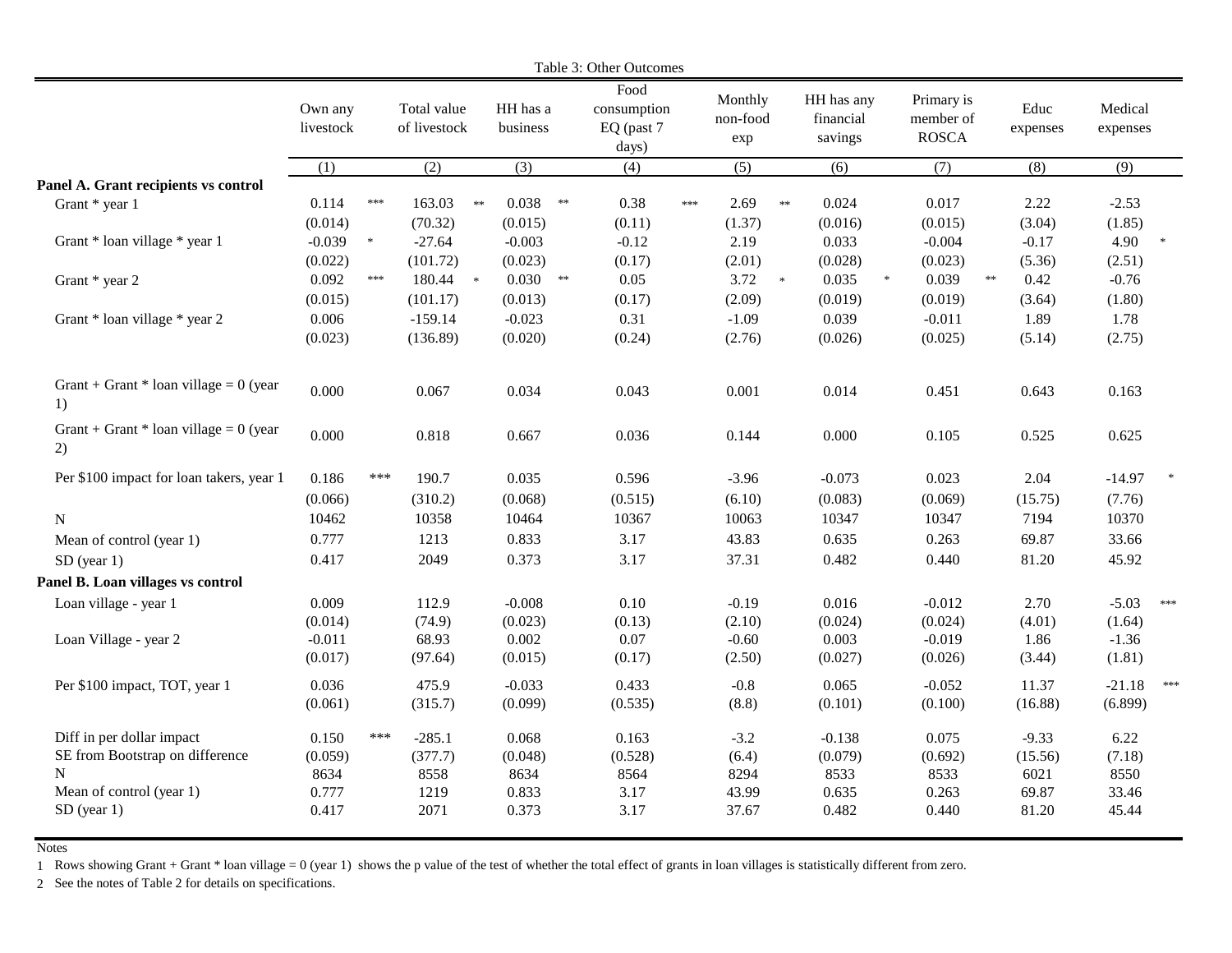Table 3: Other Outcomes

| | Own any livestock | Total value of livestock | HH has a business | Food consumption EQ (past 7 days) | Monthly non-food exp | HH has any financial savings | Primary is member of ROSCA | Educ expenses | Medical expenses |
|---|---|---|---|---|---|---|---|---|---|
| | (1) | (2) | (3) | (4) | (5) | (6) | (7) | (8) | (9) |
| **Panel A. Grant recipients vs control** | | | | | | | | | |
| Grant * year 1 | 0.114 *** | 163.03 ** | 0.038 ** | 0.38 *** | 2.69 ** | 0.024 | 0.017 | 2.22 | -2.53 |
| | (0.014) | (70.32) | (0.015) | (0.11) | (1.37) | (0.016) | (0.015) | (3.04) | (1.85) |
| Grant * loan village * year 1 | -0.039 * | -27.64 | -0.003 | -0.12 | 2.19 | 0.033 | -0.004 | -0.17 | 4.90 * |
| | (0.022) | (101.72) | (0.023) | (0.17) | (2.01) | (0.028) | (0.023) | (5.36) | (2.51) |
| Grant * year 2 | 0.092 *** | 180.44 * | 0.030 ** | 0.05 | 3.72 * | 0.035 * | 0.039 ** | 0.42 | -0.76 |
| | (0.015) | (101.17) | (0.013) | (0.17) | (2.09) | (0.019) | (0.019) | (3.64) | (1.80) |
| Grant * loan village * year 2 | 0.006 | -159.14 | -0.023 | 0.31 | -1.09 | 0.039 | -0.011 | 1.89 | 1.78 |
| | (0.023) | (136.89) | (0.020) | (0.24) | (2.76) | (0.026) | (0.025) | (5.14) | (2.75) |
| Grant + Grant * loan village = 0 (year 1) | 0.000 | 0.067 | 0.034 | 0.043 | 0.001 | 0.014 | 0.451 | 0.643 | 0.163 |
| Grant + Grant * loan village = 0 (year 2) | 0.000 | 0.818 | 0.667 | 0.036 | 0.144 | 0.000 | 0.105 | 0.525 | 0.625 |
| Per $100 impact for loan takers, year 1 | 0.186 *** | 190.7 | 0.035 | 0.596 | -3.96 | -0.073 | 0.023 | 2.04 | -14.97 * |
| | (0.066) | (310.2) | (0.068) | (0.515) | (6.10) | (0.083) | (0.069) | (15.75) | (7.76) |
| N | 10462 | 10358 | 10464 | 10367 | 10063 | 10347 | 10347 | 7194 | 10370 |
| Mean of control (year 1) | 0.777 | 1213 | 0.833 | 3.17 | 43.83 | 0.635 | 0.263 | 69.87 | 33.66 |
| SD (year 1) | 0.417 | 2049 | 0.373 | 3.17 | 37.31 | 0.482 | 0.440 | 81.20 | 45.92 |
| **Panel B. Loan villages vs control** | | | | | | | | | |
| Loan village - year 1 | 0.009 | 112.9 | -0.008 | 0.10 | -0.19 | 0.016 | -0.012 | 2.70 | -5.03 *** |
| | (0.014) | (74.9) | (0.023) | (0.13) | (2.10) | (0.024) | (0.024) | (4.01) | (1.64) |
| Loan Village - year 2 | -0.011 | 68.93 | 0.002 | 0.07 | -0.60 | 0.003 | -0.019 | 1.86 | -1.36 |
| | (0.017) | (97.64) | (0.015) | (0.17) | (2.50) | (0.027) | (0.026) | (3.44) | (1.81) |
| Per $100 impact, TOT, year 1 | 0.036 | 475.9 | -0.033 | 0.433 | -0.8 | 0.065 | -0.052 | 11.37 | -21.18 *** |
| | (0.061) | (315.7) | (0.099) | (0.535) | (8.8) | (0.101) | (0.100) | (16.88) | (6.899) |
| Diff in per dollar impact | 0.150 *** | -285.1 | 0.068 | 0.163 | -3.2 | -0.138 | 0.075 | -9.33 | 6.22 |
| SE from Bootstrap on difference | (0.059) | (377.7) | (0.048) | (0.528) | (6.4) | (0.079) | (0.692) | (15.56) | (7.18) |
| N | 8634 | 8558 | 8634 | 8564 | 8294 | 8533 | 8533 | 6021 | 8550 |
| Mean of control (year 1) | 0.777 | 1219 | 0.833 | 3.17 | 43.99 | 0.635 | 0.263 | 69.87 | 33.46 |
| SD (year 1) | 0.417 | 2071 | 0.373 | 3.17 | 37.67 | 0.482 | 0.440 | 81.20 | 45.44 |

Notes

1 Rows showing Grant + Grant * loan village = 0 (year 1) shows the p value of the test of whether the total effect of grants in loan villages is statistically different from zero.

2 See the notes of Table 2 for details on specifications.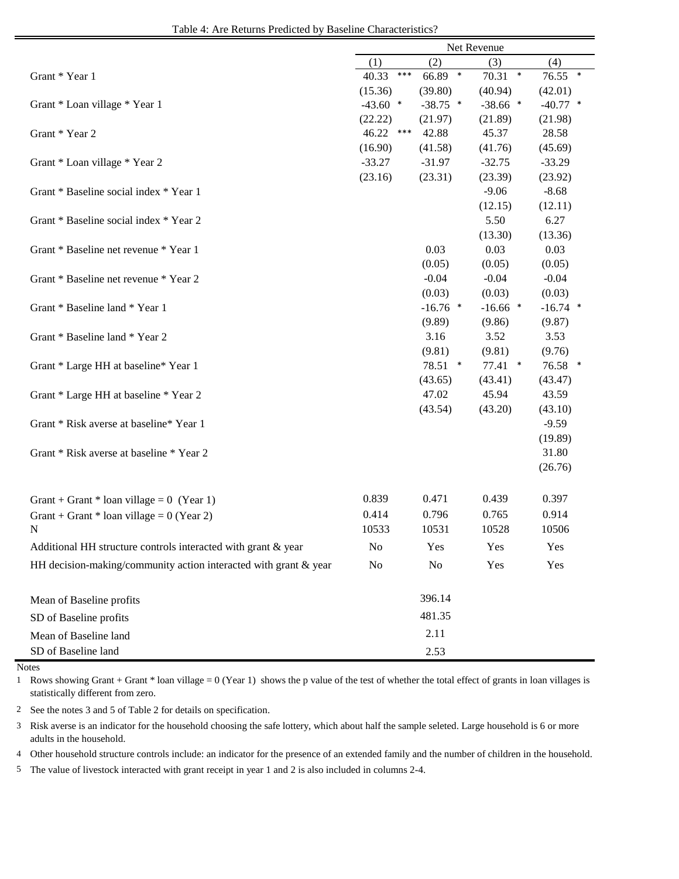Table 4: Are Returns Predicted by Baseline Characteristics?

| | Net Revenue | | | |
|---|---|---|---|---|
| | (1) | (2) | (3) | (4) |
| Grant * Year 1 | 40.33 *** | 66.89 * | 70.31 * | 76.55 * |
| | (15.36) | (39.80) | (40.94) | (42.01) |
| Grant * Loan village * Year 1 | -43.60 * | -38.75 * | -38.66 * | -40.77 * |
| | (22.22) | (21.97) | (21.89) | (21.98) |
| Grant * Year 2 | 46.22 *** | 42.88 | 45.37 | 28.58 |
| | (16.90) | (41.58) | (41.76) | (45.69) |
| Grant * Loan village * Year 2 | -33.27 | -31.97 | -32.75 | -33.29 |
| | (23.16) | (23.31) | (23.39) | (23.92) |
| Grant * Baseline social index * Year 1 | | | -9.06 | -8.68 |
| | | | (12.15) | (12.11) |
| Grant * Baseline social index * Year 2 | | | 5.50 | 6.27 |
| | | | (13.30) | (13.36) |
| Grant * Baseline net revenue * Year 1 | | 0.03 | 0.03 | 0.03 |
| | | (0.05) | (0.05) | (0.05) |
| Grant * Baseline net revenue * Year 2 | | -0.04 | -0.04 | -0.04 |
| | | (0.03) | (0.03) | (0.03) |
| Grant * Baseline land * Year 1 | | -16.76 * | -16.66 * | -16.74 * |
| | | (9.89) | (9.86) | (9.87) |
| Grant * Baseline land * Year 2 | | 3.16 | 3.52 | 3.53 |
| | | (9.81) | (9.81) | (9.76) |
| Grant * Large HH at baseline* Year 1 | | 78.51 * | 77.41 * | 76.58 * |
| | | (43.65) | (43.41) | (43.47) |
| Grant * Large HH at baseline * Year 2 | | 47.02 | 45.94 | 43.59 |
| | | (43.54) | (43.20) | (43.10) |
| Grant * Risk averse at baseline* Year 1 | | | | -9.59 |
| | | | | (19.89) |
| Grant * Risk averse at baseline * Year 2 | | | | 31.80 |
| | | | | (26.76) |
| Grant + Grant * loan village = 0 (Year 1) | 0.839 | 0.471 | 0.439 | 0.397 |
| Grant + Grant * loan village = 0 (Year 2) | 0.414 | 0.796 | 0.765 | 0.914 |
| N | 10533 | 10531 | 10528 | 10506 |
| Additional HH structure controls interacted with grant & year | No | Yes | Yes | Yes |
| HH decision-making/community action interacted with grant & year | No | No | Yes | Yes |
| Mean of Baseline profits | | 396.14 | | |
| SD of Baseline profits | | 481.35 | | |
| Mean of Baseline land | | 2.11 | | |
| SD of Baseline land | | 2.53 | | |

Notes

1 Rows showing Grant + Grant * loan village = 0 (Year 1) shows the p value of the test of whether the total effect of grants in loan villages is statistically different from zero.

2 See the notes 3 and 5 of Table 2 for details on specification.

3 Risk averse is an indicator for the household choosing the safe lottery, which about half the sample seleted. Large household is 6 or more adults in the household.

4 Other household structure controls include: an indicator for the presence of an extended family and the number of children in the household.

5 The value of livestock interacted with grant receipt in year 1 and 2 is also included in columns 2-4.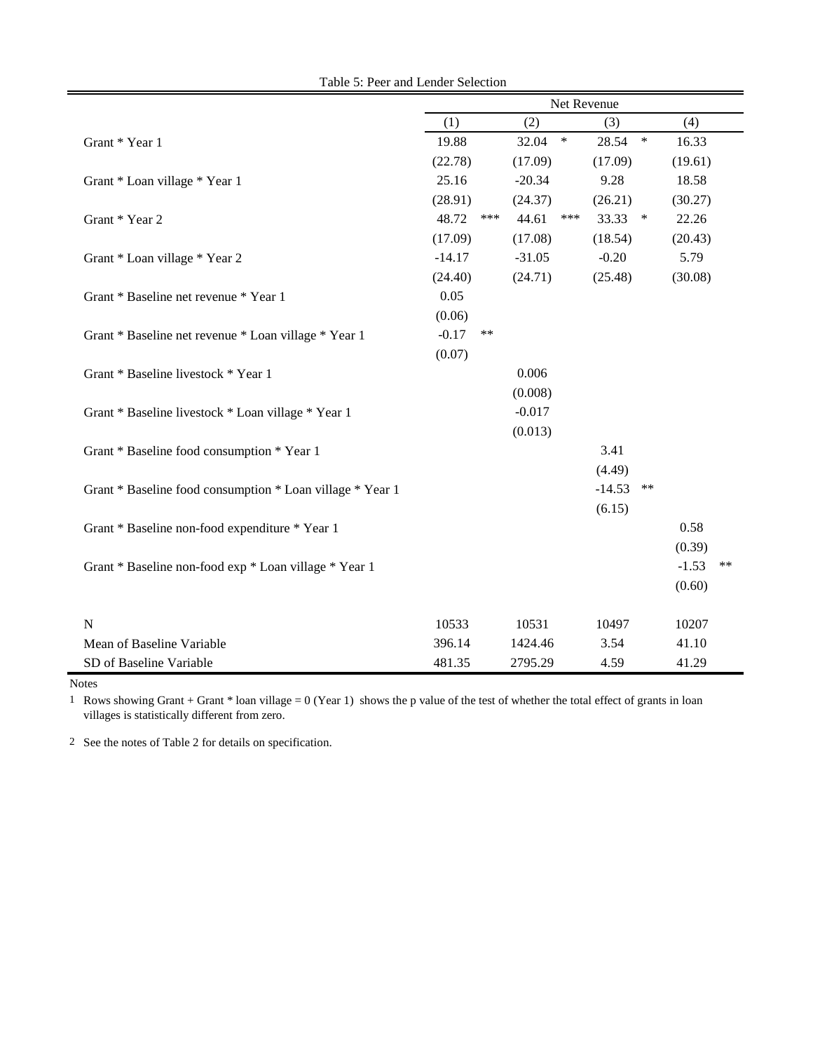Table 5: Peer and Lender Selection

| | Net Revenue | | | |
|---|---|---|---|---|
| | (1) | (2) | (3) | (4) |
| Grant * Year 1 | 19.88 | 32.04 * | 28.54 * | 16.33 |
| | (22.78) | (17.09) | (17.09) | (19.61) |
| Grant * Loan village * Year 1 | 25.16 | -20.34 | 9.28 | 18.58 |
| | (28.91) | (24.37) | (26.21) | (30.27) |
| Grant * Year 2 | 48.72 *** | 44.61 *** | 33.33 * | 22.26 |
| | (17.09) | (17.08) | (18.54) | (20.43) |
| Grant * Loan village * Year 2 | -14.17 | -31.05 | -0.20 | 5.79 |
| | (24.40) | (24.71) | (25.48) | (30.08) |
| Grant * Baseline net revenue * Year 1 | 0.05 | | | |
| | (0.06) | | | |
| Grant * Baseline net revenue * Loan village * Year 1 | -0.17 ** | | | |
| | (0.07) | | | |
| Grant * Baseline livestock * Year 1 | | 0.006 | | |
| | | (0.008) | | |
| Grant * Baseline livestock * Loan village * Year 1 | | -0.017 | | |
| | | (0.013) | | |
| Grant * Baseline food consumption * Year 1 | | | 3.41 | |
| | | | (4.49) | |
| Grant * Baseline food consumption * Loan village * Year 1 | | | -14.53 ** | |
| | | | (6.15) | |
| Grant * Baseline non-food expenditure * Year 1 | | | | 0.58 |
| | | | | (0.39) |
| Grant * Baseline non-food exp * Loan village * Year 1 | | | | -1.53 ** |
| | | | | (0.60) |
| N | 10533 | 10531 | 10497 | 10207 |
| Mean of Baseline Variable | 396.14 | 1424.46 | 3.54 | 41.10 |
| SD of Baseline Variable | 481.35 | 2795.29 | 4.59 | 41.29 |

Notes

1 Rows showing Grant + Grant * loan village = 0 (Year 1) shows the p value of the test of whether the total effect of grants in loan villages is statistically different from zero.

2 See the notes of Table 2 for details on specification.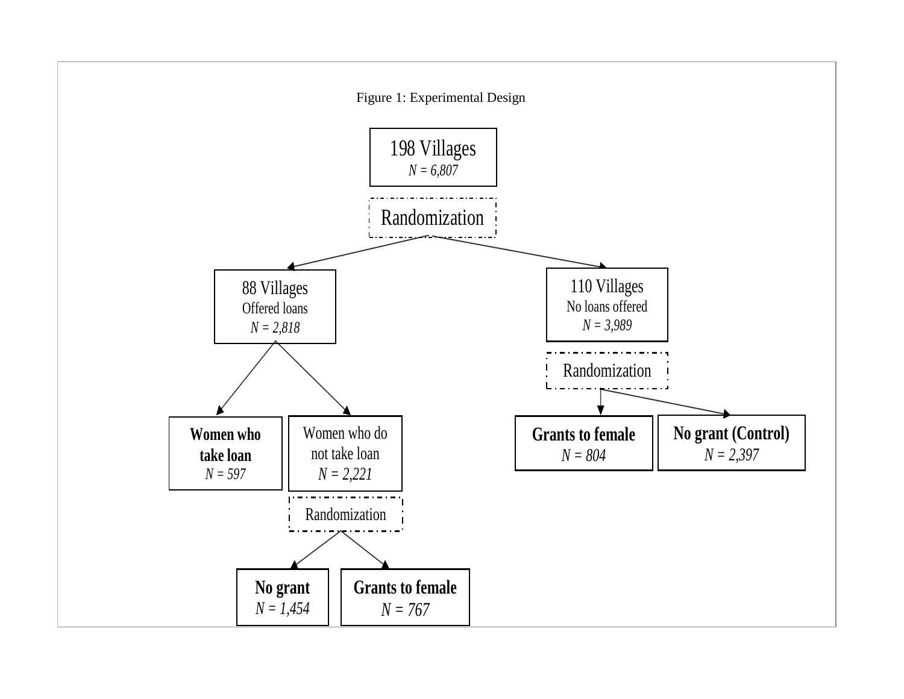Figure 1: Experimental Design

198 Villages
*N = 6,807*

Randomization

88 Villages
Offered loans
*N = 2,818*

110 Villages
No loans offered
*N = 3,989*

Randomization

**Women who take loan**
*N = 597*

Women who do not take loan
*N = 2,221*

**Grants to female**
*N = 804*

**No grant (Control)**
*N = 2,397*

Randomization

**No grant**
*N = 1,454*

**Grants to female**
*N = 767*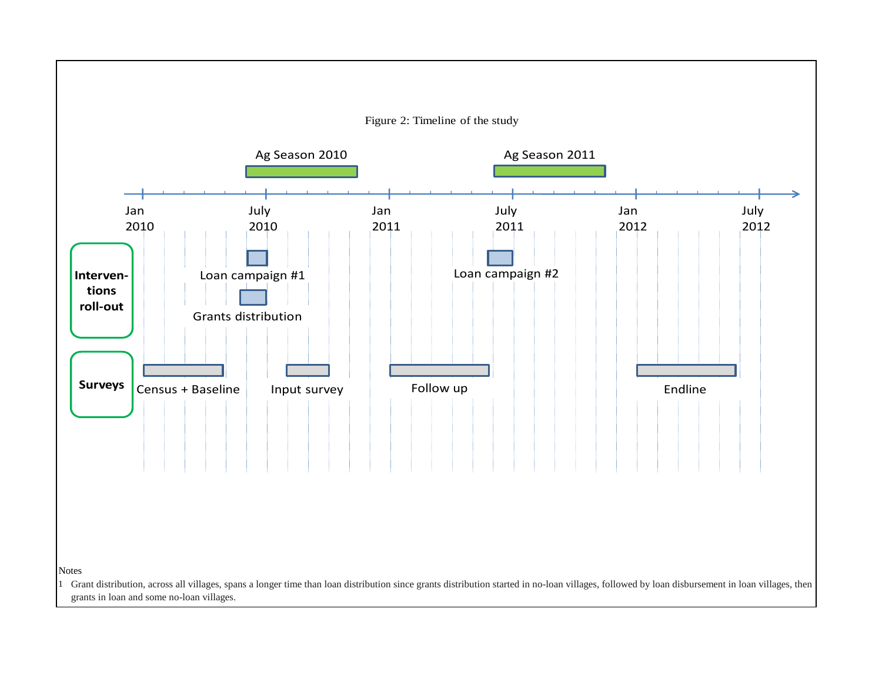Figure 2: Timeline of the study

Notes

1 Grant distribution, across all villages, spans a longer time than loan distribution since grants distribution started in no-loan villages, followed by loan disbursement in loan villages, then grants in loan and some no-loan villages.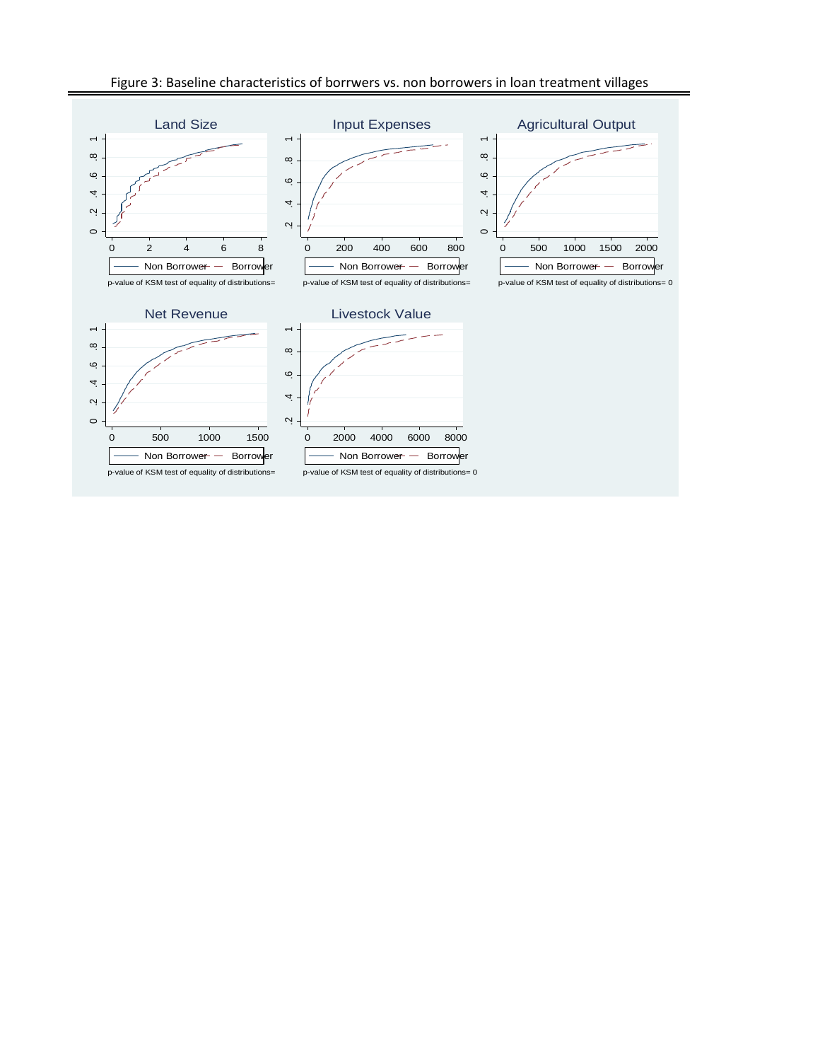Figure 3: Baseline characteristics of borrwers vs. non borrowers in loan treatment villages

Land Size

Non Borrower — Borrower

p-value of KSM test of equality of distributions=

Input Expenses

Non Borrower — Borrower

p-value of KSM test of equality of distributions=

Agricultural Output

Non Borrower — Borrower

p-value of KSM test of equality of distributions= 0

Net Revenue

Non Borrower — Borrower

p-value of KSM test of equality of distributions=

Livestock Value

Non Borrower — Borrower

p-value of KSM test of equality of distributions= 0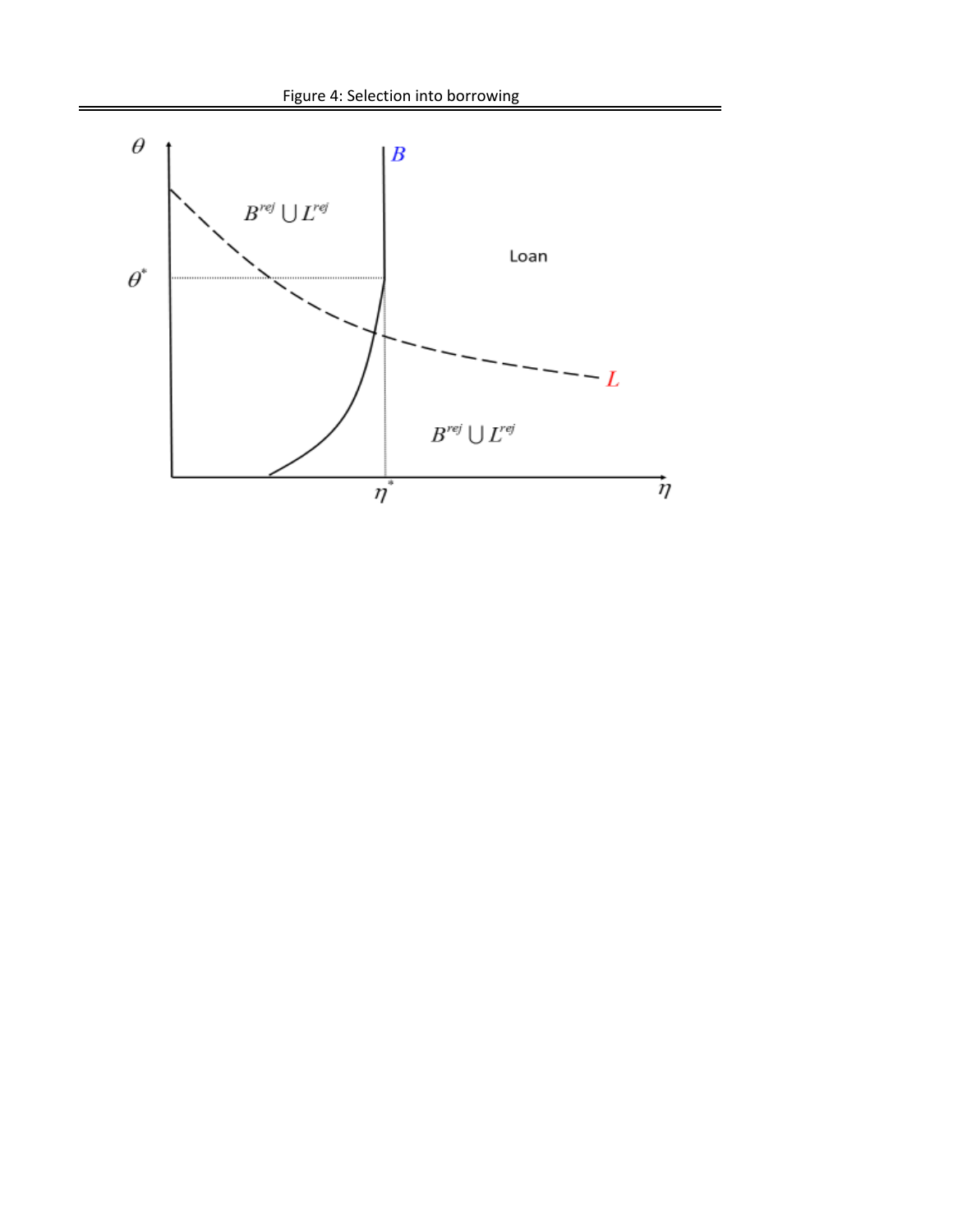Figure 4: Selection into borrowing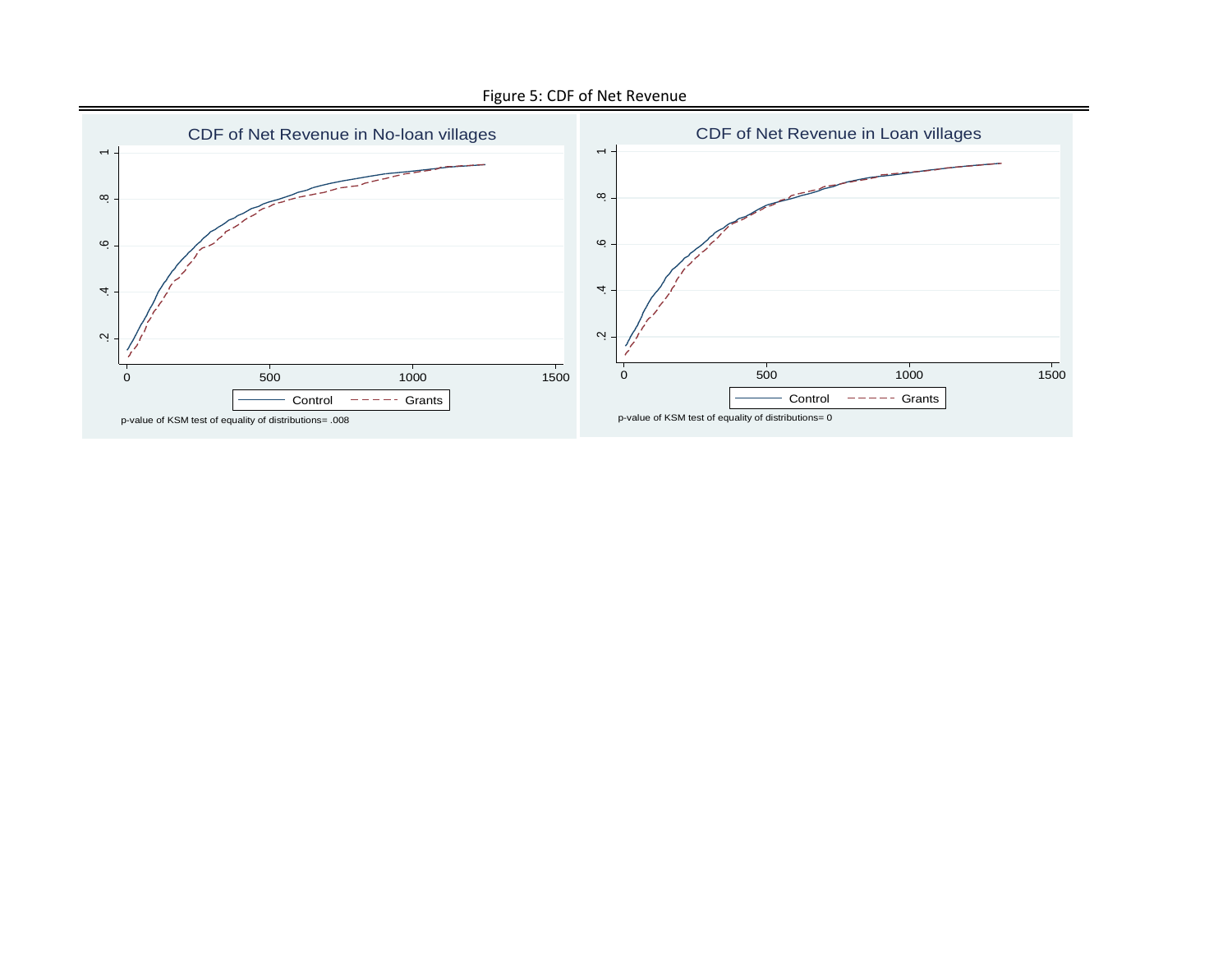Figure 5: CDF of Net Revenue

CDF of Net Revenue in No-loan villages

p-value of KSM test of equality of distributions= .008

CDF of Net Revenue in Loan villages

p-value of KSM test of equality of distributions= 0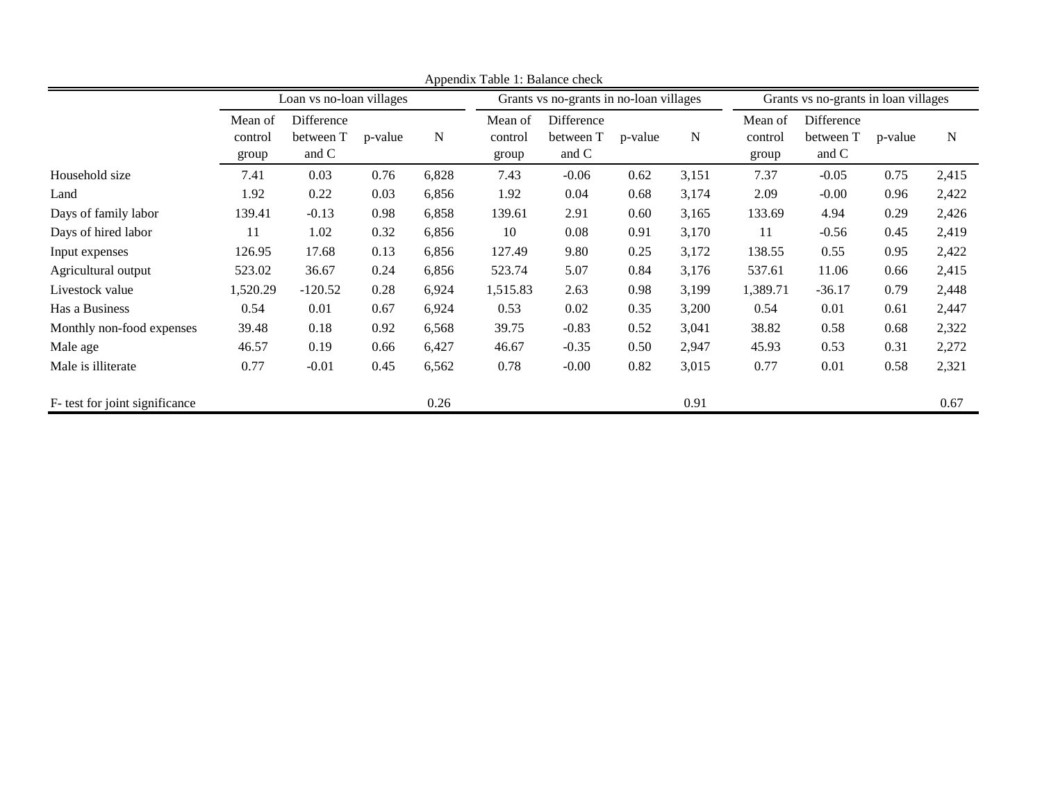Appendix Table 1: Balance check

| | Loan vs no-loan villages | | | | Grants vs no-grants in no-loan villages | | | | Grants vs no-grants in loan villages | | | |
|---|---|---|---|---|---|---|---|---|---|---|---|---|
| | Mean of control group | Difference between T and C | p-value | N | Mean of control group | Difference between T and C | p-value | N | Mean of control group | Difference between T and C | p-value | N |
| Household size | 7.41 | 0.03 | 0.76 | 6,828 | 7.43 | -0.06 | 0.62 | 3,151 | 7.37 | -0.05 | 0.75 | 2,415 |
| Land | 1.92 | 0.22 | 0.03 | 6,856 | 1.92 | 0.04 | 0.68 | 3,174 | 2.09 | -0.00 | 0.96 | 2,422 |
| Days of family labor | 139.41 | -0.13 | 0.98 | 6,858 | 139.61 | 2.91 | 0.60 | 3,165 | 133.69 | 4.94 | 0.29 | 2,426 |
| Days of hired labor | 11 | 1.02 | 0.32 | 6,856 | 10 | 0.08 | 0.91 | 3,170 | 11 | -0.56 | 0.45 | 2,419 |
| Input expenses | 126.95 | 17.68 | 0.13 | 6,856 | 127.49 | 9.80 | 0.25 | 3,172 | 138.55 | 0.55 | 0.95 | 2,422 |
| Agricultural output | 523.02 | 36.67 | 0.24 | 6,856 | 523.74 | 5.07 | 0.84 | 3,176 | 537.61 | 11.06 | 0.66 | 2,415 |
| Livestock value | 1,520.29 | -120.52 | 0.28 | 6,924 | 1,515.83 | 2.63 | 0.98 | 3,199 | 1,389.71 | -36.17 | 0.79 | 2,448 |
| Has a Business | 0.54 | 0.01 | 0.67 | 6,924 | 0.53 | 0.02 | 0.35 | 3,200 | 0.54 | 0.01 | 0.61 | 2,447 |
| Monthly non-food expenses | 39.48 | 0.18 | 0.92 | 6,568 | 39.75 | -0.83 | 0.52 | 3,041 | 38.82 | 0.58 | 0.68 | 2,322 |
| Male age | 46.57 | 0.19 | 0.66 | 6,427 | 46.67 | -0.35 | 0.50 | 2,947 | 45.93 | 0.53 | 0.31 | 2,272 |
| Male is illiterate | 0.77 | -0.01 | 0.45 | 6,562 | 0.78 | -0.00 | 0.82 | 3,015 | 0.77 | 0.01 | 0.58 | 2,321 |
| F- test for joint significance | | | | 0.26 | | | | 0.91 | | | | 0.67 |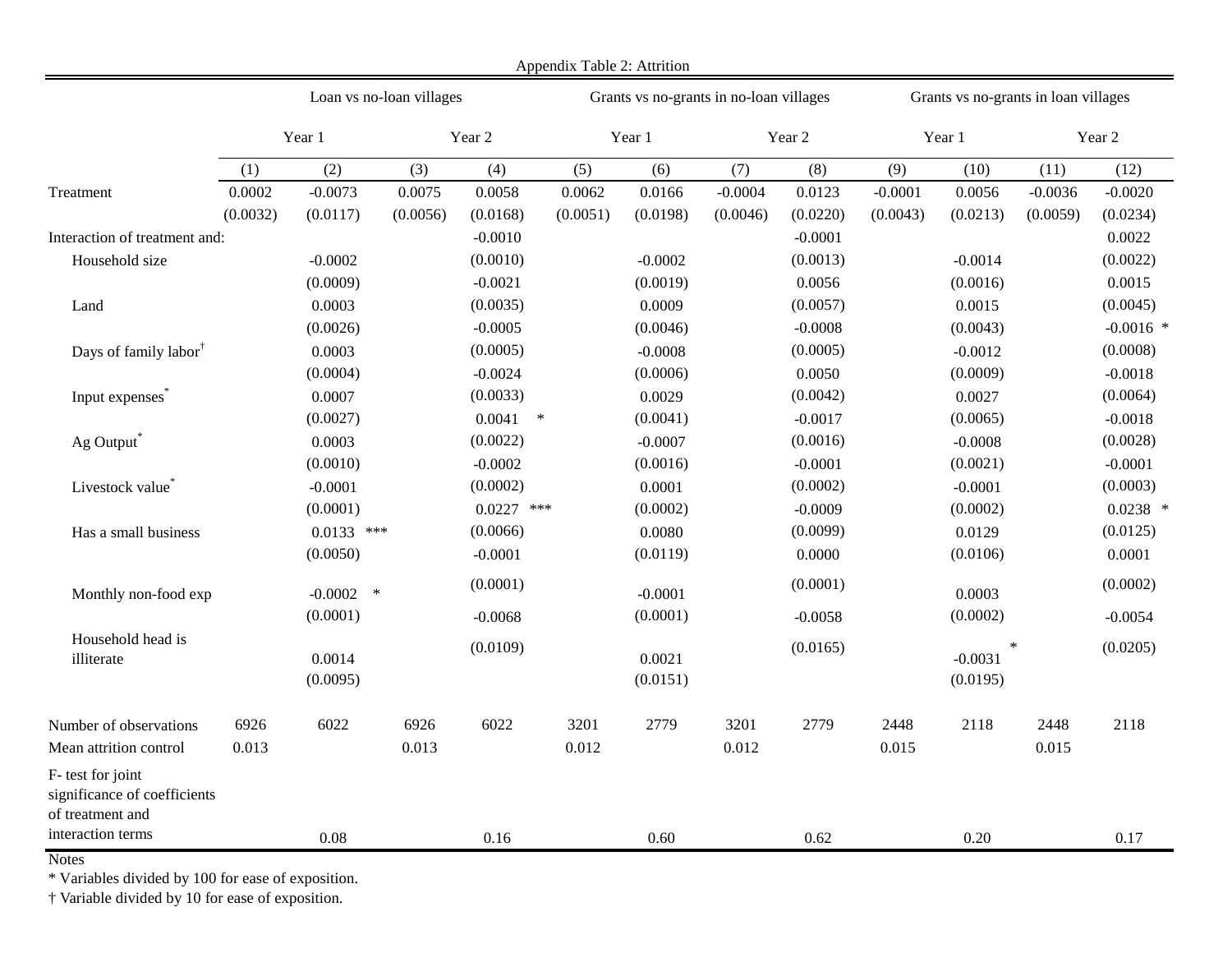Appendix Table 2: Attrition

| | Loan vs no-loan villages | | | | Grants vs no-grants in no-loan villages | | | | Grants vs no-grants in loan villages | | | |
|---|---|---|---|---|---|---|---|---|---|---|---|---|
| | Year 1 | | Year 2 | | Year 1 | | Year 2 | | Year 1 | | Year 2 | |
| | (1) | (2) | (3) | (4) | (5) | (6) | (7) | (8) | (9) | (10) | (11) | (12) |
| Treatment | 0.0002 | -0.0073 | 0.0075 | 0.0058 | 0.0062 | 0.0166 | -0.0004 | 0.0123 | -0.0001 | 0.0056 | -0.0036 | -0.0020 |
| | (0.0032) | (0.0117) | (0.0056) | (0.0168) | (0.0051) | (0.0198) | (0.0046) | (0.0220) | (0.0043) | (0.0213) | (0.0059) | (0.0234) |
| Interaction of treatment and: | | | | | | | | | | | | |
| Household size | | -0.0002 | | -0.0010 | | -0.0002 | | -0.0001 | | -0.0014 | | 0.0022 |
| | | (0.0009) | | (0.0010) | | (0.0019) | | (0.0013) | | (0.0016) | | (0.0022) |
| Land | | 0.0003 | | -0.0021 | | 0.0009 | | 0.0056 | | 0.0015 | | 0.0015 |
| | | (0.0026) | | (0.0035) | | (0.0046) | | (0.0057) | | (0.0043) | | (0.0045) |
| Days of family labor† | | 0.0003 | | -0.0005 | | -0.0008 | | -0.0008 | | -0.0012 | | -0.0016 * |
| | | (0.0004) | | (0.0005) | | (0.0006) | | (0.0005) | | (0.0009) | | (0.0008) |
| Input expenses* | | 0.0007 | | -0.0024 | | 0.0029 | | 0.0050 | | 0.0027 | | -0.0018 |
| | | (0.0027) | | (0.0033) | | (0.0041) | | (0.0042) | | (0.0065) | | (0.0064) |
| Ag Output* | | 0.0003 | | 0.0041 * | | -0.0007 | | -0.0017 | | -0.0008 | | -0.0018 |
| | | (0.0010) | | (0.0022) | | (0.0016) | | (0.0016) | | (0.0021) | | (0.0028) |
| Livestock value* | | -0.0001 | | -0.0002 | | 0.0001 | | -0.0001 | | -0.0001 | | -0.0001 |
| | | (0.0001) | | (0.0002) | | (0.0002) | | (0.0002) | | (0.0002) | | (0.0003) |
| Has a small business | | 0.0133 *** | | 0.0227 *** | | 0.0080 | | -0.0009 | | 0.0129 | | 0.0238 * |
| | | (0.0050) | | (0.0066) | | (0.0119) | | (0.0099) | | (0.0106) | | (0.0125) |
| Monthly non-food exp | | -0.0002 * | | -0.0001 | | -0.0001 | | 0.0000 | | 0.0003 | | 0.0001 |
| | | (0.0001) | | (0.0001) | | (0.0001) | | (0.0001) | | (0.0002) | | (0.0002) |
| Household head is illiterate | | 0.0014 | | -0.0068 | | 0.0021 | | -0.0058 | | -0.0031 * | | -0.0054 |
| | | (0.0095) | | (0.0109) | | (0.0151) | | (0.0165) | | (0.0195) | | (0.0205) |
| Number of observations | 6926 | 6022 | 6926 | 6022 | 3201 | 2779 | 3201 | 2779 | 2448 | 2118 | 2448 | 2118 |
| Mean attrition control | 0.013 | | 0.013 | | 0.012 | | 0.012 | | 0.015 | | 0.015 | |
| F- test for joint significance of coefficients of treatment and interaction terms | | 0.08 | | 0.16 | | 0.60 | | 0.62 | | 0.20 | | 0.17 |

Notes

* Variables divided by 100 for ease of exposition.

† Variable divided by 10 for ease of exposition.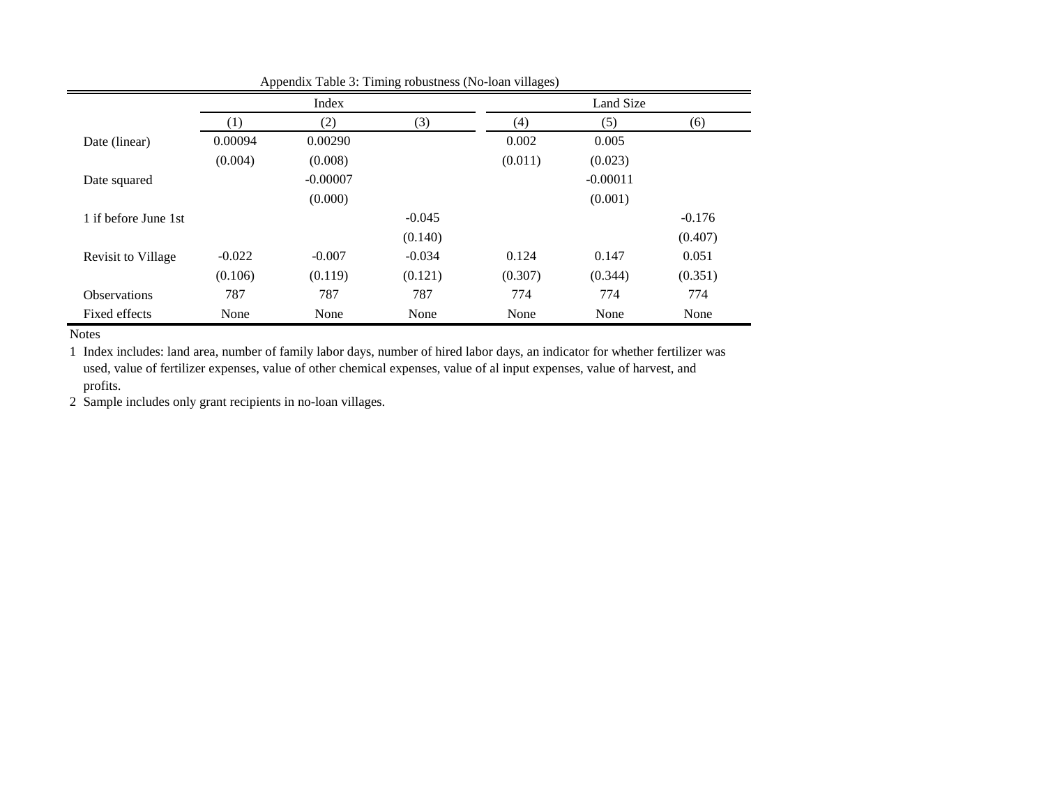Appendix Table 3: Timing robustness (No-loan villages)

| | Index | | | Land Size | | |
|---|---|---|---|---|---|---|
| | (1) | (2) | (3) | (4) | (5) | (6) |
| Date (linear) | 0.00094 | 0.00290 | | 0.002 | 0.005 | |
| | (0.004) | (0.008) | | (0.011) | (0.023) | |
| Date squared | | -0.00007 | | | -0.00011 | |
| | | (0.000) | | | (0.001) | |
| 1 if before June 1st | | | -0.045 | | | -0.176 |
| | | | (0.140) | | | (0.407) |
| Revisit to Village | -0.022 | -0.007 | -0.034 | 0.124 | 0.147 | 0.051 |
| | (0.106) | (0.119) | (0.121) | (0.307) | (0.344) | (0.351) |
| Observations | 787 | 787 | 787 | 774 | 774 | 774 |
| Fixed effects | None | None | None | None | None | None |

Notes

1. Index includes: land area, number of family labor days, number of hired labor days, an indicator for whether fertilizer was used, value of fertilizer expenses, value of other chemical expenses, value of al input expenses, value of harvest, and profits.
2. Sample includes only grant recipients in no-loan villages.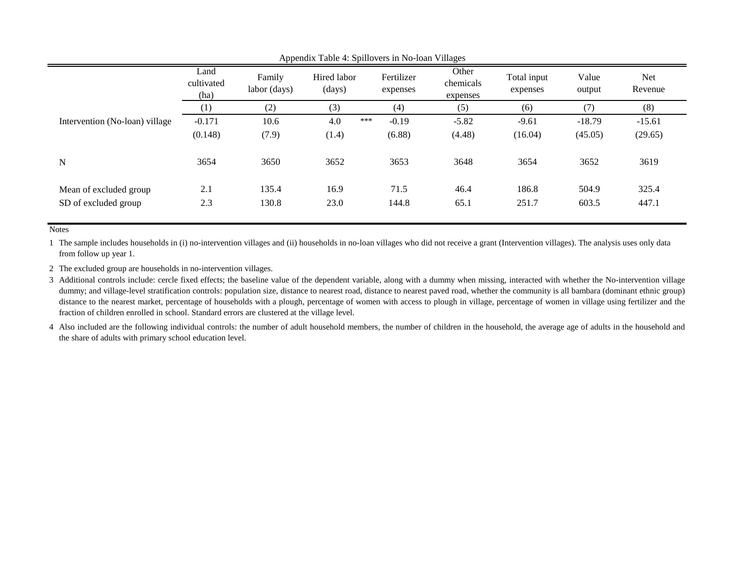Appendix Table 4: Spillovers in No-loan Villages

| | Land cultivated (ha) | Family labor (days) | Hired labor (days) | Fertilizer expenses | Other chemicals expenses | Total input expenses | Value output | Net Revenue |
|---|---|---|---|---|---|---|---|---|
| | (1) | (2) | (3) | (4) | (5) | (6) | (7) | (8) |
| Intervention (No-loan) village | -0.171 | 10.6 | 4.0 *** | -0.19 | -5.82 | -9.61 | -18.79 | -15.61 |
| | (0.148) | (7.9) | (1.4) | (6.88) | (4.48) | (16.04) | (45.05) | (29.65) |
| N | 3654 | 3650 | 3652 | 3653 | 3648 | 3654 | 3652 | 3619 |
| Mean of excluded group | 2.1 | 135.4 | 16.9 | 71.5 | 46.4 | 186.8 | 504.9 | 325.4 |
| SD of excluded group | 2.3 | 130.8 | 23.0 | 144.8 | 65.1 | 251.7 | 603.5 | 447.1 |

Notes

1. The sample includes households in (i) no-intervention villages and (ii) households in no-loan villages who did not receive a grant (Intervention villages). The analysis uses only data from follow up year 1.
2. The excluded group are households in no-intervention villages.
3. Additional controls include: cercle fixed effects; the baseline value of the dependent variable, along with a dummy when missing, interacted with whether the No-intervention village dummy; and village-level stratification controls: population size, distance to nearest road, distance to nearest paved road, whether the community is all bambara (dominant ethnic group) distance to the nearest market, percentage of households with a plough, percentage of women with access to plough in village, percentage of women in village using fertilizer and the fraction of children enrolled in school. Standard errors are clustered at the village level.
4. Also included are the following individual controls: the number of adult household members, the number of children in the household, the average age of adults in the household and the share of adults with primary school education level.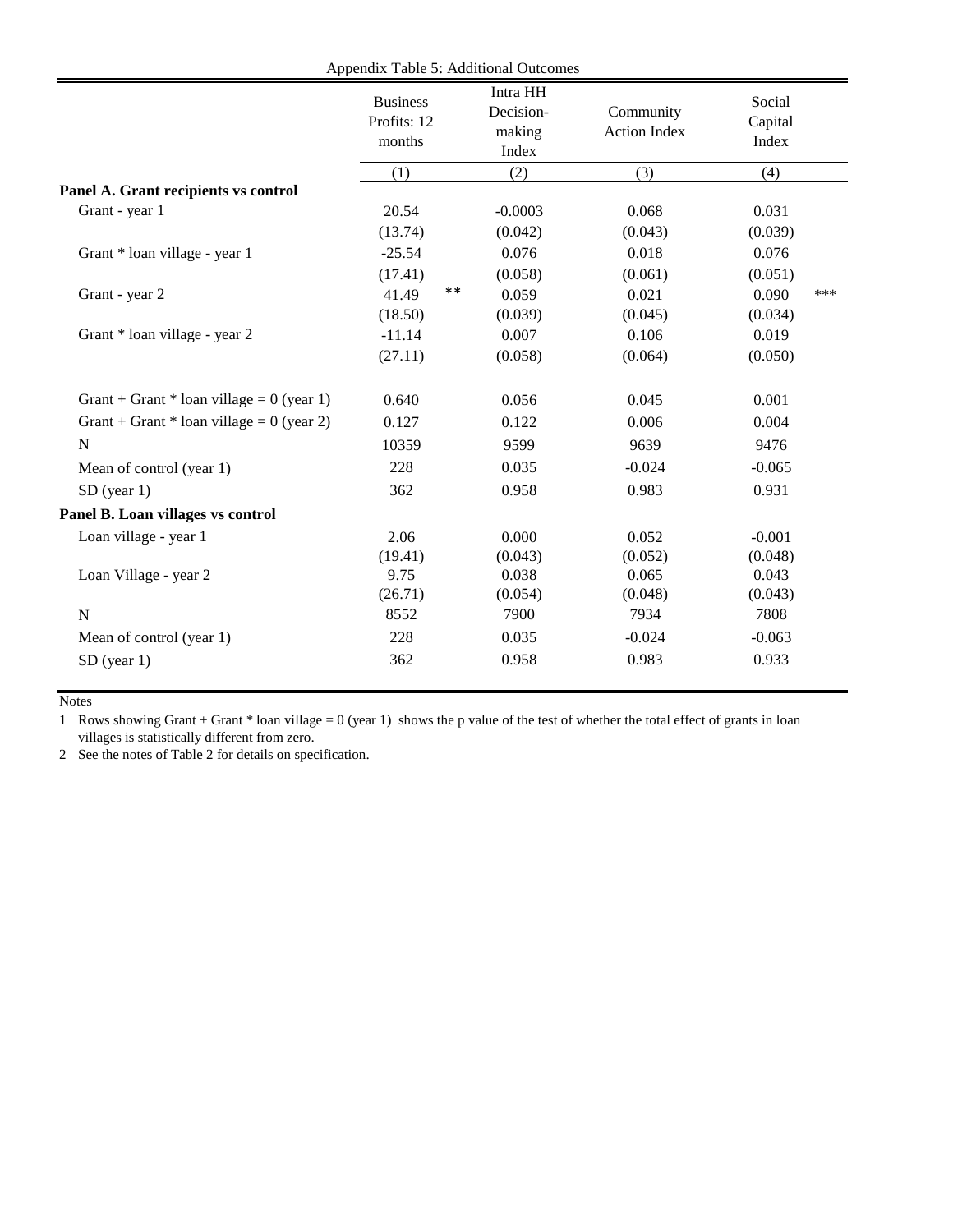Appendix Table 5: Additional Outcomes

| | Business Profits: 12 months | Intra HH Decision-making Index | Community Action Index | Social Capital Index |
|---|---|---|---|---|
| | (1) | (2) | (3) | (4) |
| **Panel A. Grant recipients vs control** | | | | |
| Grant - year 1 | 20.54 | -0.0003 | 0.068 | 0.031 |
| | (13.74) | (0.042) | (0.043) | (0.039) |
| Grant * loan village - year 1 | -25.54 | 0.076 | 0.018 | 0.076 |
| | (17.41) | (0.058) | (0.061) | (0.051) |
| Grant - year 2 | 41.49 ** | 0.059 | 0.021 | 0.090 *** |
| | (18.50) | (0.039) | (0.045) | (0.034) |
| Grant * loan village - year 2 | -11.14 | 0.007 | 0.106 | 0.019 |
| | (27.11) | (0.058) | (0.064) | (0.050) |
| Grant + Grant * loan village = 0 (year 1) | 0.640 | 0.056 | 0.045 | 0.001 |
| Grant + Grant * loan village = 0 (year 2) | 0.127 | 0.122 | 0.006 | 0.004 |
| N | 10359 | 9599 | 9639 | 9476 |
| Mean of control (year 1) | 228 | 0.035 | -0.024 | -0.065 |
| SD (year 1) | 362 | 0.958 | 0.983 | 0.931 |
| **Panel B. Loan villages vs control** | | | | |
| Loan village - year 1 | 2.06 | 0.000 | 0.052 | -0.001 |
| | (19.41) | (0.043) | (0.052) | (0.048) |
| Loan Village - year 2 | 9.75 | 0.038 | 0.065 | 0.043 |
| | (26.71) | (0.054) | (0.048) | (0.043) |
| N | 8552 | 7900 | 7934 | 7808 |
| Mean of control (year 1) | 228 | 0.035 | -0.024 | -0.063 |
| SD (year 1) | 362 | 0.958 | 0.983 | 0.933 |

Notes

1. Rows showing Grant + Grant * loan village = 0 (year 1) shows the p value of the test of whether the total effect of grants in loan villages is statistically different from zero.
2. See the notes of Table 2 for details on specification.